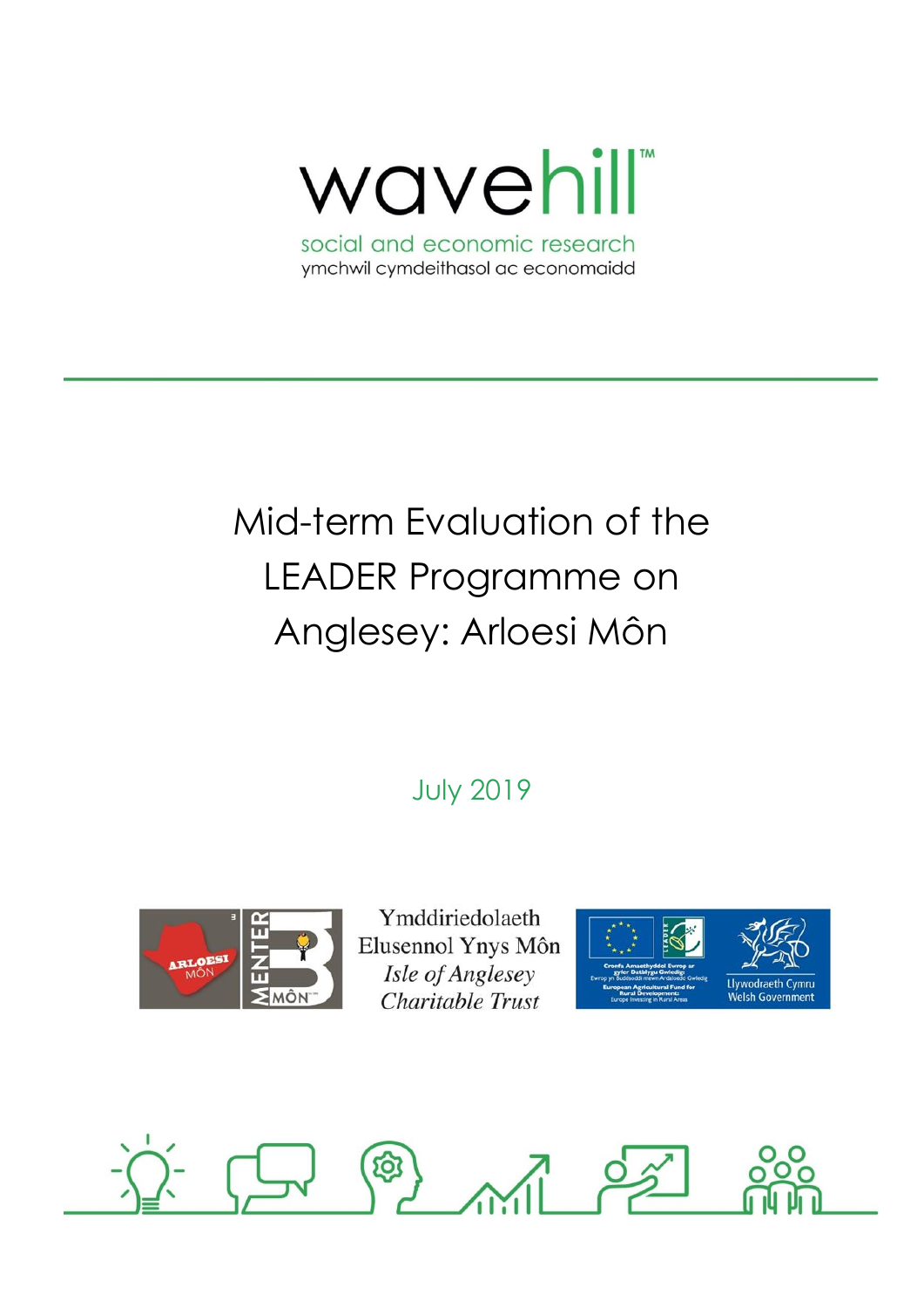wavehill™

social and economic research

ymchwil cymdeithasol ac economaidd

# Mid-term Evaluation of the LEADER Programme on Anglesey: Arloesi Môn

July 2019

Ymddiriedolaeth Elusennol Ynys Môn

*Isle of Anglesey Charitable Trust*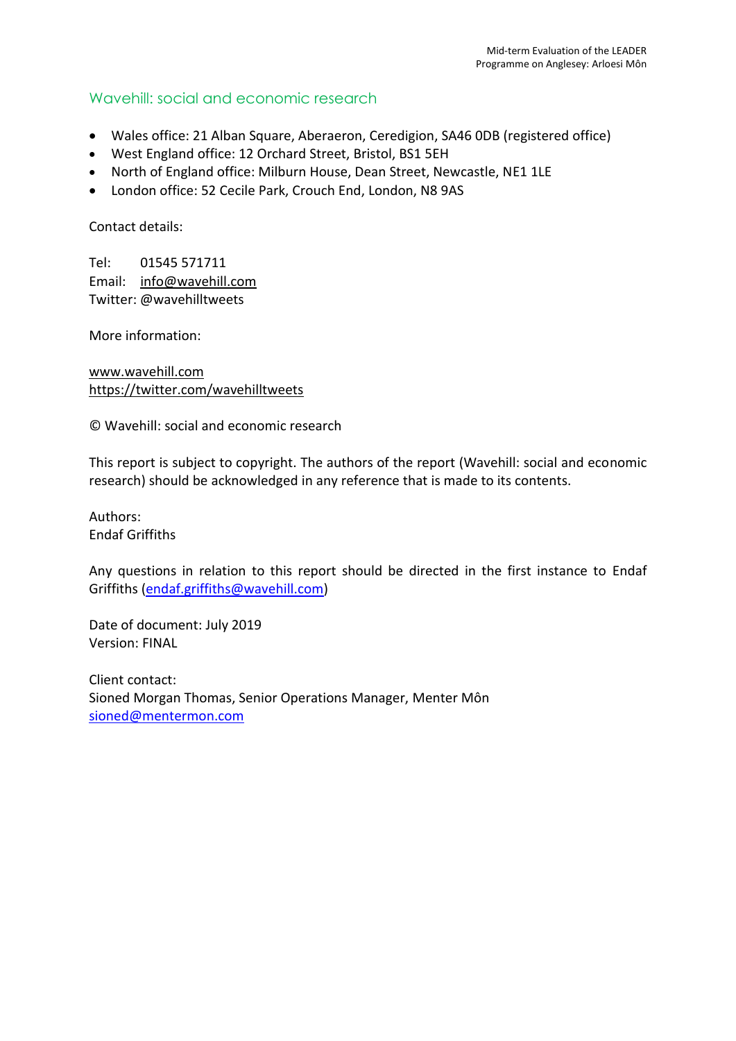## Wavehill: social and economic research

- Wales office: 21 Alban Square, Aberaeron, Ceredigion, SA46 0DB (registered office)
- West England office: 12 Orchard Street, Bristol, BS1 5EH
- North of England office: Milburn House, Dean Street, Newcastle, NE1 1LE
- London office: 52 Cecile Park, Crouch End, London, N8 9AS

Contact details:

Tel: 01545 571711
Email: info@wavehill.com
Twitter: @wavehilltweets

More information:

www.wavehill.com
https://twitter.com/wavehilltweets

© Wavehill: social and economic research

This report is subject to copyright. The authors of the report (Wavehill: social and economic research) should be acknowledged in any reference that is made to its contents.

Authors:
Endaf Griffiths

Any questions in relation to this report should be directed in the first instance to Endaf Griffiths (endaf.griffiths@wavehill.com)

Date of document: July 2019
Version: FINAL

Client contact:
Sioned Morgan Thomas, Senior Operations Manager, Menter Môn
sioned@mentermon.com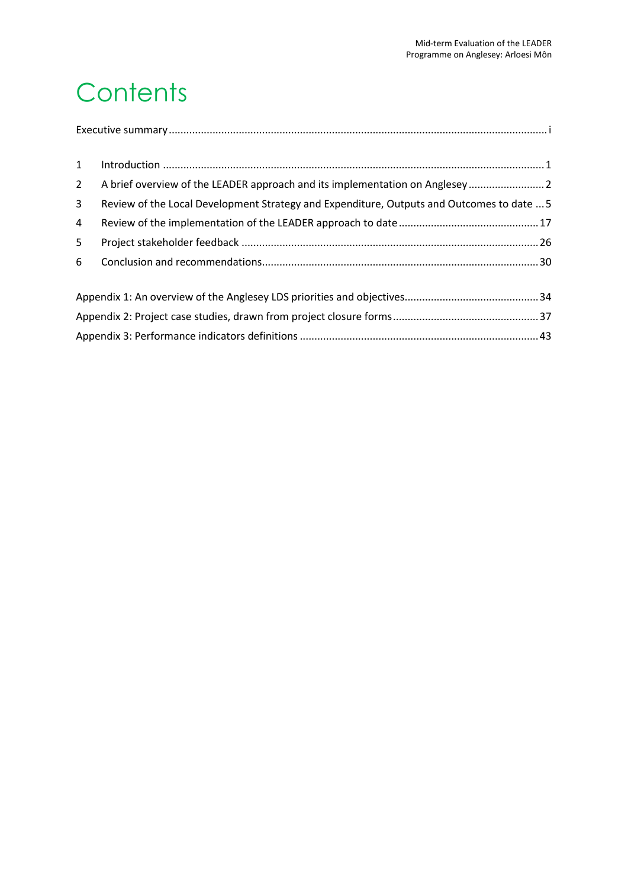# Contents

Executive summary ........ i

1 Introduction ........ 1

2 A brief overview of the LEADER approach and its implementation on Anglesey ........ 2

3 Review of the Local Development Strategy and Expenditure, Outputs and Outcomes to date ........ 5

4 Review of the implementation of the LEADER approach to date ........ 17

5 Project stakeholder feedback ........ 26

6 Conclusion and recommendations ........ 30

Appendix 1: An overview of the Anglesey LDS priorities and objectives ........ 34

Appendix 2: Project case studies, drawn from project closure forms ........ 37

Appendix 3: Performance indicators definitions ........ 43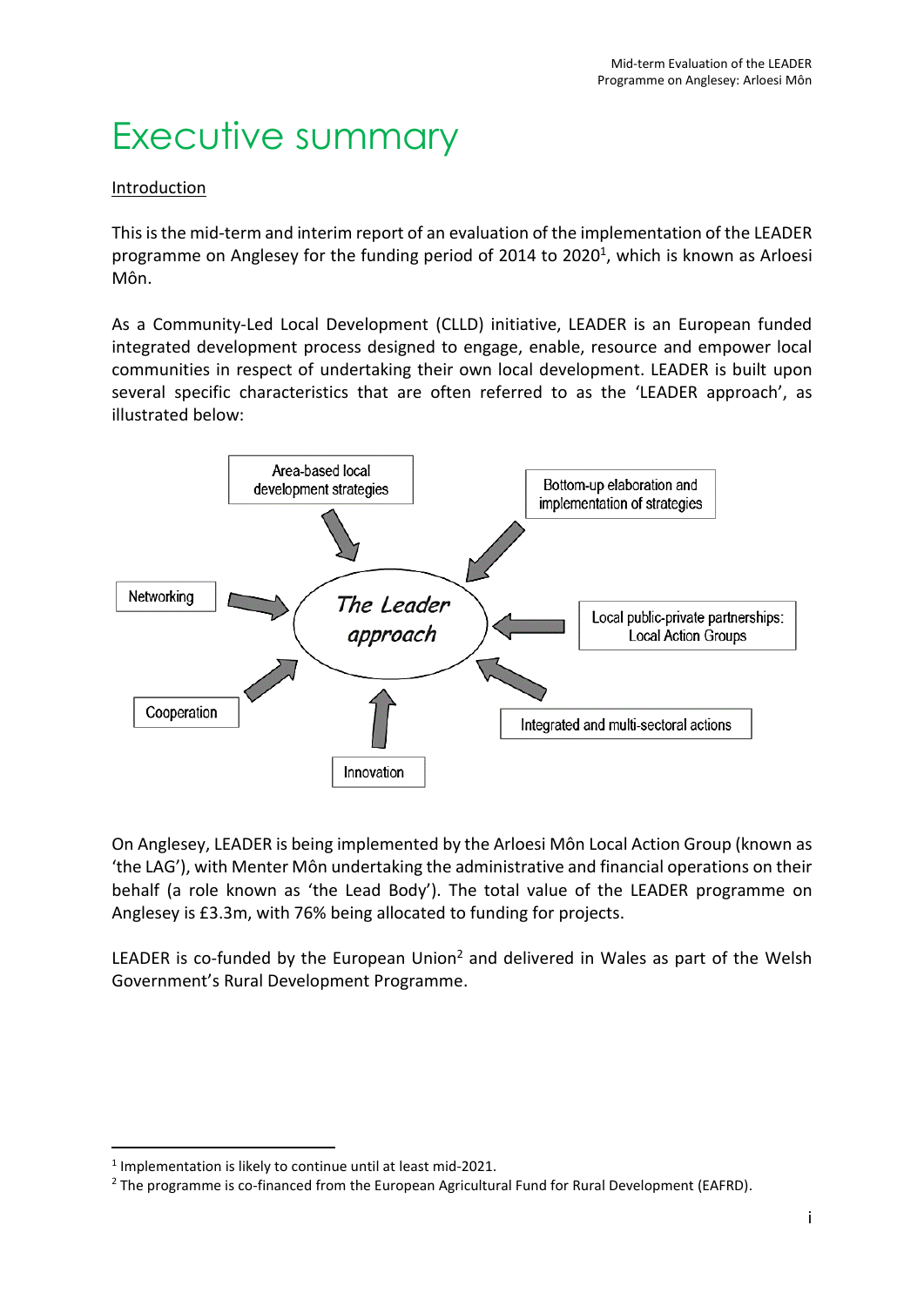# Executive summary

Introduction

This is the mid-term and interim report of an evaluation of the implementation of the LEADER programme on Anglesey for the funding period of 2014 to 2020[1], which is known as Arloesi Môn.

As a Community-Led Local Development (CLLD) initiative, LEADER is an European funded integrated development process designed to engage, enable, resource and empower local communities in respect of undertaking their own local development. LEADER is built upon several specific characteristics that are often referred to as the 'LEADER approach', as illustrated below:

*The Leader approach*

- Area-based local development strategies
- Bottom-up elaboration and implementation of strategies
- Local public-private partnerships: Local Action Groups
- Integrated and multi-sectoral actions
- Innovation
- Cooperation
- Networking

On Anglesey, LEADER is being implemented by the Arloesi Môn Local Action Group (known as 'the LAG'), with Menter Môn undertaking the administrative and financial operations on their behalf (a role known as 'the Lead Body'). The total value of the LEADER programme on Anglesey is £3.3m, with 76% being allocated to funding for projects.

LEADER is co-funded by the European Union[2] and delivered in Wales as part of the Welsh Government's Rural Development Programme.

[1] Implementation is likely to continue until at least mid-2021.

[2] The programme is co-financed from the European Agricultural Fund for Rural Development (EAFRD).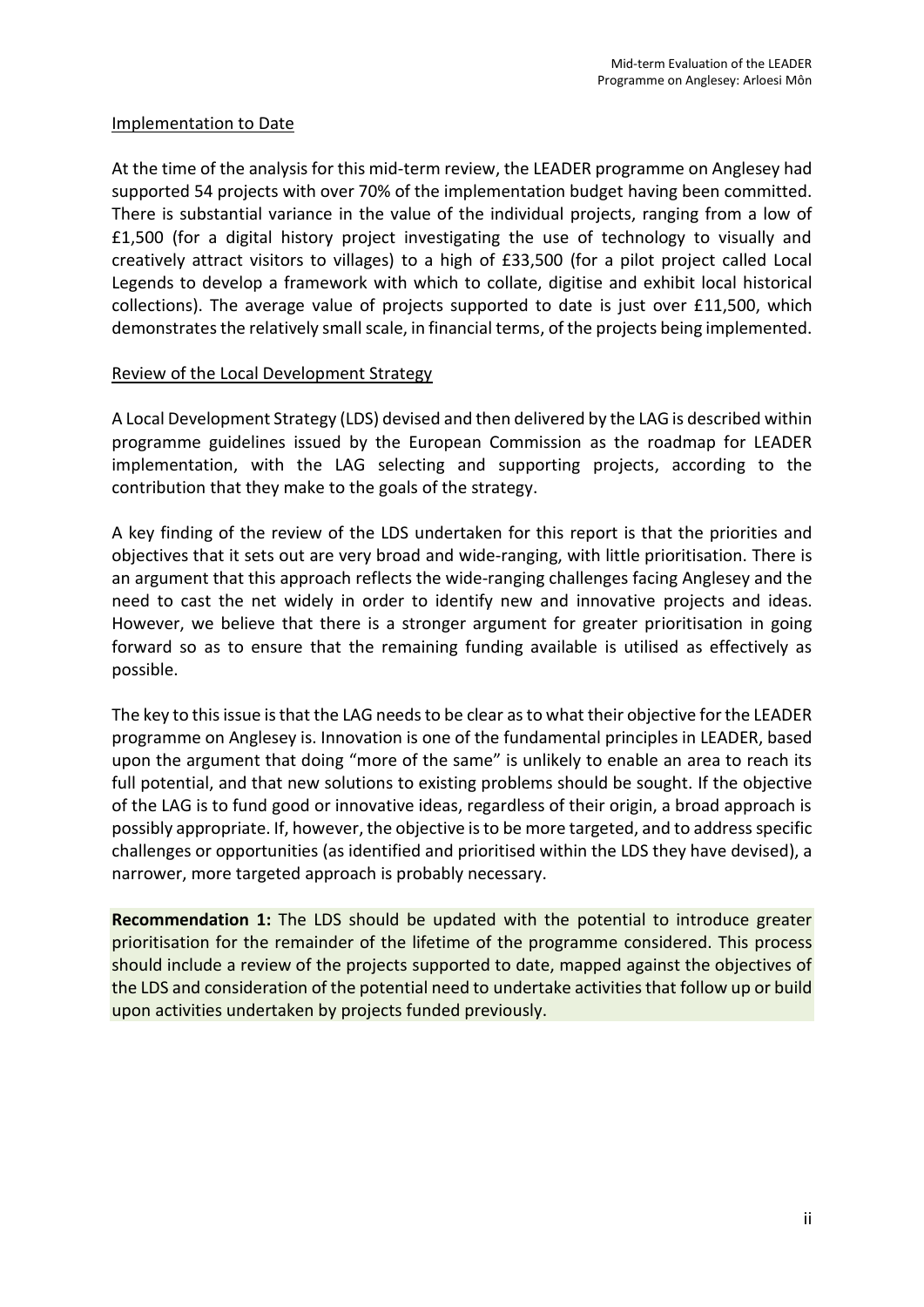### Implementation to Date

At the time of the analysis for this mid-term review, the LEADER programme on Anglesey had supported 54 projects with over 70% of the implementation budget having been committed. There is substantial variance in the value of the individual projects, ranging from a low of £1,500 (for a digital history project investigating the use of technology to visually and creatively attract visitors to villages) to a high of £33,500 (for a pilot project called Local Legends to develop a framework with which to collate, digitise and exhibit local historical collections). The average value of projects supported to date is just over £11,500, which demonstrates the relatively small scale, in financial terms, of the projects being implemented.

### Review of the Local Development Strategy

A Local Development Strategy (LDS) devised and then delivered by the LAG is described within programme guidelines issued by the European Commission as the roadmap for LEADER implementation, with the LAG selecting and supporting projects, according to the contribution that they make to the goals of the strategy.

A key finding of the review of the LDS undertaken for this report is that the priorities and objectives that it sets out are very broad and wide-ranging, with little prioritisation. There is an argument that this approach reflects the wide-ranging challenges facing Anglesey and the need to cast the net widely in order to identify new and innovative projects and ideas. However, we believe that there is a stronger argument for greater prioritisation in going forward so as to ensure that the remaining funding available is utilised as effectively as possible.

The key to this issue is that the LAG needs to be clear as to what their objective for the LEADER programme on Anglesey is. Innovation is one of the fundamental principles in LEADER, based upon the argument that doing "more of the same" is unlikely to enable an area to reach its full potential, and that new solutions to existing problems should be sought. If the objective of the LAG is to fund good or innovative ideas, regardless of their origin, a broad approach is possibly appropriate. If, however, the objective is to be more targeted, and to address specific challenges or opportunities (as identified and prioritised within the LDS they have devised), a narrower, more targeted approach is probably necessary.

**Recommendation 1:** The LDS should be updated with the potential to introduce greater prioritisation for the remainder of the lifetime of the programme considered. This process should include a review of the projects supported to date, mapped against the objectives of the LDS and consideration of the potential need to undertake activities that follow up or build upon activities undertaken by projects funded previously.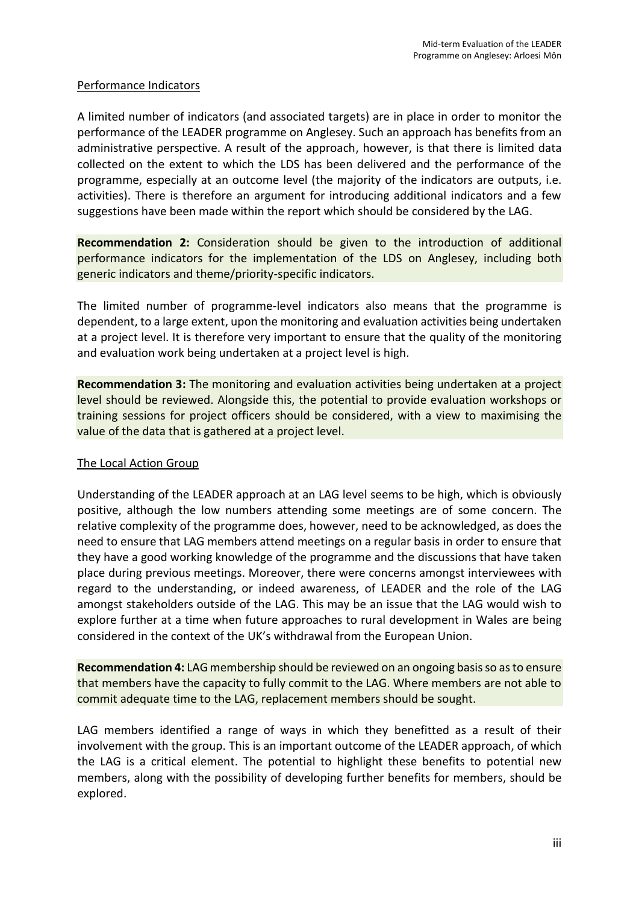Performance Indicators

A limited number of indicators (and associated targets) are in place in order to monitor the performance of the LEADER programme on Anglesey. Such an approach has benefits from an administrative perspective. A result of the approach, however, is that there is limited data collected on the extent to which the LDS has been delivered and the performance of the programme, especially at an outcome level (the majority of the indicators are outputs, i.e. activities). There is therefore an argument for introducing additional indicators and a few suggestions have been made within the report which should be considered by the LAG.

**Recommendation 2:** Consideration should be given to the introduction of additional performance indicators for the implementation of the LDS on Anglesey, including both generic indicators and theme/priority-specific indicators.

The limited number of programme-level indicators also means that the programme is dependent, to a large extent, upon the monitoring and evaluation activities being undertaken at a project level. It is therefore very important to ensure that the quality of the monitoring and evaluation work being undertaken at a project level is high.

**Recommendation 3:** The monitoring and evaluation activities being undertaken at a project level should be reviewed. Alongside this, the potential to provide evaluation workshops or training sessions for project officers should be considered, with a view to maximising the value of the data that is gathered at a project level.

The Local Action Group

Understanding of the LEADER approach at an LAG level seems to be high, which is obviously positive, although the low numbers attending some meetings are of some concern. The relative complexity of the programme does, however, need to be acknowledged, as does the need to ensure that LAG members attend meetings on a regular basis in order to ensure that they have a good working knowledge of the programme and the discussions that have taken place during previous meetings. Moreover, there were concerns amongst interviewees with regard to the understanding, or indeed awareness, of LEADER and the role of the LAG amongst stakeholders outside of the LAG. This may be an issue that the LAG would wish to explore further at a time when future approaches to rural development in Wales are being considered in the context of the UK's withdrawal from the European Union.

**Recommendation 4:** LAG membership should be reviewed on an ongoing basis so as to ensure that members have the capacity to fully commit to the LAG. Where members are not able to commit adequate time to the LAG, replacement members should be sought.

LAG members identified a range of ways in which they benefitted as a result of their involvement with the group. This is an important outcome of the LEADER approach, of which the LAG is a critical element. The potential to highlight these benefits to potential new members, along with the possibility of developing further benefits for members, should be explored.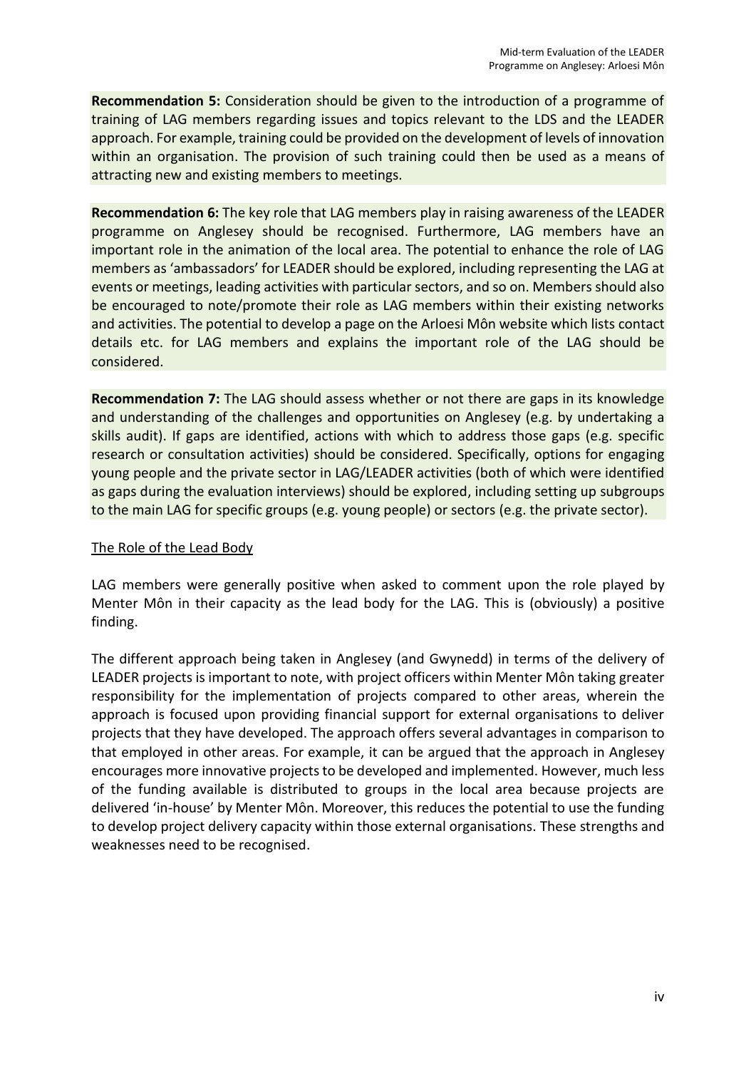**Recommendation 5:** Consideration should be given to the introduction of a programme of training of LAG members regarding issues and topics relevant to the LDS and the LEADER approach. For example, training could be provided on the development of levels of innovation within an organisation. The provision of such training could then be used as a means of attracting new and existing members to meetings.

**Recommendation 6:** The key role that LAG members play in raising awareness of the LEADER programme on Anglesey should be recognised. Furthermore, LAG members have an important role in the animation of the local area. The potential to enhance the role of LAG members as 'ambassadors' for LEADER should be explored, including representing the LAG at events or meetings, leading activities with particular sectors, and so on. Members should also be encouraged to note/promote their role as LAG members within their existing networks and activities. The potential to develop a page on the Arloesi Môn website which lists contact details etc. for LAG members and explains the important role of the LAG should be considered.

**Recommendation 7:** The LAG should assess whether or not there are gaps in its knowledge and understanding of the challenges and opportunities on Anglesey (e.g. by undertaking a skills audit). If gaps are identified, actions with which to address those gaps (e.g. specific research or consultation activities) should be considered. Specifically, options for engaging young people and the private sector in LAG/LEADER activities (both of which were identified as gaps during the evaluation interviews) should be explored, including setting up subgroups to the main LAG for specific groups (e.g. young people) or sectors (e.g. the private sector).

The Role of the Lead Body

LAG members were generally positive when asked to comment upon the role played by Menter Môn in their capacity as the lead body for the LAG. This is (obviously) a positive finding.

The different approach being taken in Anglesey (and Gwynedd) in terms of the delivery of LEADER projects is important to note, with project officers within Menter Môn taking greater responsibility for the implementation of projects compared to other areas, wherein the approach is focused upon providing financial support for external organisations to deliver projects that they have developed. The approach offers several advantages in comparison to that employed in other areas. For example, it can be argued that the approach in Anglesey encourages more innovative projects to be developed and implemented. However, much less of the funding available is distributed to groups in the local area because projects are delivered 'in-house' by Menter Môn. Moreover, this reduces the potential to use the funding to develop project delivery capacity within those external organisations. These strengths and weaknesses need to be recognised.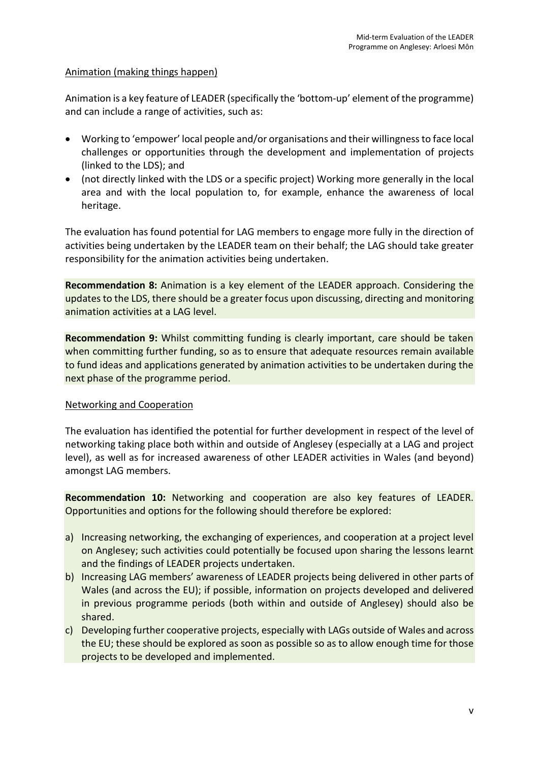Animation (making things happen)

Animation is a key feature of LEADER (specifically the 'bottom-up' element of the programme) and can include a range of activities, such as:

- Working to 'empower' local people and/or organisations and their willingness to face local challenges or opportunities through the development and implementation of projects (linked to the LDS); and
- (not directly linked with the LDS or a specific project) Working more generally in the local area and with the local population to, for example, enhance the awareness of local heritage.

The evaluation has found potential for LAG members to engage more fully in the direction of activities being undertaken by the LEADER team on their behalf; the LAG should take greater responsibility for the animation activities being undertaken.

**Recommendation 8:** Animation is a key element of the LEADER approach. Considering the updates to the LDS, there should be a greater focus upon discussing, directing and monitoring animation activities at a LAG level.

**Recommendation 9:** Whilst committing funding is clearly important, care should be taken when committing further funding, so as to ensure that adequate resources remain available to fund ideas and applications generated by animation activities to be undertaken during the next phase of the programme period.

Networking and Cooperation

The evaluation has identified the potential for further development in respect of the level of networking taking place both within and outside of Anglesey (especially at a LAG and project level), as well as for increased awareness of other LEADER activities in Wales (and beyond) amongst LAG members.

**Recommendation 10:** Networking and cooperation are also key features of LEADER. Opportunities and options for the following should therefore be explored:

a) Increasing networking, the exchanging of experiences, and cooperation at a project level on Anglesey; such activities could potentially be focused upon sharing the lessons learnt and the findings of LEADER projects undertaken.
b) Increasing LAG members' awareness of LEADER projects being delivered in other parts of Wales (and across the EU); if possible, information on projects developed and delivered in previous programme periods (both within and outside of Anglesey) should also be shared.
c) Developing further cooperative projects, especially with LAGs outside of Wales and across the EU; these should be explored as soon as possible so as to allow enough time for those projects to be developed and implemented.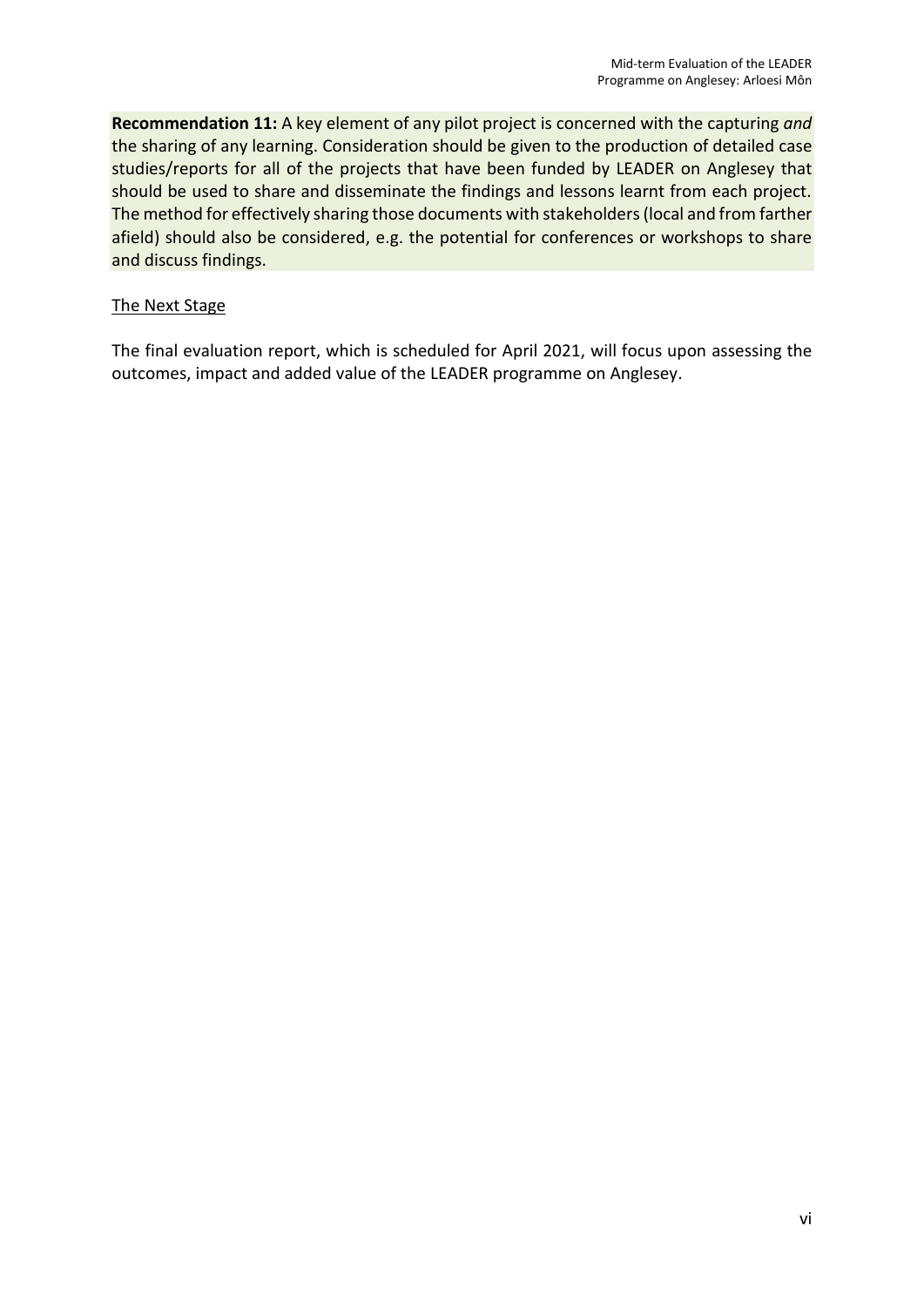**Recommendation 11:** A key element of any pilot project is concerned with the capturing *and* the sharing of any learning. Consideration should be given to the production of detailed case studies/reports for all of the projects that have been funded by LEADER on Anglesey that should be used to share and disseminate the findings and lessons learnt from each project. The method for effectively sharing those documents with stakeholders (local and from farther afield) should also be considered, e.g. the potential for conferences or workshops to share and discuss findings.

The Next Stage

The final evaluation report, which is scheduled for April 2021, will focus upon assessing the outcomes, impact and added value of the LEADER programme on Anglesey.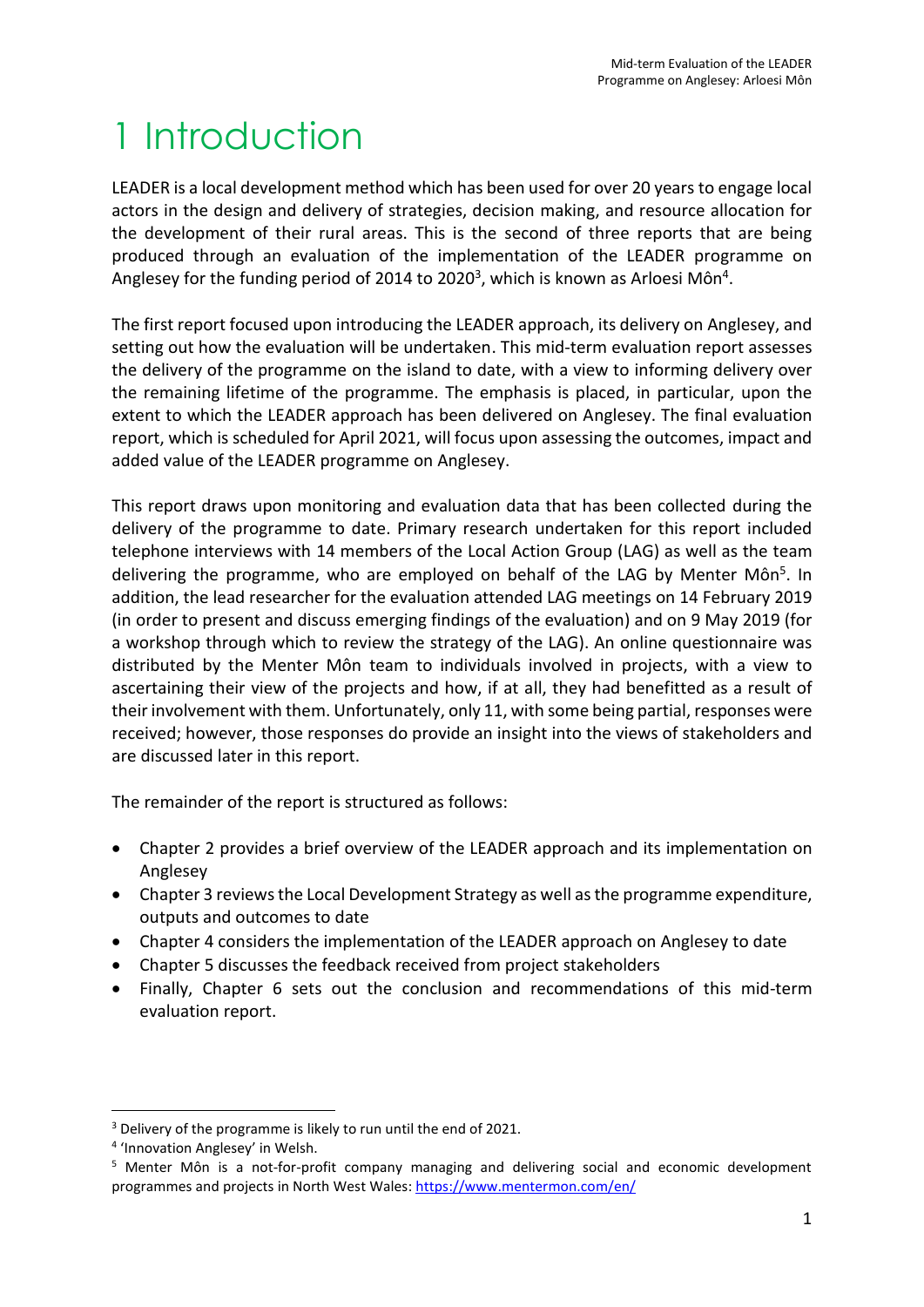# 1 Introduction

LEADER is a local development method which has been used for over 20 years to engage local actors in the design and delivery of strategies, decision making, and resource allocation for the development of their rural areas. This is the second of three reports that are being produced through an evaluation of the implementation of the LEADER programme on Anglesey for the funding period of 2014 to 2020[3], which is known as Arloesi Môn[4].

The first report focused upon introducing the LEADER approach, its delivery on Anglesey, and setting out how the evaluation will be undertaken. This mid-term evaluation report assesses the delivery of the programme on the island to date, with a view to informing delivery over the remaining lifetime of the programme. The emphasis is placed, in particular, upon the extent to which the LEADER approach has been delivered on Anglesey. The final evaluation report, which is scheduled for April 2021, will focus upon assessing the outcomes, impact and added value of the LEADER programme on Anglesey.

This report draws upon monitoring and evaluation data that has been collected during the delivery of the programme to date. Primary research undertaken for this report included telephone interviews with 14 members of the Local Action Group (LAG) as well as the team delivering the programme, who are employed on behalf of the LAG by Menter Môn[5]. In addition, the lead researcher for the evaluation attended LAG meetings on 14 February 2019 (in order to present and discuss emerging findings of the evaluation) and on 9 May 2019 (for a workshop through which to review the strategy of the LAG). An online questionnaire was distributed by the Menter Môn team to individuals involved in projects, with a view to ascertaining their view of the projects and how, if at all, they had benefitted as a result of their involvement with them. Unfortunately, only 11, with some being partial, responses were received; however, those responses do provide an insight into the views of stakeholders and are discussed later in this report.

The remainder of the report is structured as follows:

- Chapter 2 provides a brief overview of the LEADER approach and its implementation on Anglesey
- Chapter 3 reviews the Local Development Strategy as well as the programme expenditure, outputs and outcomes to date
- Chapter 4 considers the implementation of the LEADER approach on Anglesey to date
- Chapter 5 discusses the feedback received from project stakeholders
- Finally, Chapter 6 sets out the conclusion and recommendations of this mid-term evaluation report.

---

[3] Delivery of the programme is likely to run until the end of 2021.

[4] 'Innovation Anglesey' in Welsh.

[5] Menter Môn is a not-for-profit company managing and delivering social and economic development programmes and projects in North West Wales: https://www.mentermon.com/en/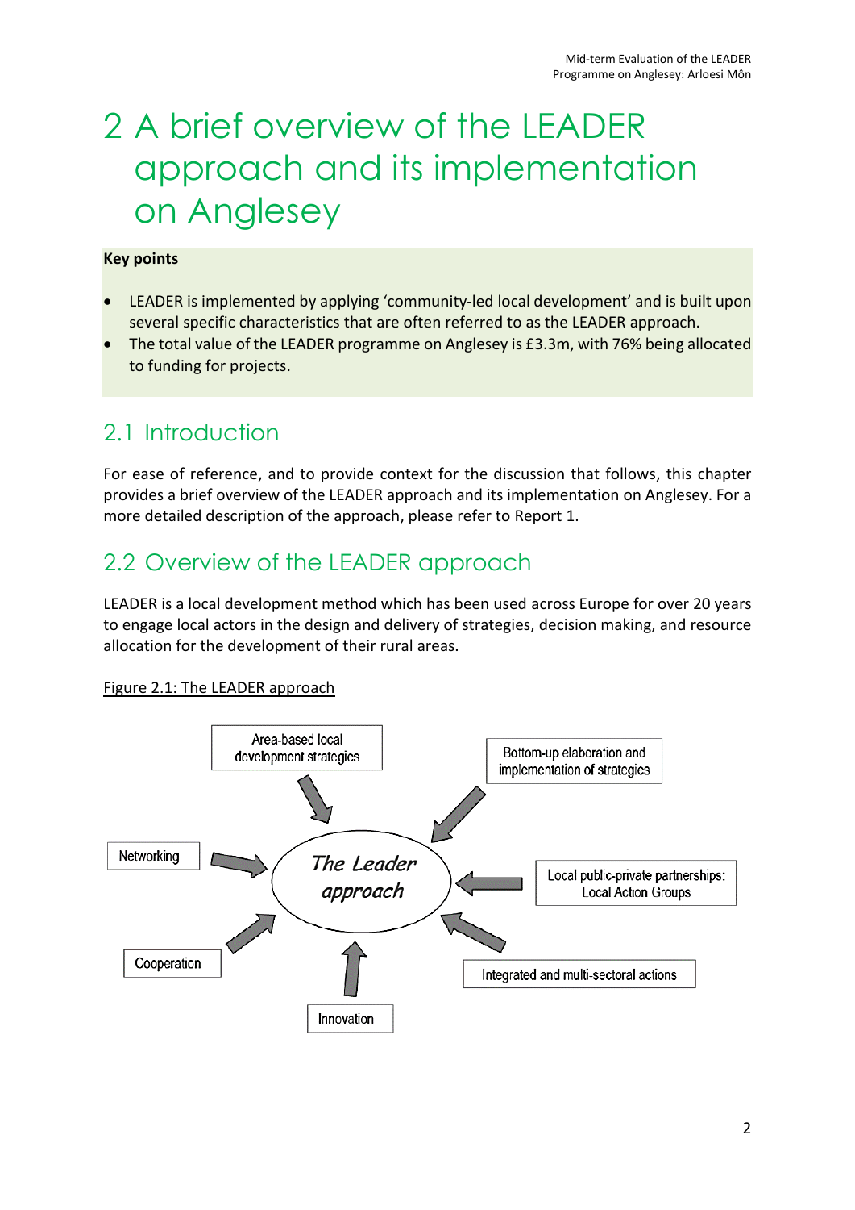# 2 A brief overview of the LEADER approach and its implementation on Anglesey

**Key points**

- LEADER is implemented by applying 'community-led local development' and is built upon several specific characteristics that are often referred to as the LEADER approach.
- The total value of the LEADER programme on Anglesey is £3.3m, with 76% being allocated to funding for projects.

## 2.1 Introduction

For ease of reference, and to provide context for the discussion that follows, this chapter provides a brief overview of the LEADER approach and its implementation on Anglesey. For a more detailed description of the approach, please refer to Report 1.

## 2.2 Overview of the LEADER approach

LEADER is a local development method which has been used across Europe for over 20 years to engage local actors in the design and delivery of strategies, decision making, and resource allocation for the development of their rural areas.

Figure 2.1: The LEADER approach

*The Leader approach*

- Area-based local development strategies
- Bottom-up elaboration and implementation of strategies
- Local public-private partnerships: Local Action Groups
- Integrated and multi-sectoral actions
- Innovation
- Cooperation
- Networking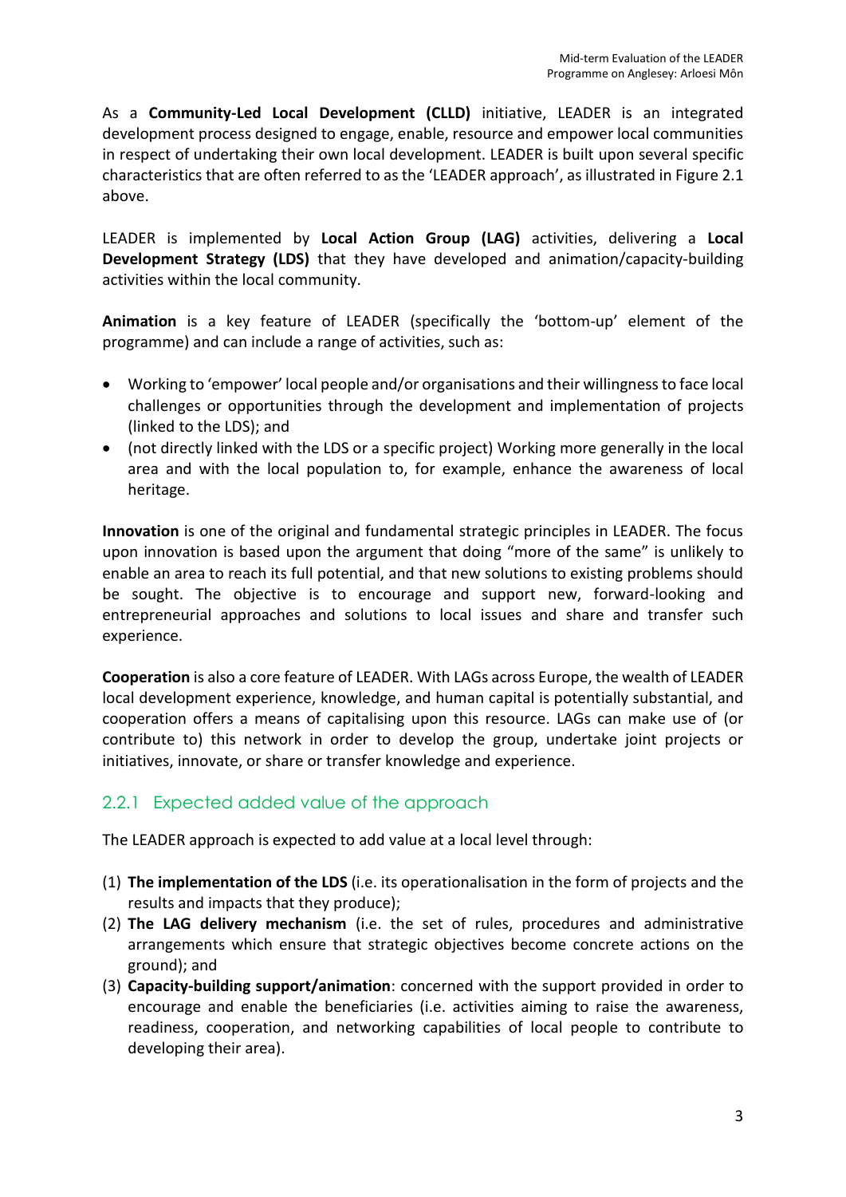As a **Community-Led Local Development (CLLD)** initiative, LEADER is an integrated development process designed to engage, enable, resource and empower local communities in respect of undertaking their own local development. LEADER is built upon several specific characteristics that are often referred to as the 'LEADER approach', as illustrated in Figure 2.1 above.

LEADER is implemented by **Local Action Group (LAG)** activities, delivering a **Local Development Strategy (LDS)** that they have developed and animation/capacity-building activities within the local community.

**Animation** is a key feature of LEADER (specifically the 'bottom-up' element of the programme) and can include a range of activities, such as:

- Working to 'empower' local people and/or organisations and their willingness to face local challenges or opportunities through the development and implementation of projects (linked to the LDS); and
- (not directly linked with the LDS or a specific project) Working more generally in the local area and with the local population to, for example, enhance the awareness of local heritage.

**Innovation** is one of the original and fundamental strategic principles in LEADER. The focus upon innovation is based upon the argument that doing "more of the same" is unlikely to enable an area to reach its full potential, and that new solutions to existing problems should be sought. The objective is to encourage and support new, forward-looking and entrepreneurial approaches and solutions to local issues and share and transfer such experience.

**Cooperation** is also a core feature of LEADER. With LAGs across Europe, the wealth of LEADER local development experience, knowledge, and human capital is potentially substantial, and cooperation offers a means of capitalising upon this resource. LAGs can make use of (or contribute to) this network in order to develop the group, undertake joint projects or initiatives, innovate, or share or transfer knowledge and experience.

### 2.2.1 Expected added value of the approach

The LEADER approach is expected to add value at a local level through:

(1) **The implementation of the LDS** (i.e. its operationalisation in the form of projects and the results and impacts that they produce);
(2) **The LAG delivery mechanism** (i.e. the set of rules, procedures and administrative arrangements which ensure that strategic objectives become concrete actions on the ground); and
(3) **Capacity-building support/animation**: concerned with the support provided in order to encourage and enable the beneficiaries (i.e. activities aiming to raise the awareness, readiness, cooperation, and networking capabilities of local people to contribute to developing their area).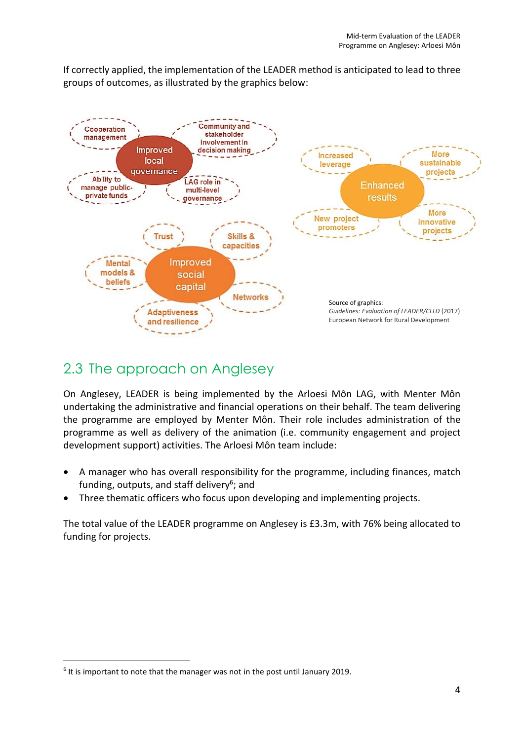If correctly applied, the implementation of the LEADER method is anticipated to lead to three groups of outcomes, as illustrated by the graphics below:

Source of graphics:
*Guidelines: Evaluation of LEADER/CLLD* (2017)
European Network for Rural Development

## 2.3 The approach on Anglesey

On Anglesey, LEADER is being implemented by the Arloesi Môn LAG, with Menter Môn undertaking the administrative and financial operations on their behalf. The team delivering the programme are employed by Menter Môn. Their role includes administration of the programme as well as delivery of the animation (i.e. community engagement and project development support) activities. The Arloesi Môn team include:

- A manager who has overall responsibility for the programme, including finances, match funding, outputs, and staff delivery[6]; and
- Three thematic officers who focus upon developing and implementing projects.

The total value of the LEADER programme on Anglesey is £3.3m, with 76% being allocated to funding for projects.

[6] It is important to note that the manager was not in the post until January 2019.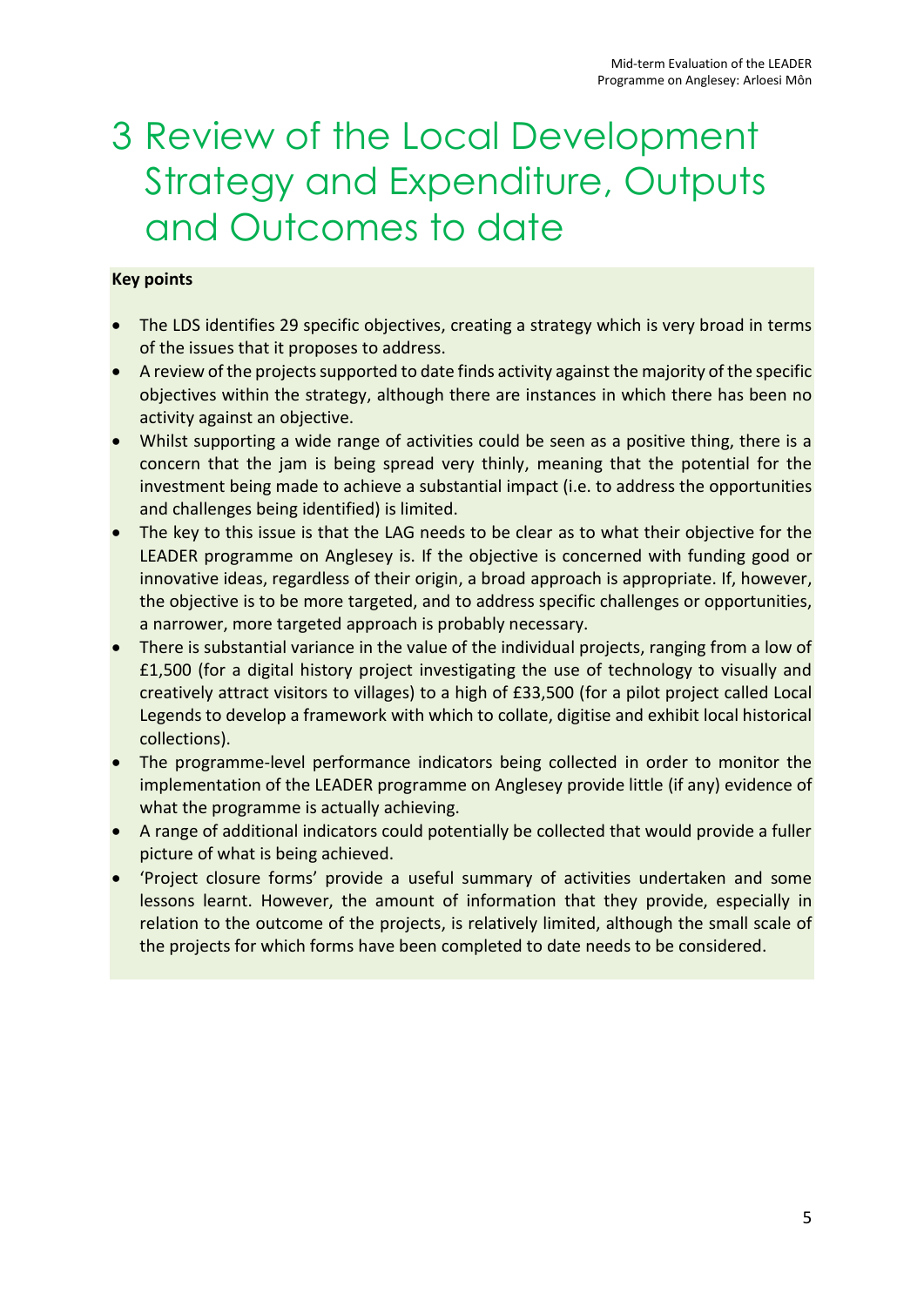# 3 Review of the Local Development Strategy and Expenditure, Outputs and Outcomes to date

**Key points**

- The LDS identifies 29 specific objectives, creating a strategy which is very broad in terms of the issues that it proposes to address.
- A review of the projects supported to date finds activity against the majority of the specific objectives within the strategy, although there are instances in which there has been no activity against an objective.
- Whilst supporting a wide range of activities could be seen as a positive thing, there is a concern that the jam is being spread very thinly, meaning that the potential for the investment being made to achieve a substantial impact (i.e. to address the opportunities and challenges being identified) is limited.
- The key to this issue is that the LAG needs to be clear as to what their objective for the LEADER programme on Anglesey is. If the objective is concerned with funding good or innovative ideas, regardless of their origin, a broad approach is appropriate. If, however, the objective is to be more targeted, and to address specific challenges or opportunities, a narrower, more targeted approach is probably necessary.
- There is substantial variance in the value of the individual projects, ranging from a low of £1,500 (for a digital history project investigating the use of technology to visually and creatively attract visitors to villages) to a high of £33,500 (for a pilot project called Local Legends to develop a framework with which to collate, digitise and exhibit local historical collections).
- The programme-level performance indicators being collected in order to monitor the implementation of the LEADER programme on Anglesey provide little (if any) evidence of what the programme is actually achieving.
- A range of additional indicators could potentially be collected that would provide a fuller picture of what is being achieved.
- 'Project closure forms' provide a useful summary of activities undertaken and some lessons learnt. However, the amount of information that they provide, especially in relation to the outcome of the projects, is relatively limited, although the small scale of the projects for which forms have been completed to date needs to be considered.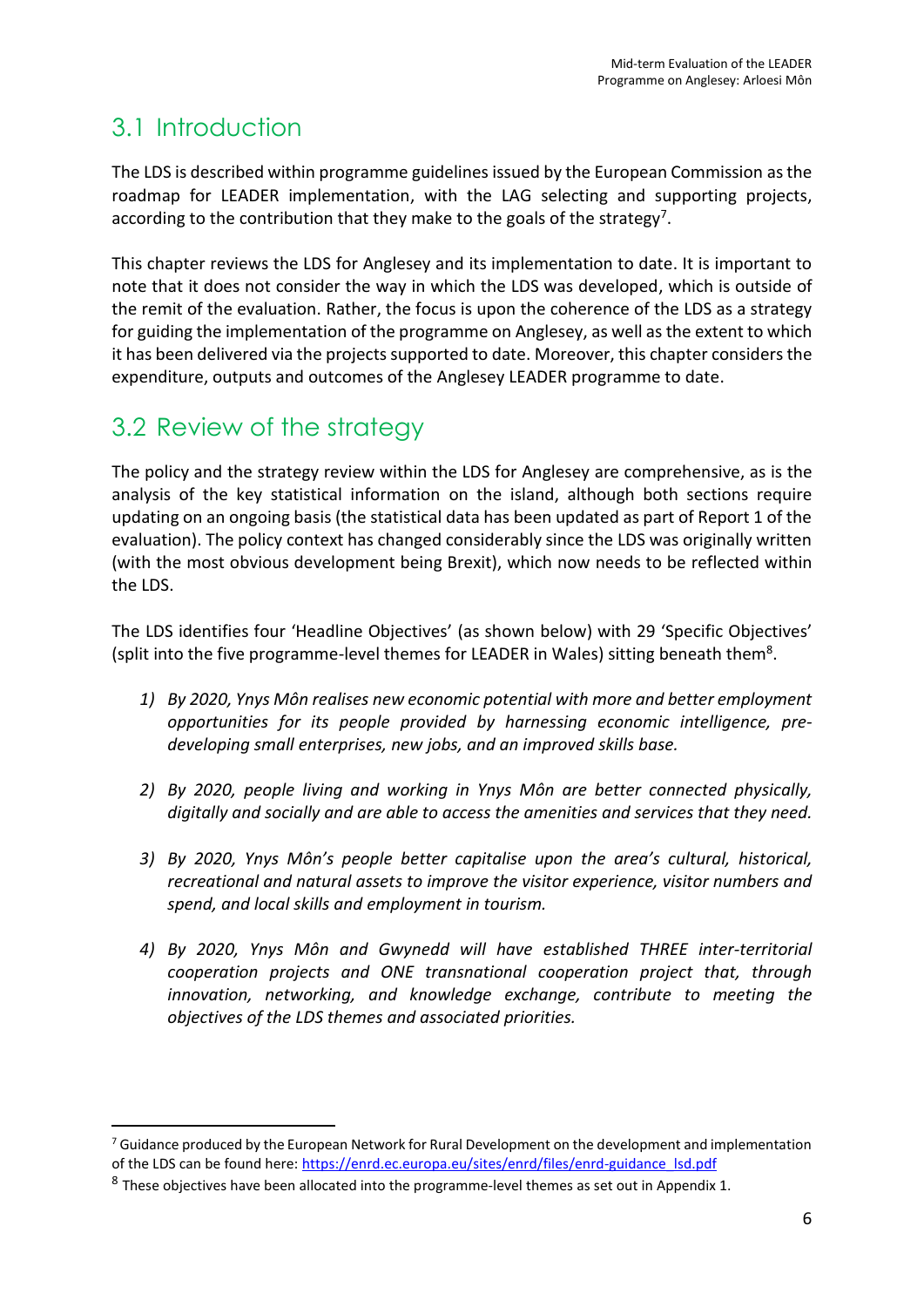## 3.1 Introduction

The LDS is described within programme guidelines issued by the European Commission as the roadmap for LEADER implementation, with the LAG selecting and supporting projects, according to the contribution that they make to the goals of the strategy[7].

This chapter reviews the LDS for Anglesey and its implementation to date. It is important to note that it does not consider the way in which the LDS was developed, which is outside of the remit of the evaluation. Rather, the focus is upon the coherence of the LDS as a strategy for guiding the implementation of the programme on Anglesey, as well as the extent to which it has been delivered via the projects supported to date. Moreover, this chapter considers the expenditure, outputs and outcomes of the Anglesey LEADER programme to date.

## 3.2 Review of the strategy

The policy and the strategy review within the LDS for Anglesey are comprehensive, as is the analysis of the key statistical information on the island, although both sections require updating on an ongoing basis (the statistical data has been updated as part of Report 1 of the evaluation). The policy context has changed considerably since the LDS was originally written (with the most obvious development being Brexit), which now needs to be reflected within the LDS.

The LDS identifies four 'Headline Objectives' (as shown below) with 29 'Specific Objectives' (split into the five programme-level themes for LEADER in Wales) sitting beneath them[8].

1) *By 2020, Ynys Môn realises new economic potential with more and better employment opportunities for its people provided by harnessing economic intelligence, pre-developing small enterprises, new jobs, and an improved skills base.*

2) *By 2020, people living and working in Ynys Môn are better connected physically, digitally and socially and are able to access the amenities and services that they need.*

3) *By 2020, Ynys Môn's people better capitalise upon the area's cultural, historical, recreational and natural assets to improve the visitor experience, visitor numbers and spend, and local skills and employment in tourism.*

4) *By 2020, Ynys Môn and Gwynedd will have established THREE inter-territorial cooperation projects and ONE transnational cooperation project that, through innovation, networking, and knowledge exchange, contribute to meeting the objectives of the LDS themes and associated priorities.*

---

[7] Guidance produced by the European Network for Rural Development on the development and implementation of the LDS can be found here: https://enrd.ec.europa.eu/sites/enrd/files/enrd-guidance_lsd.pdf

[8] These objectives have been allocated into the programme-level themes as set out in Appendix 1.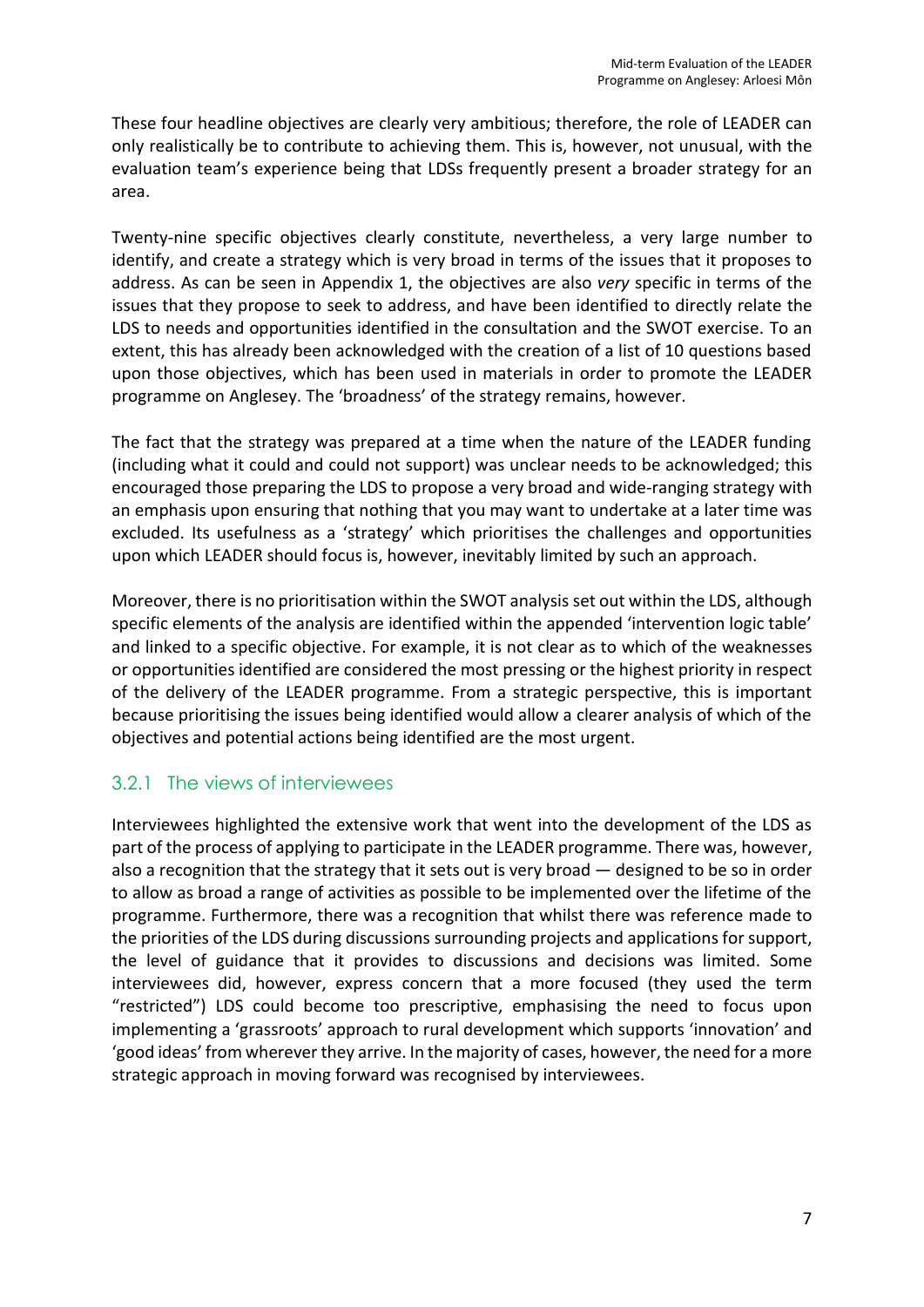These four headline objectives are clearly very ambitious; therefore, the role of LEADER can only realistically be to contribute to achieving them. This is, however, not unusual, with the evaluation team's experience being that LDSs frequently present a broader strategy for an area.

Twenty-nine specific objectives clearly constitute, nevertheless, a very large number to identify, and create a strategy which is very broad in terms of the issues that it proposes to address. As can be seen in Appendix 1, the objectives are also *very* specific in terms of the issues that they propose to seek to address, and have been identified to directly relate the LDS to needs and opportunities identified in the consultation and the SWOT exercise. To an extent, this has already been acknowledged with the creation of a list of 10 questions based upon those objectives, which has been used in materials in order to promote the LEADER programme on Anglesey. The 'broadness' of the strategy remains, however.

The fact that the strategy was prepared at a time when the nature of the LEADER funding (including what it could and could not support) was unclear needs to be acknowledged; this encouraged those preparing the LDS to propose a very broad and wide-ranging strategy with an emphasis upon ensuring that nothing that you may want to undertake at a later time was excluded. Its usefulness as a 'strategy' which prioritises the challenges and opportunities upon which LEADER should focus is, however, inevitably limited by such an approach.

Moreover, there is no prioritisation within the SWOT analysis set out within the LDS, although specific elements of the analysis are identified within the appended 'intervention logic table' and linked to a specific objective. For example, it is not clear as to which of the weaknesses or opportunities identified are considered the most pressing or the highest priority in respect of the delivery of the LEADER programme. From a strategic perspective, this is important because prioritising the issues being identified would allow a clearer analysis of which of the objectives and potential actions being identified are the most urgent.

### 3.2.1 The views of interviewees

Interviewees highlighted the extensive work that went into the development of the LDS as part of the process of applying to participate in the LEADER programme. There was, however, also a recognition that the strategy that it sets out is very broad — designed to be so in order to allow as broad a range of activities as possible to be implemented over the lifetime of the programme. Furthermore, there was a recognition that whilst there was reference made to the priorities of the LDS during discussions surrounding projects and applications for support, the level of guidance that it provides to discussions and decisions was limited. Some interviewees did, however, express concern that a more focused (they used the term "restricted") LDS could become too prescriptive, emphasising the need to focus upon implementing a 'grassroots' approach to rural development which supports 'innovation' and 'good ideas' from wherever they arrive. In the majority of cases, however, the need for a more strategic approach in moving forward was recognised by interviewees.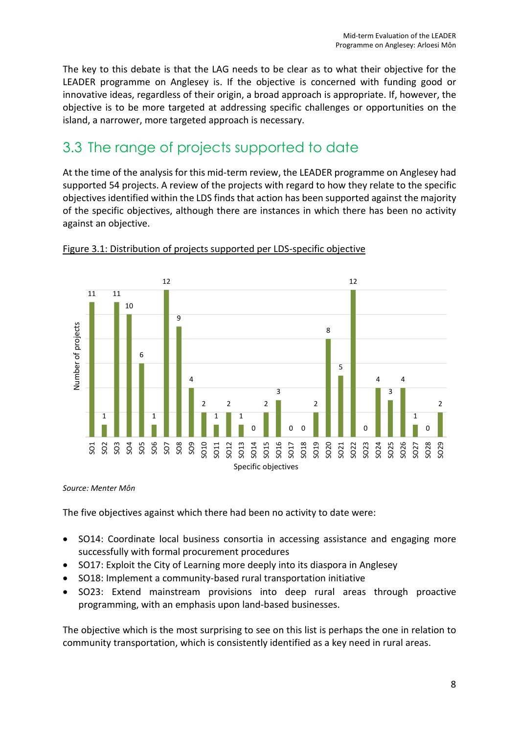The key to this debate is that the LAG needs to be clear as to what their objective for the LEADER programme on Anglesey is. If the objective is concerned with funding good or innovative ideas, regardless of their origin, a broad approach is appropriate. If, however, the objective is to be more targeted at addressing specific challenges or opportunities on the island, a narrower, more targeted approach is necessary.

## 3.3 The range of projects supported to date

At the time of the analysis for this mid-term review, the LEADER programme on Anglesey had supported 54 projects. A review of the projects with regard to how they relate to the specific objectives identified within the LDS finds that action has been supported against the majority of the specific objectives, although there are instances in which there has been no activity against an objective.

Figure 3.1: Distribution of projects supported per LDS-specific objective

| Specific objectives | Number of projects |
|---|---|
| SO1 | 11 |
| SO2 | 1 |
| SO3 | 11 |
| SO4 | 10 |
| SO5 | 6 |
| SO6 | 1 |
| SO7 | 12 |
| SO8 | 9 |
| SO9 | 4 |
| SO10 | 2 |
| SO11 | 1 |
| SO12 | 2 |
| SO13 | 1 |
| SO14 | 0 |
| SO15 | 2 |
| SO16 | 3 |
| SO17 | 0 |
| SO18 | 0 |
| SO19 | 2 |
| SO20 | 8 |
| SO21 | 5 |
| SO22 | 12 |
| SO23 | 0 |
| SO24 | 4 |
| SO25 | 3 |
| SO26 | 4 |
| SO27 | 1 |
| SO28 | 0 |
| SO29 | 2 |

*Source: Menter Môn*

The five objectives against which there had been no activity to date were:

- SO14: Coordinate local business consortia in accessing assistance and engaging more successfully with formal procurement procedures
- SO17: Exploit the City of Learning more deeply into its diaspora in Anglesey
- SO18: Implement a community-based rural transportation initiative
- SO23: Extend mainstream provisions into deep rural areas through proactive programming, with an emphasis upon land-based businesses.

The objective which is the most surprising to see on this list is perhaps the one in relation to community transportation, which is consistently identified as a key need in rural areas.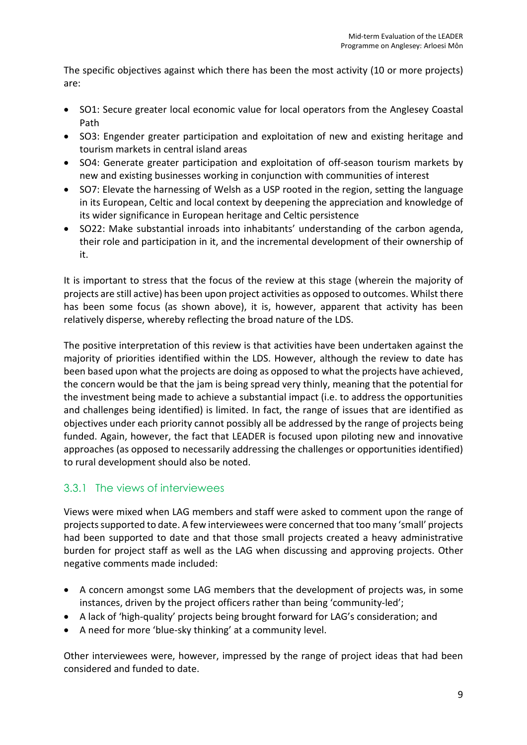The specific objectives against which there has been the most activity (10 or more projects) are:

- SO1: Secure greater local economic value for local operators from the Anglesey Coastal Path
- SO3: Engender greater participation and exploitation of new and existing heritage and tourism markets in central island areas
- SO4: Generate greater participation and exploitation of off-season tourism markets by new and existing businesses working in conjunction with communities of interest
- SO7: Elevate the harnessing of Welsh as a USP rooted in the region, setting the language in its European, Celtic and local context by deepening the appreciation and knowledge of its wider significance in European heritage and Celtic persistence
- SO22: Make substantial inroads into inhabitants' understanding of the carbon agenda, their role and participation in it, and the incremental development of their ownership of it.

It is important to stress that the focus of the review at this stage (wherein the majority of projects are still active) has been upon project activities as opposed to outcomes. Whilst there has been some focus (as shown above), it is, however, apparent that activity has been relatively disperse, whereby reflecting the broad nature of the LDS.

The positive interpretation of this review is that activities have been undertaken against the majority of priorities identified within the LDS. However, although the review to date has been based upon what the projects are doing as opposed to what the projects have achieved, the concern would be that the jam is being spread very thinly, meaning that the potential for the investment being made to achieve a substantial impact (i.e. to address the opportunities and challenges being identified) is limited. In fact, the range of issues that are identified as objectives under each priority cannot possibly all be addressed by the range of projects being funded. Again, however, the fact that LEADER is focused upon piloting new and innovative approaches (as opposed to necessarily addressing the challenges or opportunities identified) to rural development should also be noted.

### 3.3.1 The views of interviewees

Views were mixed when LAG members and staff were asked to comment upon the range of projects supported to date. A few interviewees were concerned that too many 'small' projects had been supported to date and that those small projects created a heavy administrative burden for project staff as well as the LAG when discussing and approving projects. Other negative comments made included:

- A concern amongst some LAG members that the development of projects was, in some instances, driven by the project officers rather than being 'community-led';
- A lack of 'high-quality' projects being brought forward for LAG's consideration; and
- A need for more 'blue-sky thinking' at a community level.

Other interviewees were, however, impressed by the range of project ideas that had been considered and funded to date.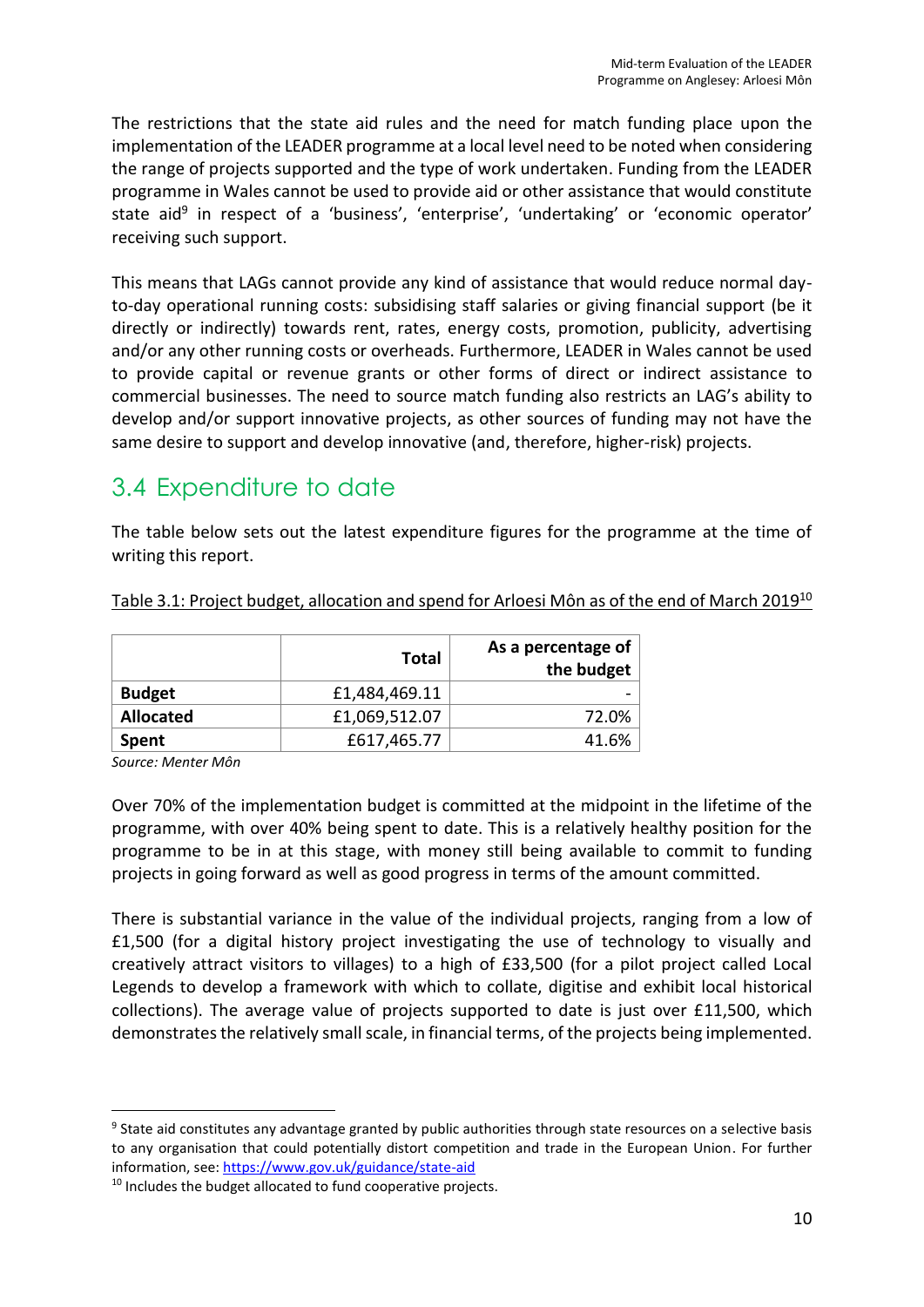The restrictions that the state aid rules and the need for match funding place upon the implementation of the LEADER programme at a local level need to be noted when considering the range of projects supported and the type of work undertaken. Funding from the LEADER programme in Wales cannot be used to provide aid or other assistance that would constitute state aid[9] in respect of a 'business', 'enterprise', 'undertaking' or 'economic operator' receiving such support.

This means that LAGs cannot provide any kind of assistance that would reduce normal day-to-day operational running costs: subsidising staff salaries or giving financial support (be it directly or indirectly) towards rent, rates, energy costs, promotion, publicity, advertising and/or any other running costs or overheads. Furthermore, LEADER in Wales cannot be used to provide capital or revenue grants or other forms of direct or indirect assistance to commercial businesses. The need to source match funding also restricts an LAG's ability to develop and/or support innovative projects, as other sources of funding may not have the same desire to support and develop innovative (and, therefore, higher-risk) projects.

## 3.4 Expenditure to date

The table below sets out the latest expenditure figures for the programme at the time of writing this report.

Table 3.1: Project budget, allocation and spend for Arloesi Môn as of the end of March 2019[10]

| | Total | As a percentage of the budget |
|---|---|---|
| **Budget** | £1,484,469.11 | - |
| **Allocated** | £1,069,512.07 | 72.0% |
| **Spent** | £617,465.77 | 41.6% |

*Source: Menter Môn*

Over 70% of the implementation budget is committed at the midpoint in the lifetime of the programme, with over 40% being spent to date. This is a relatively healthy position for the programme to be in at this stage, with money still being available to commit to funding projects in going forward as well as good progress in terms of the amount committed.

There is substantial variance in the value of the individual projects, ranging from a low of £1,500 (for a digital history project investigating the use of technology to visually and creatively attract visitors to villages) to a high of £33,500 (for a pilot project called Local Legends to develop a framework with which to collate, digitise and exhibit local historical collections). The average value of projects supported to date is just over £11,500, which demonstrates the relatively small scale, in financial terms, of the projects being implemented.

[9] State aid constitutes any advantage granted by public authorities through state resources on a selective basis to any organisation that could potentially distort competition and trade in the European Union. For further information, see: https://www.gov.uk/guidance/state-aid

[10] Includes the budget allocated to fund cooperative projects.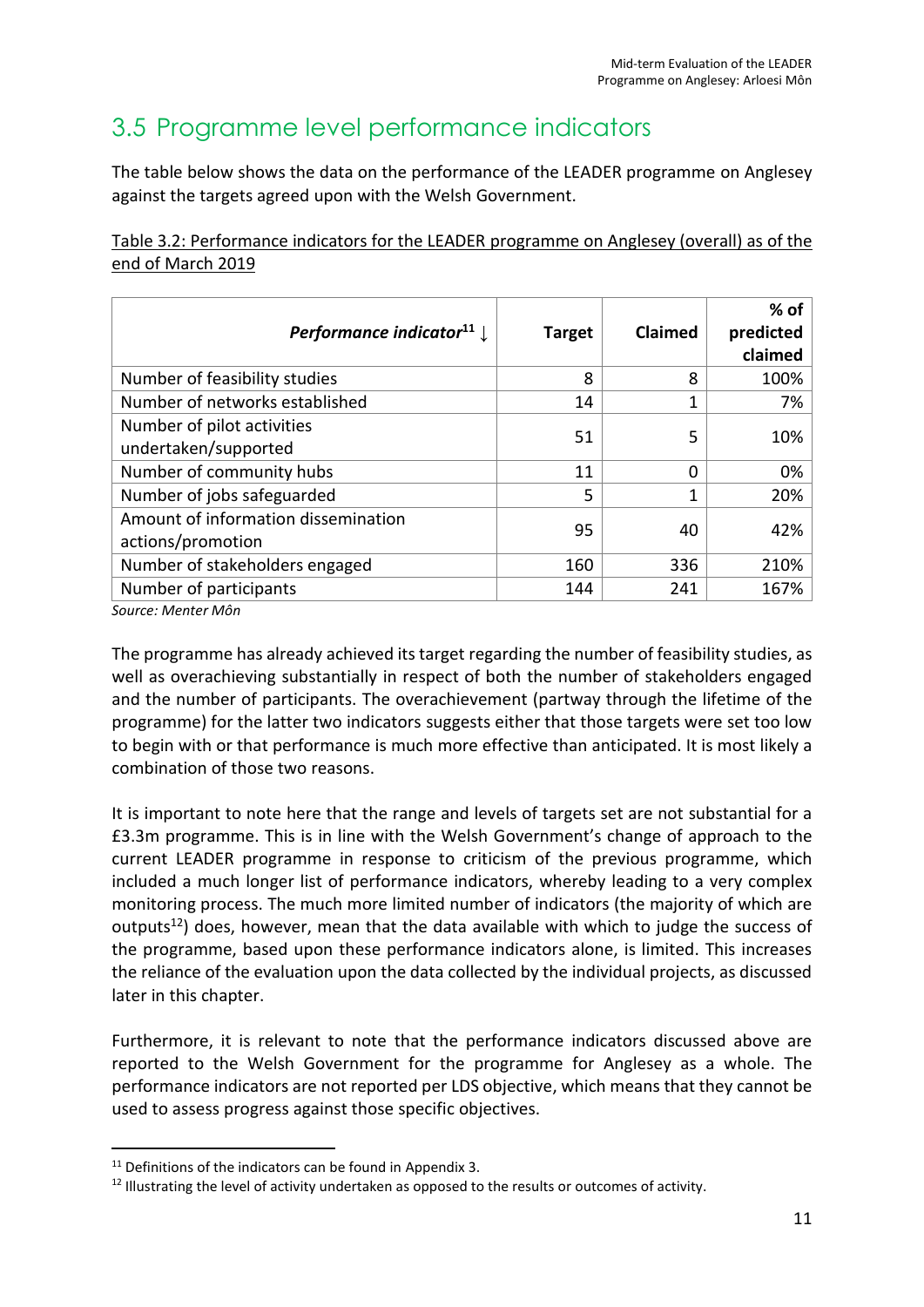## 3.5 Programme level performance indicators

The table below shows the data on the performance of the LEADER programme on Anglesey against the targets agreed upon with the Welsh Government.

Table 3.2: Performance indicators for the LEADER programme on Anglesey (overall) as of the end of March 2019

| *Performance indicator*[11] ↓ | Target | Claimed | % of predicted claimed |
|---|---|---|---|
| Number of feasibility studies | 8 | 8 | 100% |
| Number of networks established | 14 | 1 | 7% |
| Number of pilot activities undertaken/supported | 51 | 5 | 10% |
| Number of community hubs | 11 | 0 | 0% |
| Number of jobs safeguarded | 5 | 1 | 20% |
| Amount of information dissemination actions/promotion | 95 | 40 | 42% |
| Number of stakeholders engaged | 160 | 336 | 210% |
| Number of participants | 144 | 241 | 167% |

*Source: Menter Môn*

The programme has already achieved its target regarding the number of feasibility studies, as well as overachieving substantially in respect of both the number of stakeholders engaged and the number of participants. The overachievement (partway through the lifetime of the programme) for the latter two indicators suggests either that those targets were set too low to begin with or that performance is much more effective than anticipated. It is most likely a combination of those two reasons.

It is important to note here that the range and levels of targets set are not substantial for a £3.3m programme. This is in line with the Welsh Government's change of approach to the current LEADER programme in response to criticism of the previous programme, which included a much longer list of performance indicators, whereby leading to a very complex monitoring process. The much more limited number of indicators (the majority of which are outputs[12]) does, however, mean that the data available with which to judge the success of the programme, based upon these performance indicators alone, is limited. This increases the reliance of the evaluation upon the data collected by the individual projects, as discussed later in this chapter.

Furthermore, it is relevant to note that the performance indicators discussed above are reported to the Welsh Government for the programme for Anglesey as a whole. The performance indicators are not reported per LDS objective, which means that they cannot be used to assess progress against those specific objectives.

[11] Definitions of the indicators can be found in Appendix 3.

[12] Illustrating the level of activity undertaken as opposed to the results or outcomes of activity.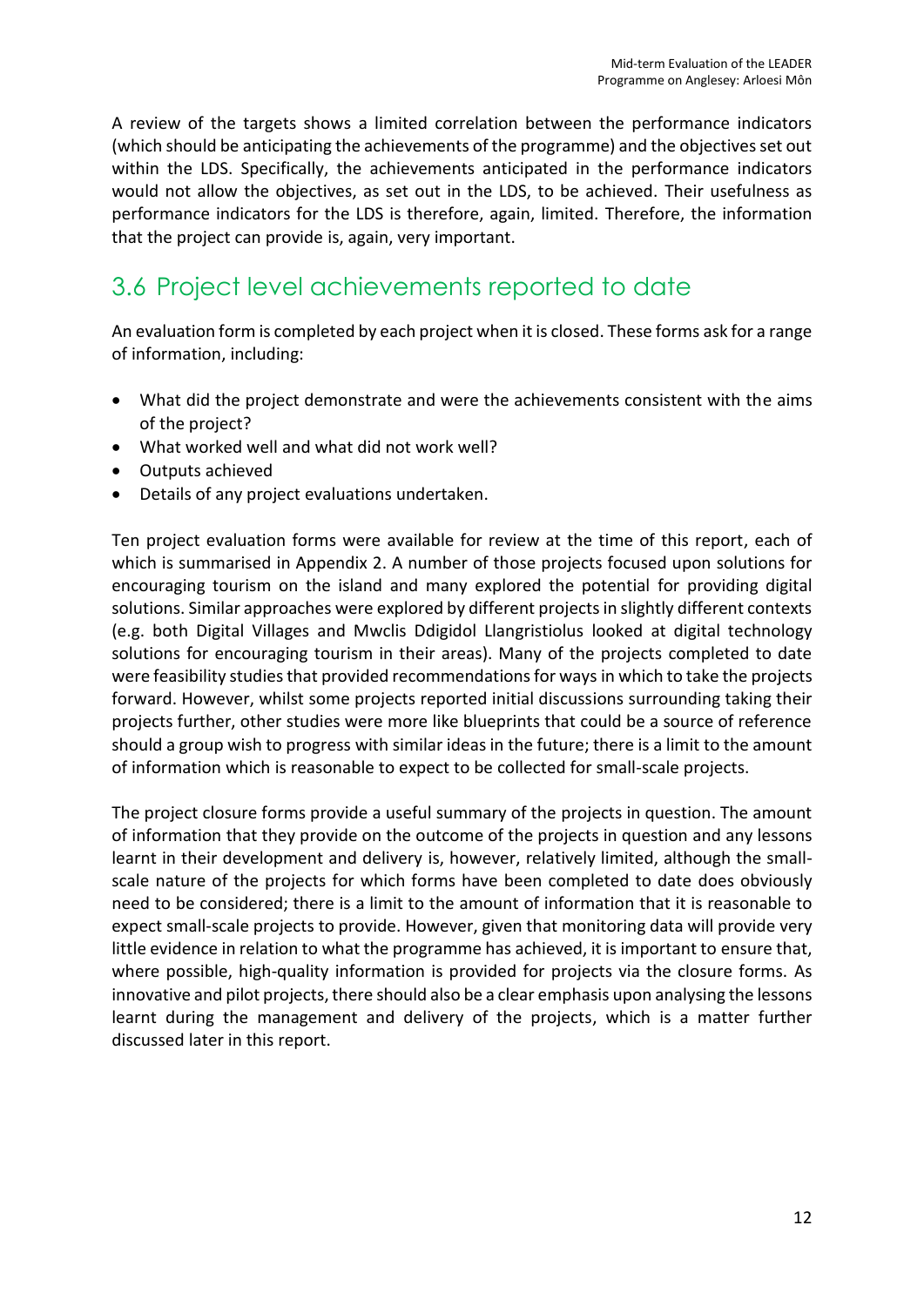A review of the targets shows a limited correlation between the performance indicators (which should be anticipating the achievements of the programme) and the objectives set out within the LDS. Specifically, the achievements anticipated in the performance indicators would not allow the objectives, as set out in the LDS, to be achieved. Their usefulness as performance indicators for the LDS is therefore, again, limited. Therefore, the information that the project can provide is, again, very important.

## 3.6 Project level achievements reported to date

An evaluation form is completed by each project when it is closed. These forms ask for a range of information, including:

- What did the project demonstrate and were the achievements consistent with the aims of the project?
- What worked well and what did not work well?
- Outputs achieved
- Details of any project evaluations undertaken.

Ten project evaluation forms were available for review at the time of this report, each of which is summarised in Appendix 2. A number of those projects focused upon solutions for encouraging tourism on the island and many explored the potential for providing digital solutions. Similar approaches were explored by different projects in slightly different contexts (e.g. both Digital Villages and Mwclis Ddigidol Llangristiolus looked at digital technology solutions for encouraging tourism in their areas). Many of the projects completed to date were feasibility studies that provided recommendations for ways in which to take the projects forward. However, whilst some projects reported initial discussions surrounding taking their projects further, other studies were more like blueprints that could be a source of reference should a group wish to progress with similar ideas in the future; there is a limit to the amount of information which is reasonable to expect to be collected for small-scale projects.

The project closure forms provide a useful summary of the projects in question. The amount of information that they provide on the outcome of the projects in question and any lessons learnt in their development and delivery is, however, relatively limited, although the small-scale nature of the projects for which forms have been completed to date does obviously need to be considered; there is a limit to the amount of information that it is reasonable to expect small-scale projects to provide. However, given that monitoring data will provide very little evidence in relation to what the programme has achieved, it is important to ensure that, where possible, high-quality information is provided for projects via the closure forms. As innovative and pilot projects, there should also be a clear emphasis upon analysing the lessons learnt during the management and delivery of the projects, which is a matter further discussed later in this report.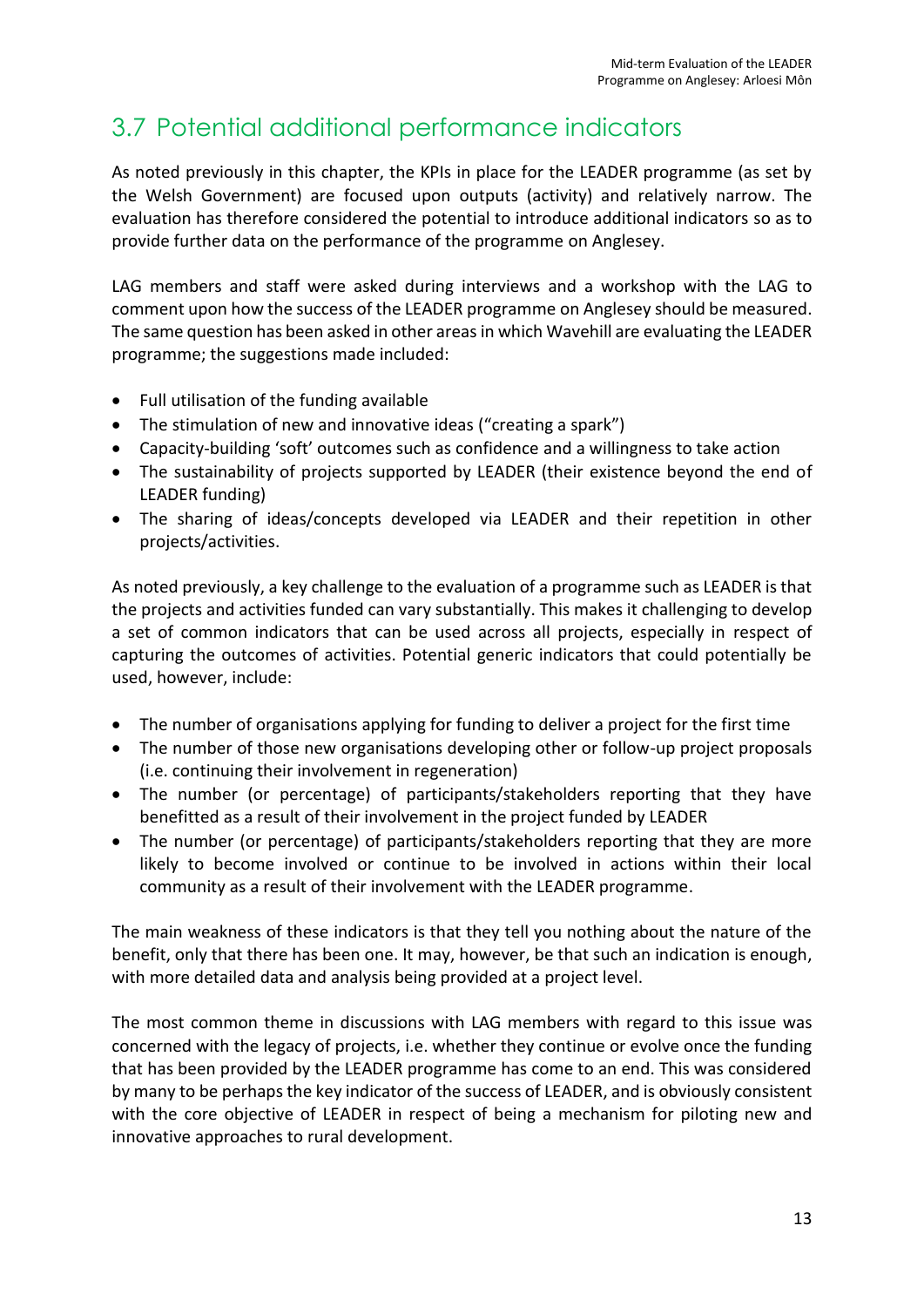## 3.7 Potential additional performance indicators

As noted previously in this chapter, the KPIs in place for the LEADER programme (as set by the Welsh Government) are focused upon outputs (activity) and relatively narrow. The evaluation has therefore considered the potential to introduce additional indicators so as to provide further data on the performance of the programme on Anglesey.

LAG members and staff were asked during interviews and a workshop with the LAG to comment upon how the success of the LEADER programme on Anglesey should be measured. The same question has been asked in other areas in which Wavehill are evaluating the LEADER programme; the suggestions made included:

- Full utilisation of the funding available
- The stimulation of new and innovative ideas ("creating a spark")
- Capacity-building 'soft' outcomes such as confidence and a willingness to take action
- The sustainability of projects supported by LEADER (their existence beyond the end of LEADER funding)
- The sharing of ideas/concepts developed via LEADER and their repetition in other projects/activities.

As noted previously, a key challenge to the evaluation of a programme such as LEADER is that the projects and activities funded can vary substantially. This makes it challenging to develop a set of common indicators that can be used across all projects, especially in respect of capturing the outcomes of activities. Potential generic indicators that could potentially be used, however, include:

- The number of organisations applying for funding to deliver a project for the first time
- The number of those new organisations developing other or follow-up project proposals (i.e. continuing their involvement in regeneration)
- The number (or percentage) of participants/stakeholders reporting that they have benefitted as a result of their involvement in the project funded by LEADER
- The number (or percentage) of participants/stakeholders reporting that they are more likely to become involved or continue to be involved in actions within their local community as a result of their involvement with the LEADER programme.

The main weakness of these indicators is that they tell you nothing about the nature of the benefit, only that there has been one. It may, however, be that such an indication is enough, with more detailed data and analysis being provided at a project level.

The most common theme in discussions with LAG members with regard to this issue was concerned with the legacy of projects, i.e. whether they continue or evolve once the funding that has been provided by the LEADER programme has come to an end. This was considered by many to be perhaps the key indicator of the success of LEADER, and is obviously consistent with the core objective of LEADER in respect of being a mechanism for piloting new and innovative approaches to rural development.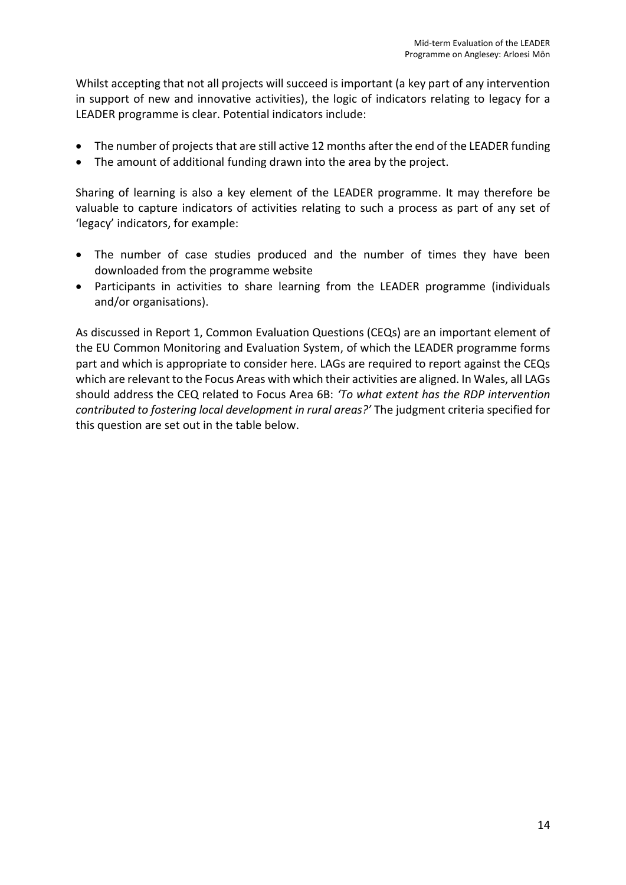Whilst accepting that not all projects will succeed is important (a key part of any intervention in support of new and innovative activities), the logic of indicators relating to legacy for a LEADER programme is clear. Potential indicators include:

- The number of projects that are still active 12 months after the end of the LEADER funding
- The amount of additional funding drawn into the area by the project.

Sharing of learning is also a key element of the LEADER programme. It may therefore be valuable to capture indicators of activities relating to such a process as part of any set of 'legacy' indicators, for example:

- The number of case studies produced and the number of times they have been downloaded from the programme website
- Participants in activities to share learning from the LEADER programme (individuals and/or organisations).

As discussed in Report 1, Common Evaluation Questions (CEQs) are an important element of the EU Common Monitoring and Evaluation System, of which the LEADER programme forms part and which is appropriate to consider here. LAGs are required to report against the CEQs which are relevant to the Focus Areas with which their activities are aligned. In Wales, all LAGs should address the CEQ related to Focus Area 6B: *'To what extent has the RDP intervention contributed to fostering local development in rural areas?'* The judgment criteria specified for this question are set out in the table below.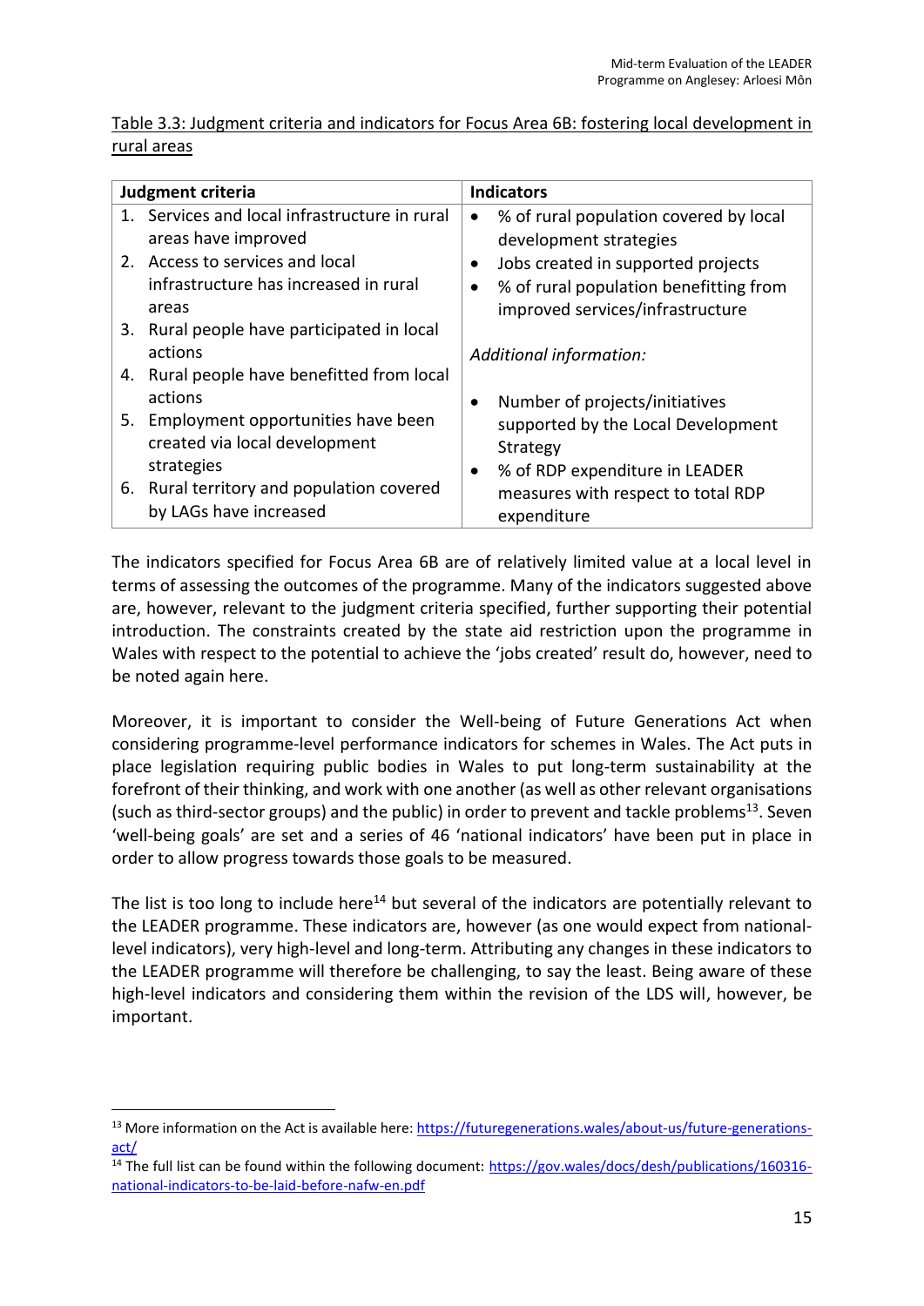Table 3.3: Judgment criteria and indicators for Focus Area 6B: fostering local development in rural areas

| Judgment criteria | Indicators |
| --- | --- |
| 1. Services and local infrastructure in rural areas have improved<br>2. Access to services and local infrastructure has increased in rural areas<br>3. Rural people have participated in local actions<br>4. Rural people have benefitted from local actions<br>5. Employment opportunities have been created via local development strategies<br>6. Rural territory and population covered by LAGs have increased | • % of rural population covered by local development strategies<br>• Jobs created in supported projects<br>• % of rural population benefitting from improved services/infrastructure<br><br>*Additional information:*<br><br>• Number of projects/initiatives supported by the Local Development Strategy<br>• % of RDP expenditure in LEADER measures with respect to total RDP expenditure |

The indicators specified for Focus Area 6B are of relatively limited value at a local level in terms of assessing the outcomes of the programme. Many of the indicators suggested above are, however, relevant to the judgment criteria specified, further supporting their potential introduction. The constraints created by the state aid restriction upon the programme in Wales with respect to the potential to achieve the 'jobs created' result do, however, need to be noted again here.

Moreover, it is important to consider the Well-being of Future Generations Act when considering programme-level performance indicators for schemes in Wales. The Act puts in place legislation requiring public bodies in Wales to put long-term sustainability at the forefront of their thinking, and work with one another (as well as other relevant organisations (such as third-sector groups) and the public) in order to prevent and tackle problems[13]. Seven 'well-being goals' are set and a series of 46 'national indicators' have been put in place in order to allow progress towards those goals to be measured.

The list is too long to include here[14] but several of the indicators are potentially relevant to the LEADER programme. These indicators are, however (as one would expect from national-level indicators), very high-level and long-term. Attributing any changes in these indicators to the LEADER programme will therefore be challenging, to say the least. Being aware of these high-level indicators and considering them within the revision of the LDS will, however, be important.

[13] More information on the Act is available here: https://futuregenerations.wales/about-us/future-generations-act/

[14] The full list can be found within the following document: https://gov.wales/docs/desh/publications/160316-national-indicators-to-be-laid-before-nafw-en.pdf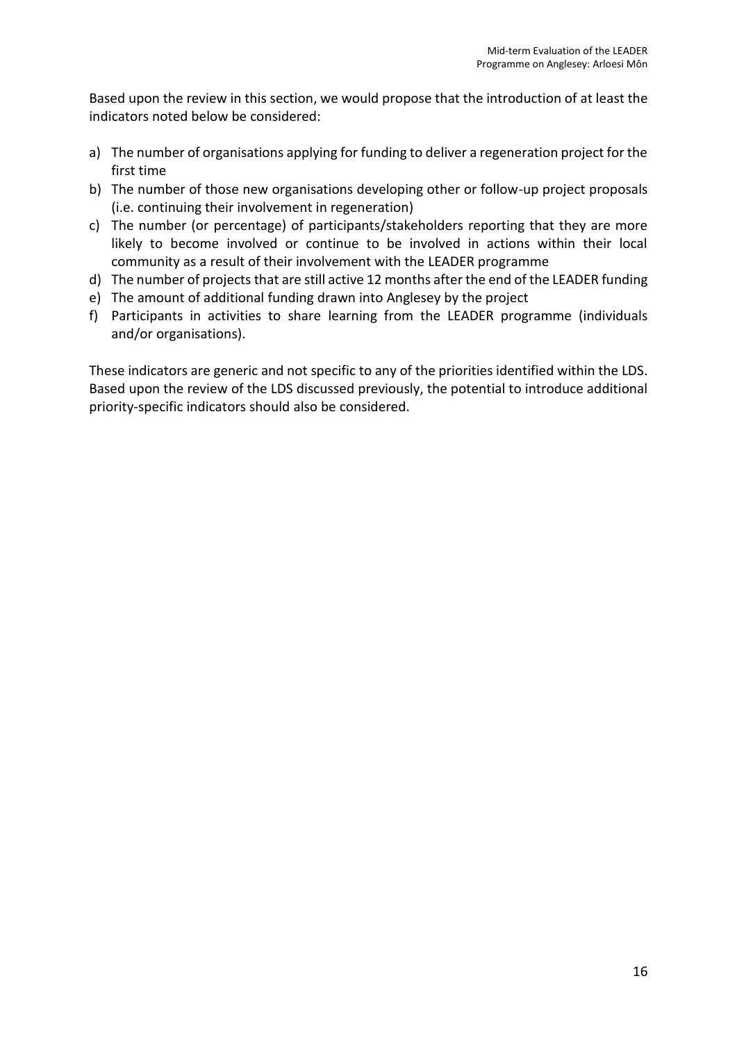Based upon the review in this section, we would propose that the introduction of at least the indicators noted below be considered:

a) The number of organisations applying for funding to deliver a regeneration project for the first time
b) The number of those new organisations developing other or follow-up project proposals (i.e. continuing their involvement in regeneration)
c) The number (or percentage) of participants/stakeholders reporting that they are more likely to become involved or continue to be involved in actions within their local community as a result of their involvement with the LEADER programme
d) The number of projects that are still active 12 months after the end of the LEADER funding
e) The amount of additional funding drawn into Anglesey by the project
f) Participants in activities to share learning from the LEADER programme (individuals and/or organisations).

These indicators are generic and not specific to any of the priorities identified within the LDS. Based upon the review of the LDS discussed previously, the potential to introduce additional priority-specific indicators should also be considered.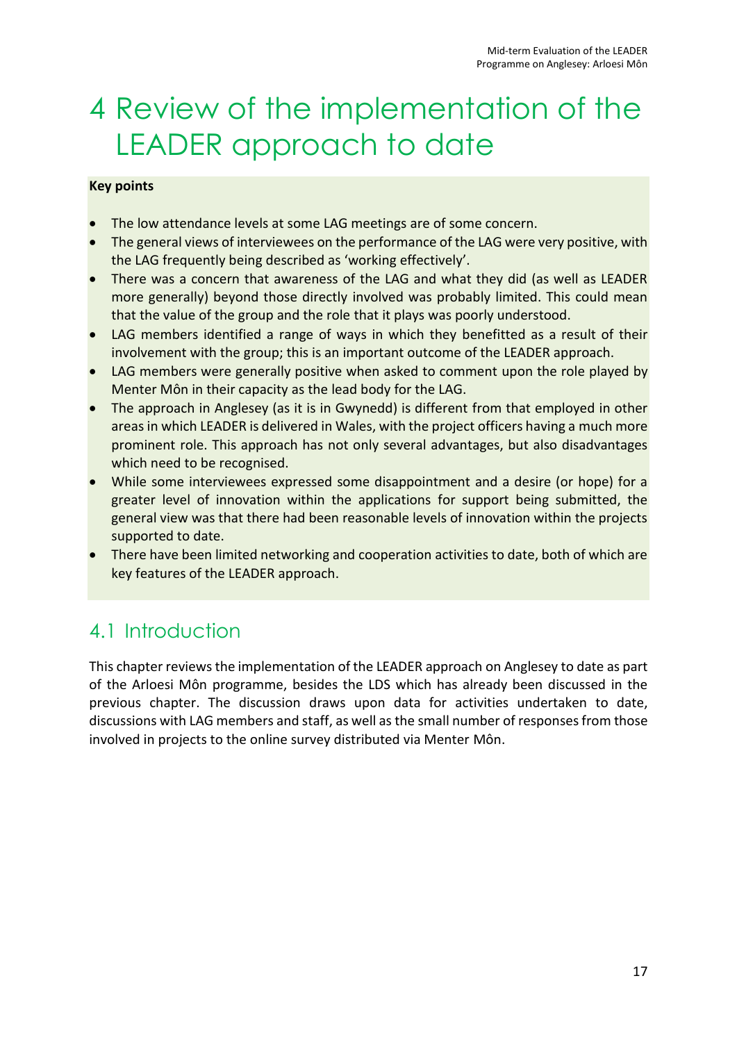# 4 Review of the implementation of the LEADER approach to date

**Key points**

- The low attendance levels at some LAG meetings are of some concern.
- The general views of interviewees on the performance of the LAG were very positive, with the LAG frequently being described as 'working effectively'.
- There was a concern that awareness of the LAG and what they did (as well as LEADER more generally) beyond those directly involved was probably limited. This could mean that the value of the group and the role that it plays was poorly understood.
- LAG members identified a range of ways in which they benefitted as a result of their involvement with the group; this is an important outcome of the LEADER approach.
- LAG members were generally positive when asked to comment upon the role played by Menter Môn in their capacity as the lead body for the LAG.
- The approach in Anglesey (as it is in Gwynedd) is different from that employed in other areas in which LEADER is delivered in Wales, with the project officers having a much more prominent role. This approach has not only several advantages, but also disadvantages which need to be recognised.
- While some interviewees expressed some disappointment and a desire (or hope) for a greater level of innovation within the applications for support being submitted, the general view was that there had been reasonable levels of innovation within the projects supported to date.
- There have been limited networking and cooperation activities to date, both of which are key features of the LEADER approach.

## 4.1 Introduction

This chapter reviews the implementation of the LEADER approach on Anglesey to date as part of the Arloesi Môn programme, besides the LDS which has already been discussed in the previous chapter. The discussion draws upon data for activities undertaken to date, discussions with LAG members and staff, as well as the small number of responses from those involved in projects to the online survey distributed via Menter Môn.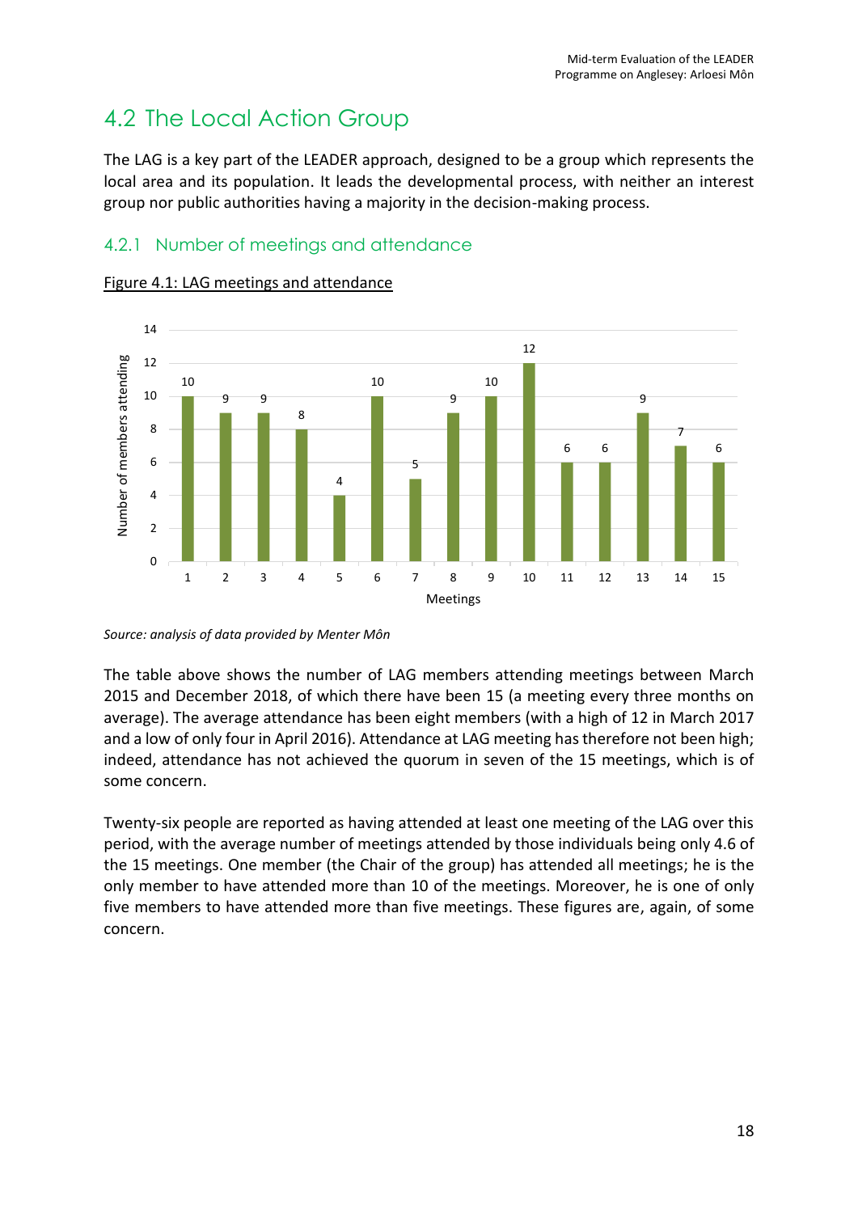## 4.2 The Local Action Group

The LAG is a key part of the LEADER approach, designed to be a group which represents the local area and its population. It leads the developmental process, with neither an interest group nor public authorities having a majority in the decision-making process.

### 4.2.1 Number of meetings and attendance

Figure 4.1: LAG meetings and attendance

| Meetings | Number of members attending |
|---|---|
| 1 | 10 |
| 2 | 9 |
| 3 | 9 |
| 4 | 8 |
| 5 | 4 |
| 6 | 10 |
| 7 | 5 |
| 8 | 9 |
| 9 | 10 |
| 10 | 12 |
| 11 | 6 |
| 12 | 6 |
| 13 | 9 |
| 14 | 7 |
| 15 | 6 |

*Source: analysis of data provided by Menter Môn*

The table above shows the number of LAG members attending meetings between March 2015 and December 2018, of which there have been 15 (a meeting every three months on average). The average attendance has been eight members (with a high of 12 in March 2017 and a low of only four in April 2016). Attendance at LAG meeting has therefore not been high; indeed, attendance has not achieved the quorum in seven of the 15 meetings, which is of some concern.

Twenty-six people are reported as having attended at least one meeting of the LAG over this period, with the average number of meetings attended by those individuals being only 4.6 of the 15 meetings. One member (the Chair of the group) has attended all meetings; he is the only member to have attended more than 10 of the meetings. Moreover, he is one of only five members to have attended more than five meetings. These figures are, again, of some concern.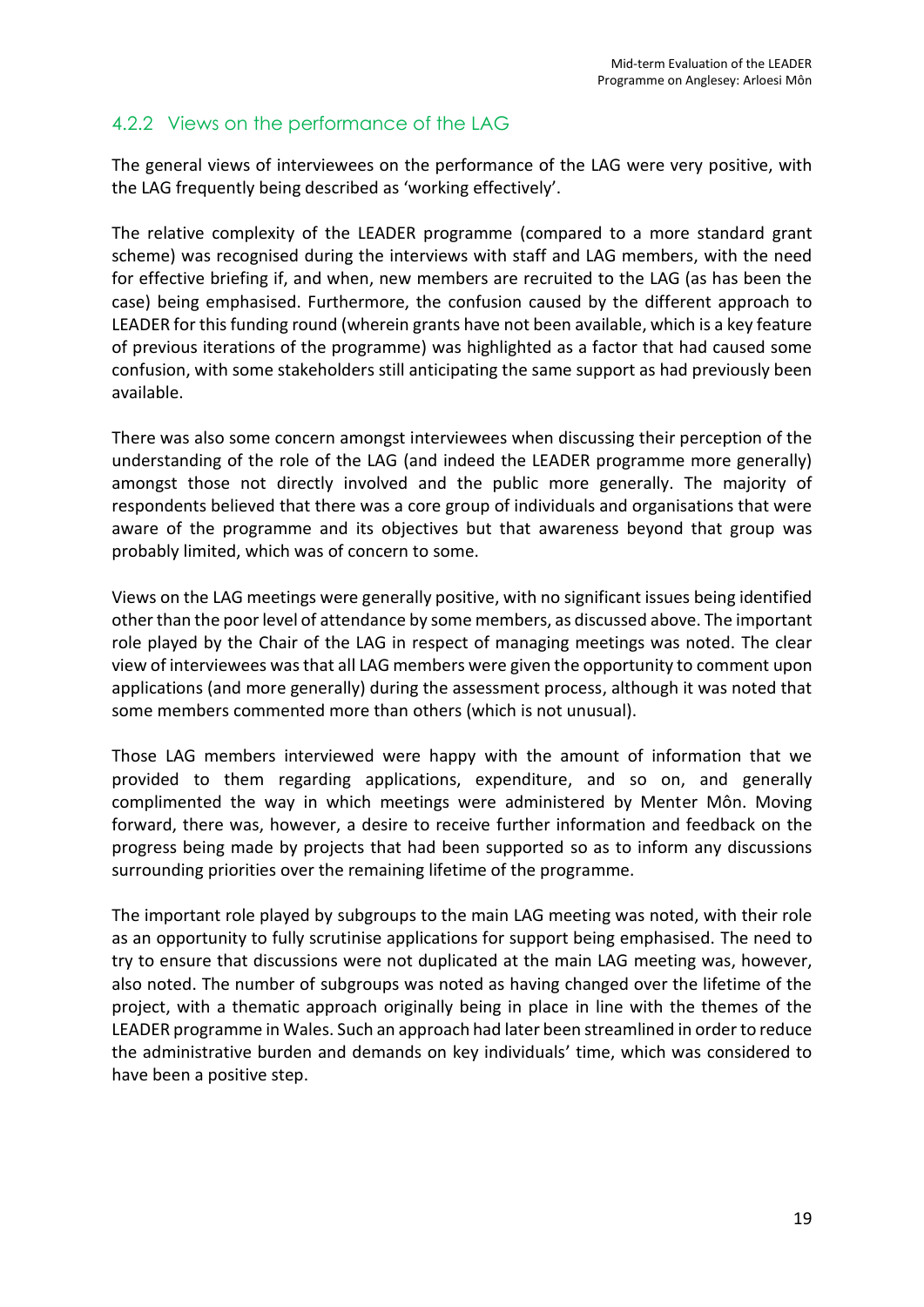### 4.2.2 Views on the performance of the LAG

The general views of interviewees on the performance of the LAG were very positive, with the LAG frequently being described as 'working effectively'.

The relative complexity of the LEADER programme (compared to a more standard grant scheme) was recognised during the interviews with staff and LAG members, with the need for effective briefing if, and when, new members are recruited to the LAG (as has been the case) being emphasised. Furthermore, the confusion caused by the different approach to LEADER for this funding round (wherein grants have not been available, which is a key feature of previous iterations of the programme) was highlighted as a factor that had caused some confusion, with some stakeholders still anticipating the same support as had previously been available.

There was also some concern amongst interviewees when discussing their perception of the understanding of the role of the LAG (and indeed the LEADER programme more generally) amongst those not directly involved and the public more generally. The majority of respondents believed that there was a core group of individuals and organisations that were aware of the programme and its objectives but that awareness beyond that group was probably limited, which was of concern to some.

Views on the LAG meetings were generally positive, with no significant issues being identified other than the poor level of attendance by some members, as discussed above. The important role played by the Chair of the LAG in respect of managing meetings was noted. The clear view of interviewees was that all LAG members were given the opportunity to comment upon applications (and more generally) during the assessment process, although it was noted that some members commented more than others (which is not unusual).

Those LAG members interviewed were happy with the amount of information that we provided to them regarding applications, expenditure, and so on, and generally complimented the way in which meetings were administered by Menter Môn. Moving forward, there was, however, a desire to receive further information and feedback on the progress being made by projects that had been supported so as to inform any discussions surrounding priorities over the remaining lifetime of the programme.

The important role played by subgroups to the main LAG meeting was noted, with their role as an opportunity to fully scrutinise applications for support being emphasised. The need to try to ensure that discussions were not duplicated at the main LAG meeting was, however, also noted. The number of subgroups was noted as having changed over the lifetime of the project, with a thematic approach originally being in place in line with the themes of the LEADER programme in Wales. Such an approach had later been streamlined in order to reduce the administrative burden and demands on key individuals' time, which was considered to have been a positive step.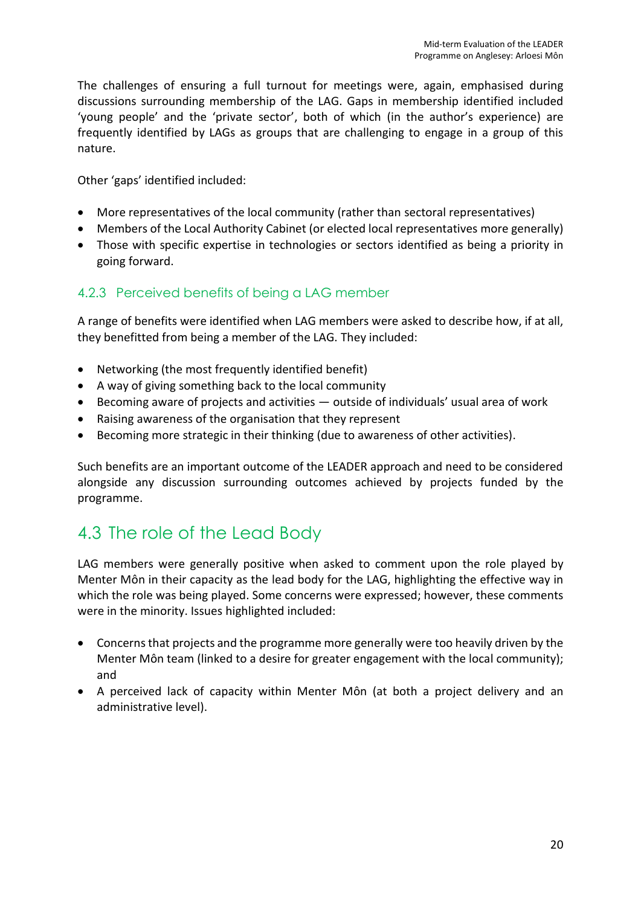The challenges of ensuring a full turnout for meetings were, again, emphasised during discussions surrounding membership of the LAG. Gaps in membership identified included 'young people' and the 'private sector', both of which (in the author's experience) are frequently identified by LAGs as groups that are challenging to engage in a group of this nature.

Other 'gaps' identified included:

- More representatives of the local community (rather than sectoral representatives)
- Members of the Local Authority Cabinet (or elected local representatives more generally)
- Those with specific expertise in technologies or sectors identified as being a priority in going forward.

### 4.2.3 Perceived benefits of being a LAG member

A range of benefits were identified when LAG members were asked to describe how, if at all, they benefitted from being a member of the LAG. They included:

- Networking (the most frequently identified benefit)
- A way of giving something back to the local community
- Becoming aware of projects and activities — outside of individuals' usual area of work
- Raising awareness of the organisation that they represent
- Becoming more strategic in their thinking (due to awareness of other activities).

Such benefits are an important outcome of the LEADER approach and need to be considered alongside any discussion surrounding outcomes achieved by projects funded by the programme.

## 4.3 The role of the Lead Body

LAG members were generally positive when asked to comment upon the role played by Menter Môn in their capacity as the lead body for the LAG, highlighting the effective way in which the role was being played. Some concerns were expressed; however, these comments were in the minority. Issues highlighted included:

- Concerns that projects and the programme more generally were too heavily driven by the Menter Môn team (linked to a desire for greater engagement with the local community); and
- A perceived lack of capacity within Menter Môn (at both a project delivery and an administrative level).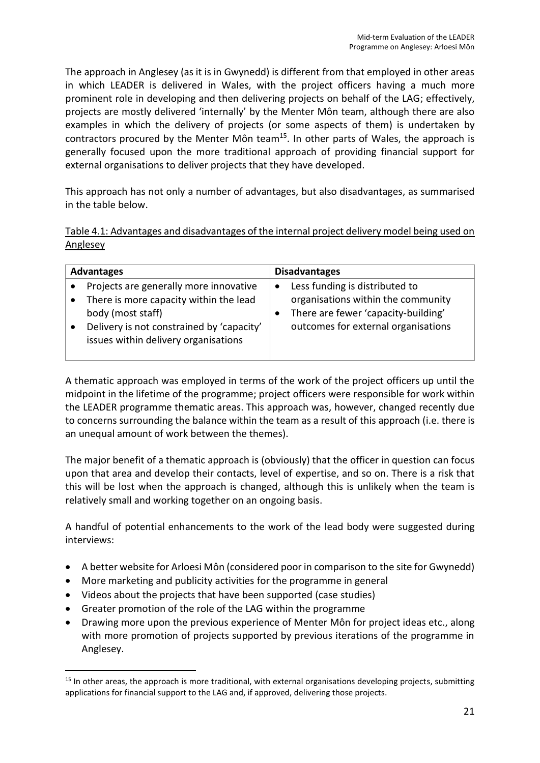The approach in Anglesey (as it is in Gwynedd) is different from that employed in other areas in which LEADER is delivered in Wales, with the project officers having a much more prominent role in developing and then delivering projects on behalf of the LAG; effectively, projects are mostly delivered 'internally' by the Menter Môn team, although there are also examples in which the delivery of projects (or some aspects of them) is undertaken by contractors procured by the Menter Môn team[15]. In other parts of Wales, the approach is generally focused upon the more traditional approach of providing financial support for external organisations to deliver projects that they have developed.

This approach has not only a number of advantages, but also disadvantages, as summarised in the table below.

Table 4.1: Advantages and disadvantages of the internal project delivery model being used on Anglesey

| Advantages | Disadvantages |
|---|---|
| • Projects are generally more innovative<br>• There is more capacity within the lead body (most staff)<br>• Delivery is not constrained by 'capacity' issues within delivery organisations | • Less funding is distributed to organisations within the community<br>• There are fewer 'capacity-building' outcomes for external organisations |

A thematic approach was employed in terms of the work of the project officers up until the midpoint in the lifetime of the programme; project officers were responsible for work within the LEADER programme thematic areas. This approach was, however, changed recently due to concerns surrounding the balance within the team as a result of this approach (i.e. there is an unequal amount of work between the themes).

The major benefit of a thematic approach is (obviously) that the officer in question can focus upon that area and develop their contacts, level of expertise, and so on. There is a risk that this will be lost when the approach is changed, although this is unlikely when the team is relatively small and working together on an ongoing basis.

A handful of potential enhancements to the work of the lead body were suggested during interviews:

- A better website for Arloesi Môn (considered poor in comparison to the site for Gwynedd)
- More marketing and publicity activities for the programme in general
- Videos about the projects that have been supported (case studies)
- Greater promotion of the role of the LAG within the programme
- Drawing more upon the previous experience of Menter Môn for project ideas etc., along with more promotion of projects supported by previous iterations of the programme in Anglesey.

[15] In other areas, the approach is more traditional, with external organisations developing projects, submitting applications for financial support to the LAG and, if approved, delivering those projects.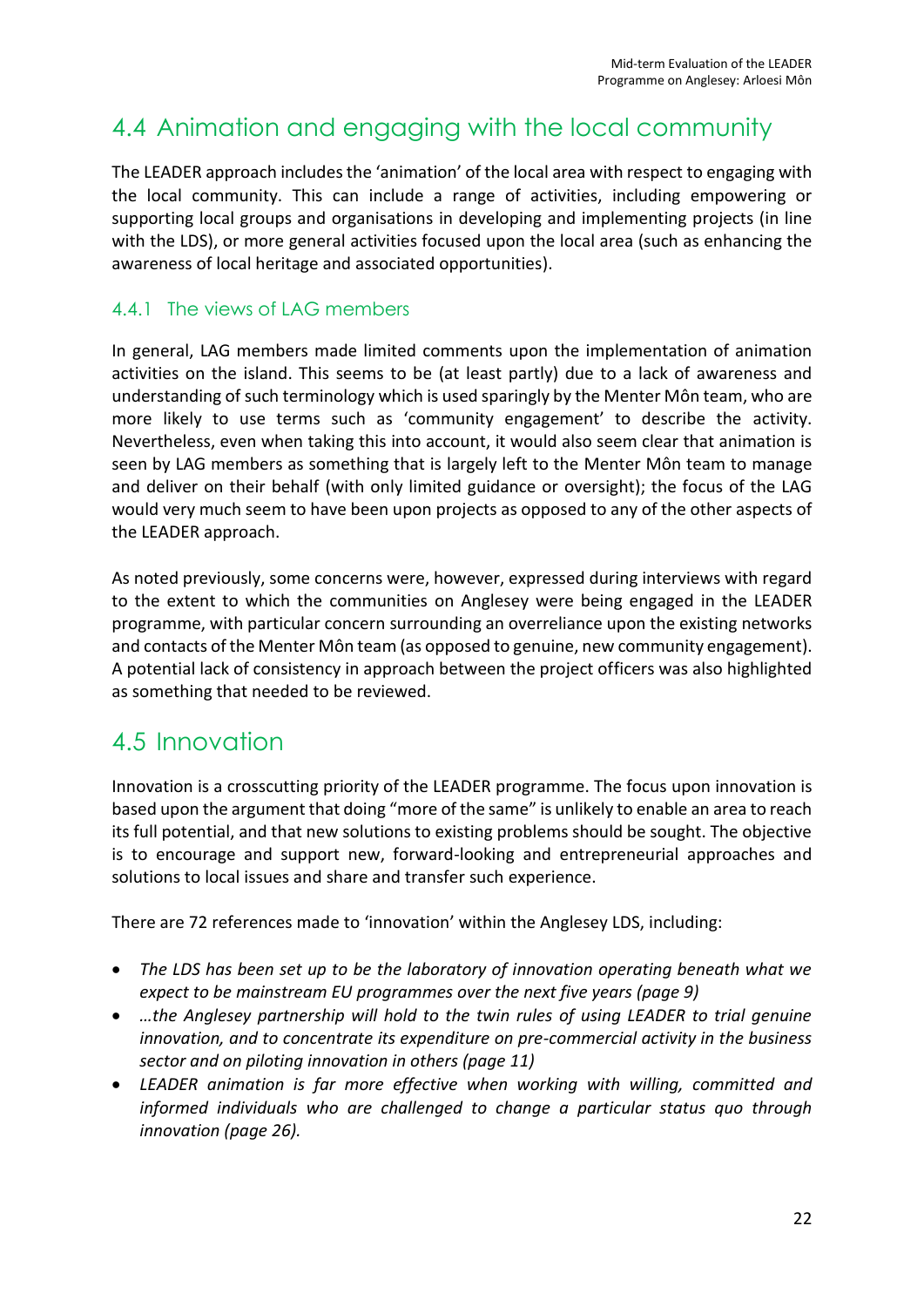## 4.4 Animation and engaging with the local community

The LEADER approach includes the 'animation' of the local area with respect to engaging with the local community. This can include a range of activities, including empowering or supporting local groups and organisations in developing and implementing projects (in line with the LDS), or more general activities focused upon the local area (such as enhancing the awareness of local heritage and associated opportunities).

### 4.4.1 The views of LAG members

In general, LAG members made limited comments upon the implementation of animation activities on the island. This seems to be (at least partly) due to a lack of awareness and understanding of such terminology which is used sparingly by the Menter Môn team, who are more likely to use terms such as 'community engagement' to describe the activity. Nevertheless, even when taking this into account, it would also seem clear that animation is seen by LAG members as something that is largely left to the Menter Môn team to manage and deliver on their behalf (with only limited guidance or oversight); the focus of the LAG would very much seem to have been upon projects as opposed to any of the other aspects of the LEADER approach.

As noted previously, some concerns were, however, expressed during interviews with regard to the extent to which the communities on Anglesey were being engaged in the LEADER programme, with particular concern surrounding an overreliance upon the existing networks and contacts of the Menter Môn team (as opposed to genuine, new community engagement). A potential lack of consistency in approach between the project officers was also highlighted as something that needed to be reviewed.

## 4.5 Innovation

Innovation is a crosscutting priority of the LEADER programme. The focus upon innovation is based upon the argument that doing "more of the same" is unlikely to enable an area to reach its full potential, and that new solutions to existing problems should be sought. The objective is to encourage and support new, forward-looking and entrepreneurial approaches and solutions to local issues and share and transfer such experience.

There are 72 references made to 'innovation' within the Anglesey LDS, including:

- *The LDS has been set up to be the laboratory of innovation operating beneath what we expect to be mainstream EU programmes over the next five years (page 9)*
- *…the Anglesey partnership will hold to the twin rules of using LEADER to trial genuine innovation, and to concentrate its expenditure on pre-commercial activity in the business sector and on piloting innovation in others (page 11)*
- *LEADER animation is far more effective when working with willing, committed and informed individuals who are challenged to change a particular status quo through innovation (page 26).*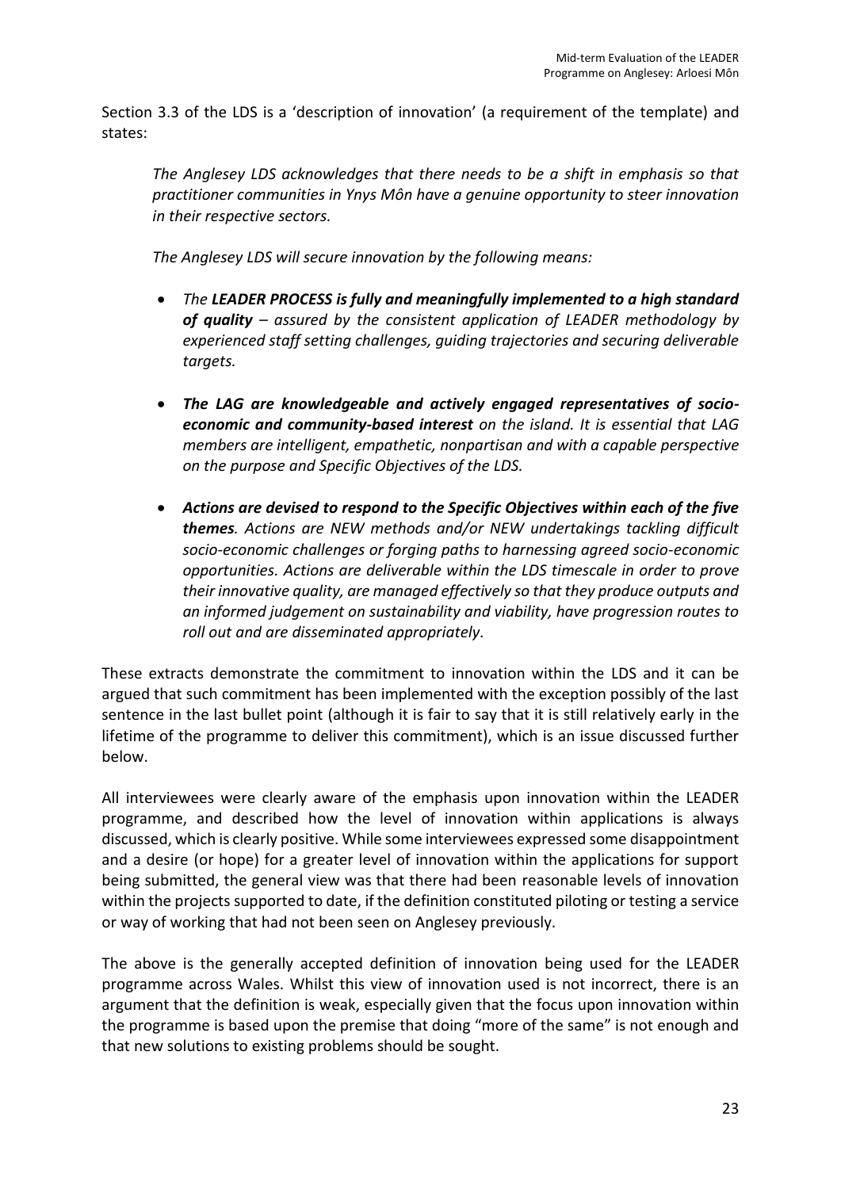Section 3.3 of the LDS is a 'description of innovation' (a requirement of the template) and states:

> *The Anglesey LDS acknowledges that there needs to be a shift in emphasis so that practitioner communities in Ynys Môn have a genuine opportunity to steer innovation in their respective sectors.*
>
> *The Anglesey LDS will secure innovation by the following means:*
>
> - *The **LEADER PROCESS is fully and meaningfully implemented to a high standard of quality** – assured by the consistent application of LEADER methodology by experienced staff setting challenges, guiding trajectories and securing deliverable targets.*
> - ***The LAG are knowledgeable and actively engaged representatives of socio-economic and community-based interest** on the island. It is essential that LAG members are intelligent, empathetic, nonpartisan and with a capable perspective on the purpose and Specific Objectives of the LDS.*
> - ***Actions are devised to respond to the Specific Objectives within each of the five themes**. Actions are NEW methods and/or NEW undertakings tackling difficult socio-economic challenges or forging paths to harnessing agreed socio-economic opportunities. Actions are deliverable within the LDS timescale in order to prove their innovative quality, are managed effectively so that they produce outputs and an informed judgement on sustainability and viability, have progression routes to roll out and are disseminated appropriately.*

These extracts demonstrate the commitment to innovation within the LDS and it can be argued that such commitment has been implemented with the exception possibly of the last sentence in the last bullet point (although it is fair to say that it is still relatively early in the lifetime of the programme to deliver this commitment), which is an issue discussed further below.

All interviewees were clearly aware of the emphasis upon innovation within the LEADER programme, and described how the level of innovation within applications is always discussed, which is clearly positive. While some interviewees expressed some disappointment and a desire (or hope) for a greater level of innovation within the applications for support being submitted, the general view was that there had been reasonable levels of innovation within the projects supported to date, if the definition constituted piloting or testing a service or way of working that had not been seen on Anglesey previously.

The above is the generally accepted definition of innovation being used for the LEADER programme across Wales. Whilst this view of innovation used is not incorrect, there is an argument that the definition is weak, especially given that the focus upon innovation within the programme is based upon the premise that doing "more of the same" is not enough and that new solutions to existing problems should be sought.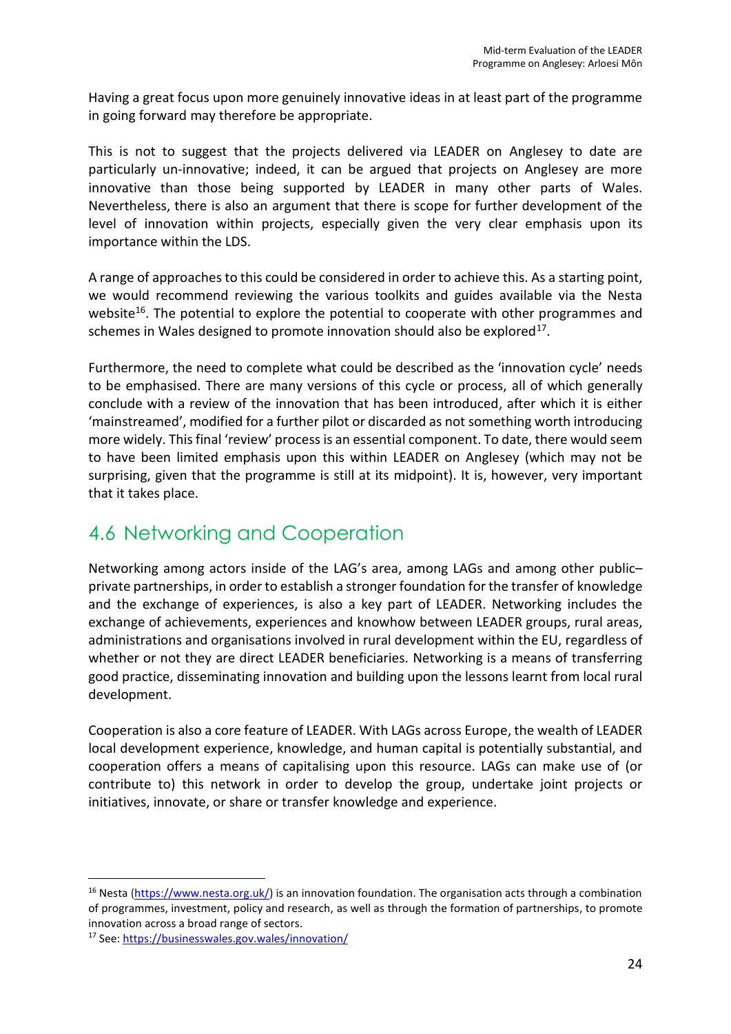Having a great focus upon more genuinely innovative ideas in at least part of the programme in going forward may therefore be appropriate.

This is not to suggest that the projects delivered via LEADER on Anglesey to date are particularly un-innovative; indeed, it can be argued that projects on Anglesey are more innovative than those being supported by LEADER in many other parts of Wales. Nevertheless, there is also an argument that there is scope for further development of the level of innovation within projects, especially given the very clear emphasis upon its importance within the LDS.

A range of approaches to this could be considered in order to achieve this. As a starting point, we would recommend reviewing the various toolkits and guides available via the Nesta website[16]. The potential to explore the potential to cooperate with other programmes and schemes in Wales designed to promote innovation should also be explored[17].

Furthermore, the need to complete what could be described as the 'innovation cycle' needs to be emphasised. There are many versions of this cycle or process, all of which generally conclude with a review of the innovation that has been introduced, after which it is either 'mainstreamed', modified for a further pilot or discarded as not something worth introducing more widely. This final 'review' process is an essential component. To date, there would seem to have been limited emphasis upon this within LEADER on Anglesey (which may not be surprising, given that the programme is still at its midpoint). It is, however, very important that it takes place.

## 4.6 Networking and Cooperation

Networking among actors inside of the LAG's area, among LAGs and among other public–private partnerships, in order to establish a stronger foundation for the transfer of knowledge and the exchange of experiences, is also a key part of LEADER. Networking includes the exchange of achievements, experiences and knowhow between LEADER groups, rural areas, administrations and organisations involved in rural development within the EU, regardless of whether or not they are direct LEADER beneficiaries. Networking is a means of transferring good practice, disseminating innovation and building upon the lessons learnt from local rural development.

Cooperation is also a core feature of LEADER. With LAGs across Europe, the wealth of LEADER local development experience, knowledge, and human capital is potentially substantial, and cooperation offers a means of capitalising upon this resource. LAGs can make use of (or contribute to) this network in order to develop the group, undertake joint projects or initiatives, innovate, or share or transfer knowledge and experience.

---

[16] Nesta (https://www.nesta.org.uk/) is an innovation foundation. The organisation acts through a combination of programmes, investment, policy and research, as well as through the formation of partnerships, to promote innovation across a broad range of sectors.

[17] See: https://businesswales.gov.wales/innovation/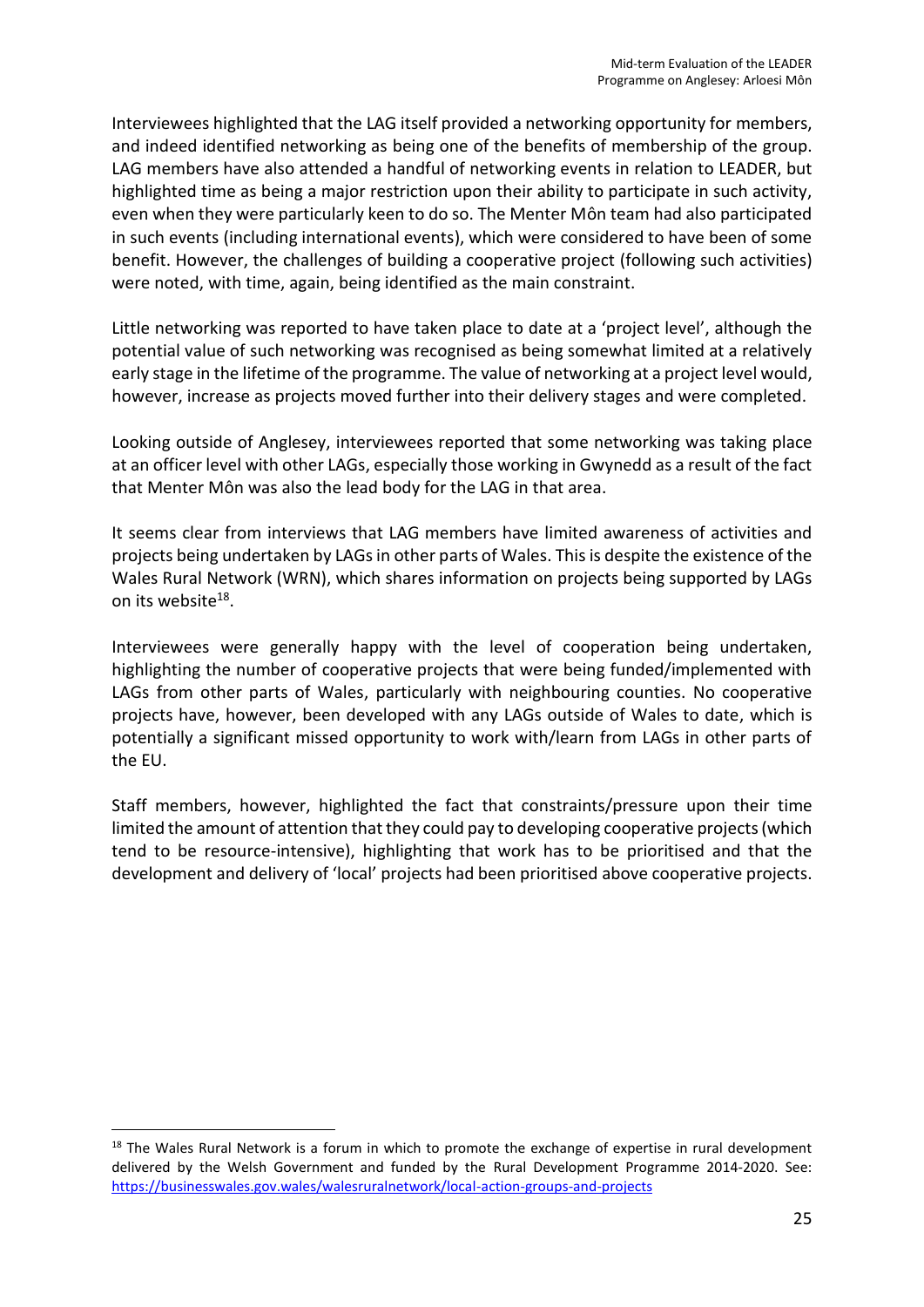Interviewees highlighted that the LAG itself provided a networking opportunity for members, and indeed identified networking as being one of the benefits of membership of the group. LAG members have also attended a handful of networking events in relation to LEADER, but highlighted time as being a major restriction upon their ability to participate in such activity, even when they were particularly keen to do so. The Menter Môn team had also participated in such events (including international events), which were considered to have been of some benefit. However, the challenges of building a cooperative project (following such activities) were noted, with time, again, being identified as the main constraint.

Little networking was reported to have taken place to date at a 'project level', although the potential value of such networking was recognised as being somewhat limited at a relatively early stage in the lifetime of the programme. The value of networking at a project level would, however, increase as projects moved further into their delivery stages and were completed.

Looking outside of Anglesey, interviewees reported that some networking was taking place at an officer level with other LAGs, especially those working in Gwynedd as a result of the fact that Menter Môn was also the lead body for the LAG in that area.

It seems clear from interviews that LAG members have limited awareness of activities and projects being undertaken by LAGs in other parts of Wales. This is despite the existence of the Wales Rural Network (WRN), which shares information on projects being supported by LAGs on its website[18].

Interviewees were generally happy with the level of cooperation being undertaken, highlighting the number of cooperative projects that were being funded/implemented with LAGs from other parts of Wales, particularly with neighbouring counties. No cooperative projects have, however, been developed with any LAGs outside of Wales to date, which is potentially a significant missed opportunity to work with/learn from LAGs in other parts of the EU.

Staff members, however, highlighted the fact that constraints/pressure upon their time limited the amount of attention that they could pay to developing cooperative projects (which tend to be resource-intensive), highlighting that work has to be prioritised and that the development and delivery of 'local' projects had been prioritised above cooperative projects.

---

[18] The Wales Rural Network is a forum in which to promote the exchange of expertise in rural development delivered by the Welsh Government and funded by the Rural Development Programme 2014-2020. See: https://businesswales.gov.wales/walesruralnetwork/local-action-groups-and-projects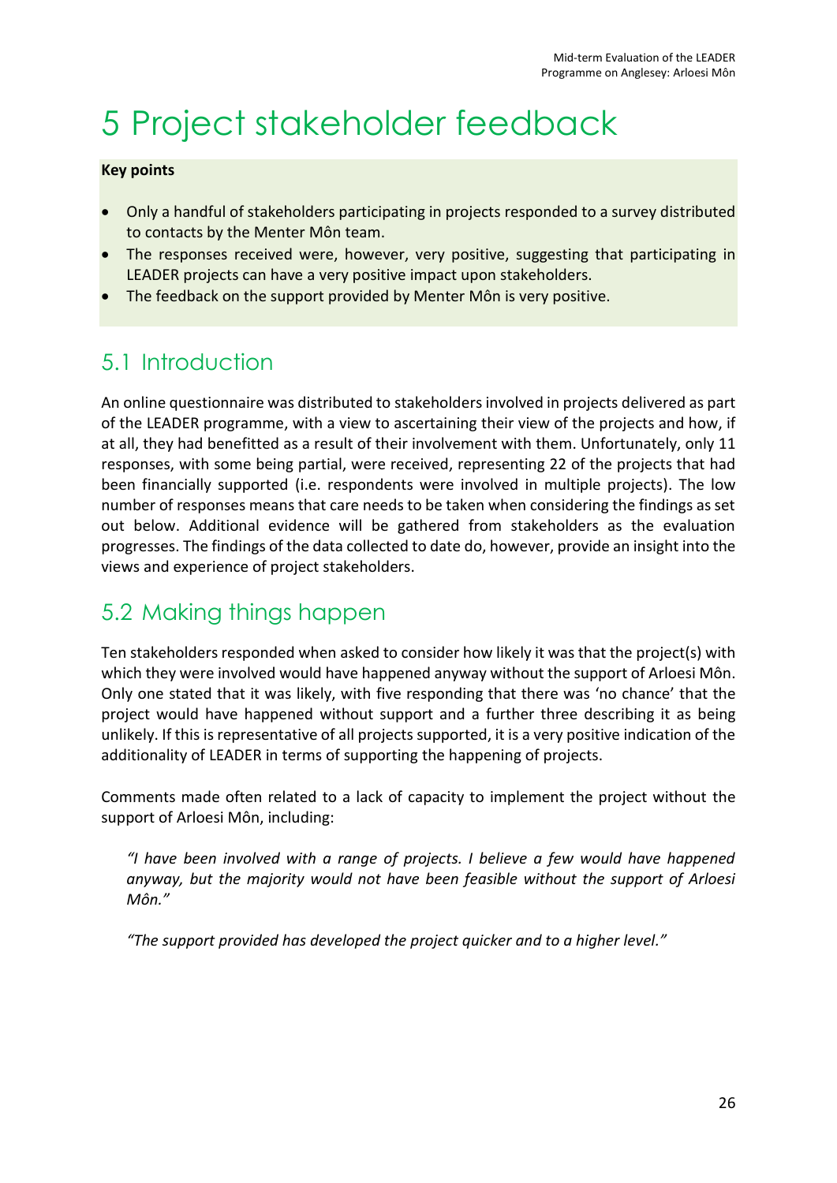# 5 Project stakeholder feedback

**Key points**

- Only a handful of stakeholders participating in projects responded to a survey distributed to contacts by the Menter Môn team.
- The responses received were, however, very positive, suggesting that participating in LEADER projects can have a very positive impact upon stakeholders.
- The feedback on the support provided by Menter Môn is very positive.

## 5.1 Introduction

An online questionnaire was distributed to stakeholders involved in projects delivered as part of the LEADER programme, with a view to ascertaining their view of the projects and how, if at all, they had benefitted as a result of their involvement with them. Unfortunately, only 11 responses, with some being partial, were received, representing 22 of the projects that had been financially supported (i.e. respondents were involved in multiple projects). The low number of responses means that care needs to be taken when considering the findings as set out below. Additional evidence will be gathered from stakeholders as the evaluation progresses. The findings of the data collected to date do, however, provide an insight into the views and experience of project stakeholders.

## 5.2 Making things happen

Ten stakeholders responded when asked to consider how likely it was that the project(s) with which they were involved would have happened anyway without the support of Arloesi Môn. Only one stated that it was likely, with five responding that there was 'no chance' that the project would have happened without support and a further three describing it as being unlikely. If this is representative of all projects supported, it is a very positive indication of the additionality of LEADER in terms of supporting the happening of projects.

Comments made often related to a lack of capacity to implement the project without the support of Arloesi Môn, including:

> *"I have been involved with a range of projects. I believe a few would have happened anyway, but the majority would not have been feasible without the support of Arloesi Môn."*

> *"The support provided has developed the project quicker and to a higher level."*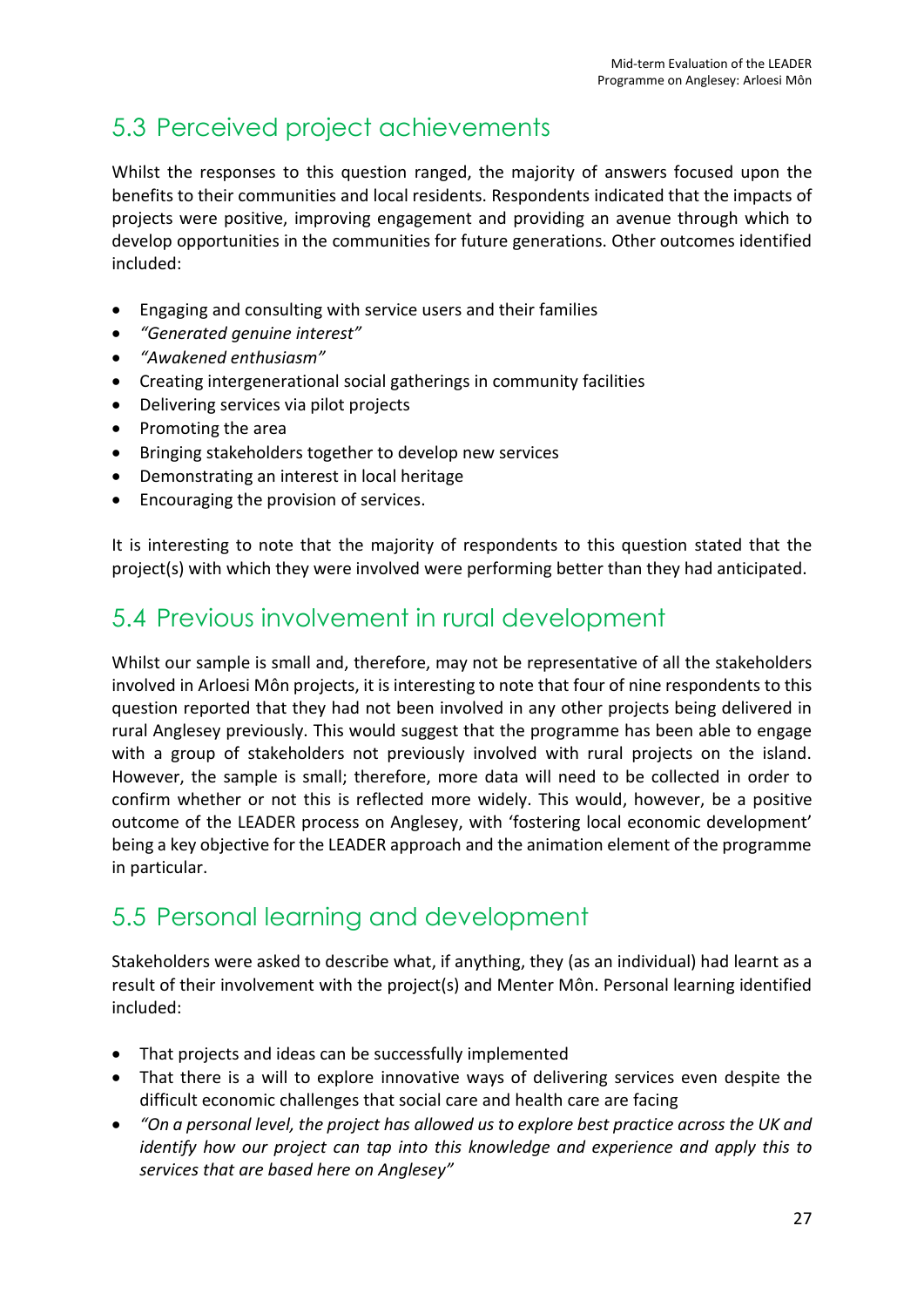## 5.3 Perceived project achievements

Whilst the responses to this question ranged, the majority of answers focused upon the benefits to their communities and local residents. Respondents indicated that the impacts of projects were positive, improving engagement and providing an avenue through which to develop opportunities in the communities for future generations. Other outcomes identified included:

- Engaging and consulting with service users and their families
- *"Generated genuine interest"*
- *"Awakened enthusiasm"*
- Creating intergenerational social gatherings in community facilities
- Delivering services via pilot projects
- Promoting the area
- Bringing stakeholders together to develop new services
- Demonstrating an interest in local heritage
- Encouraging the provision of services.

It is interesting to note that the majority of respondents to this question stated that the project(s) with which they were involved were performing better than they had anticipated.

## 5.4 Previous involvement in rural development

Whilst our sample is small and, therefore, may not be representative of all the stakeholders involved in Arloesi Môn projects, it is interesting to note that four of nine respondents to this question reported that they had not been involved in any other projects being delivered in rural Anglesey previously. This would suggest that the programme has been able to engage with a group of stakeholders not previously involved with rural projects on the island. However, the sample is small; therefore, more data will need to be collected in order to confirm whether or not this is reflected more widely. This would, however, be a positive outcome of the LEADER process on Anglesey, with 'fostering local economic development' being a key objective for the LEADER approach and the animation element of the programme in particular.

## 5.5 Personal learning and development

Stakeholders were asked to describe what, if anything, they (as an individual) had learnt as a result of their involvement with the project(s) and Menter Môn. Personal learning identified included:

- That projects and ideas can be successfully implemented
- That there is a will to explore innovative ways of delivering services even despite the difficult economic challenges that social care and health care are facing
- *"On a personal level, the project has allowed us to explore best practice across the UK and identify how our project can tap into this knowledge and experience and apply this to services that are based here on Anglesey"*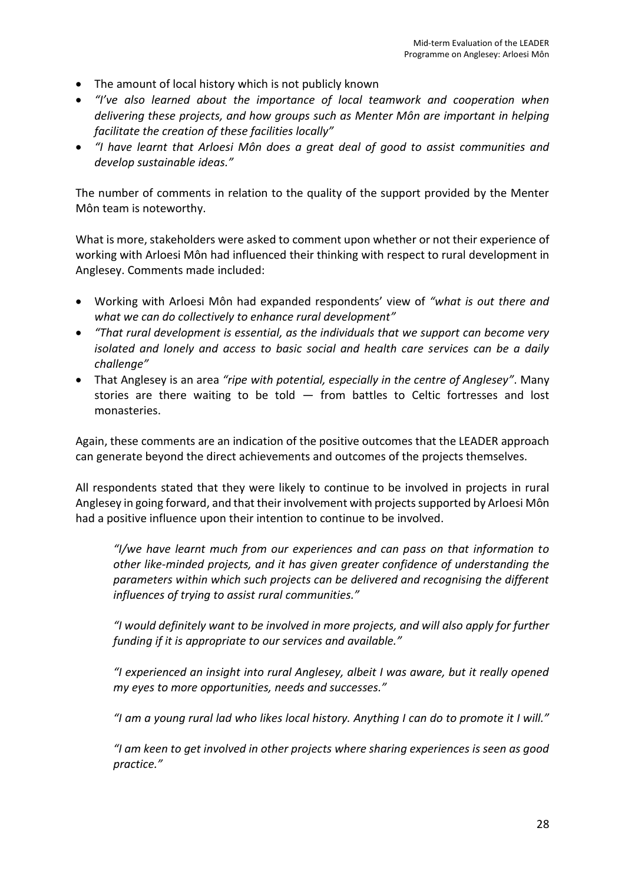- The amount of local history which is not publicly known
- *"I've also learned about the importance of local teamwork and cooperation when delivering these projects, and how groups such as Menter Môn are important in helping facilitate the creation of these facilities locally"*
- *"I have learnt that Arloesi Môn does a great deal of good to assist communities and develop sustainable ideas."*

The number of comments in relation to the quality of the support provided by the Menter Môn team is noteworthy.

What is more, stakeholders were asked to comment upon whether or not their experience of working with Arloesi Môn had influenced their thinking with respect to rural development in Anglesey. Comments made included:

- Working with Arloesi Môn had expanded respondents' view of *"what is out there and what we can do collectively to enhance rural development"*
- *"That rural development is essential, as the individuals that we support can become very isolated and lonely and access to basic social and health care services can be a daily challenge"*
- That Anglesey is an area *"ripe with potential, especially in the centre of Anglesey"*. Many stories are there waiting to be told — from battles to Celtic fortresses and lost monasteries.

Again, these comments are an indication of the positive outcomes that the LEADER approach can generate beyond the direct achievements and outcomes of the projects themselves.

All respondents stated that they were likely to continue to be involved in projects in rural Anglesey in going forward, and that their involvement with projects supported by Arloesi Môn had a positive influence upon their intention to continue to be involved.

> *"I/we have learnt much from our experiences and can pass on that information to other like-minded projects, and it has given greater confidence of understanding the parameters within which such projects can be delivered and recognising the different influences of trying to assist rural communities."*
>
> *"I would definitely want to be involved in more projects, and will also apply for further funding if it is appropriate to our services and available."*
>
> *"I experienced an insight into rural Anglesey, albeit I was aware, but it really opened my eyes to more opportunities, needs and successes."*
>
> *"I am a young rural lad who likes local history. Anything I can do to promote it I will."*
>
> *"I am keen to get involved in other projects where sharing experiences is seen as good practice."*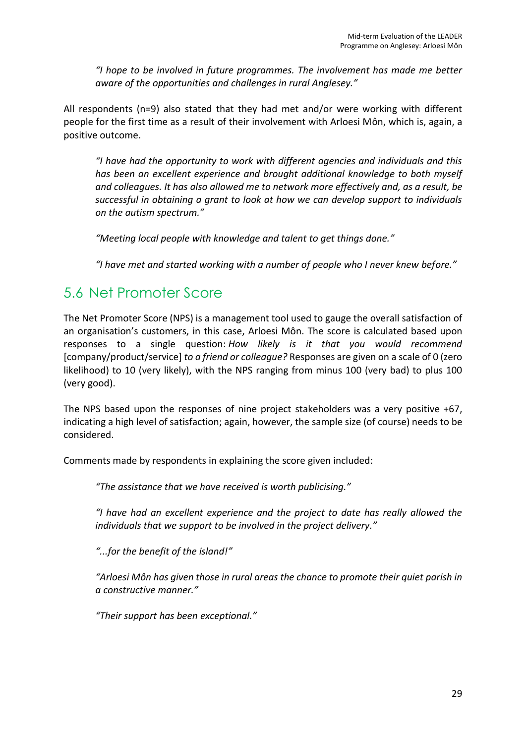*"I hope to be involved in future programmes. The involvement has made me better aware of the opportunities and challenges in rural Anglesey."*

All respondents (n=9) also stated that they had met and/or were working with different people for the first time as a result of their involvement with Arloesi Môn, which is, again, a positive outcome.

> *"I have had the opportunity to work with different agencies and individuals and this has been an excellent experience and brought additional knowledge to both myself and colleagues. It has also allowed me to network more effectively and, as a result, be successful in obtaining a grant to look at how we can develop support to individuals on the autism spectrum."*

> *"Meeting local people with knowledge and talent to get things done."*

> *"I have met and started working with a number of people who I never knew before."*

## 5.6 Net Promoter Score

The Net Promoter Score (NPS) is a management tool used to gauge the overall satisfaction of an organisation's customers, in this case, Arloesi Môn. The score is calculated based upon responses to a single question: *How likely is it that you would recommend* [company/product/service] *to a friend or colleague?* Responses are given on a scale of 0 (zero likelihood) to 10 (very likely), with the NPS ranging from minus 100 (very bad) to plus 100 (very good).

The NPS based upon the responses of nine project stakeholders was a very positive +67, indicating a high level of satisfaction; again, however, the sample size (of course) needs to be considered.

Comments made by respondents in explaining the score given included:

> *"The assistance that we have received is worth publicising."*

> *"I have had an excellent experience and the project to date has really allowed the individuals that we support to be involved in the project delivery."*

> *"...for the benefit of the island!"*

> *"Arloesi Môn has given those in rural areas the chance to promote their quiet parish in a constructive manner."*

> *"Their support has been exceptional."*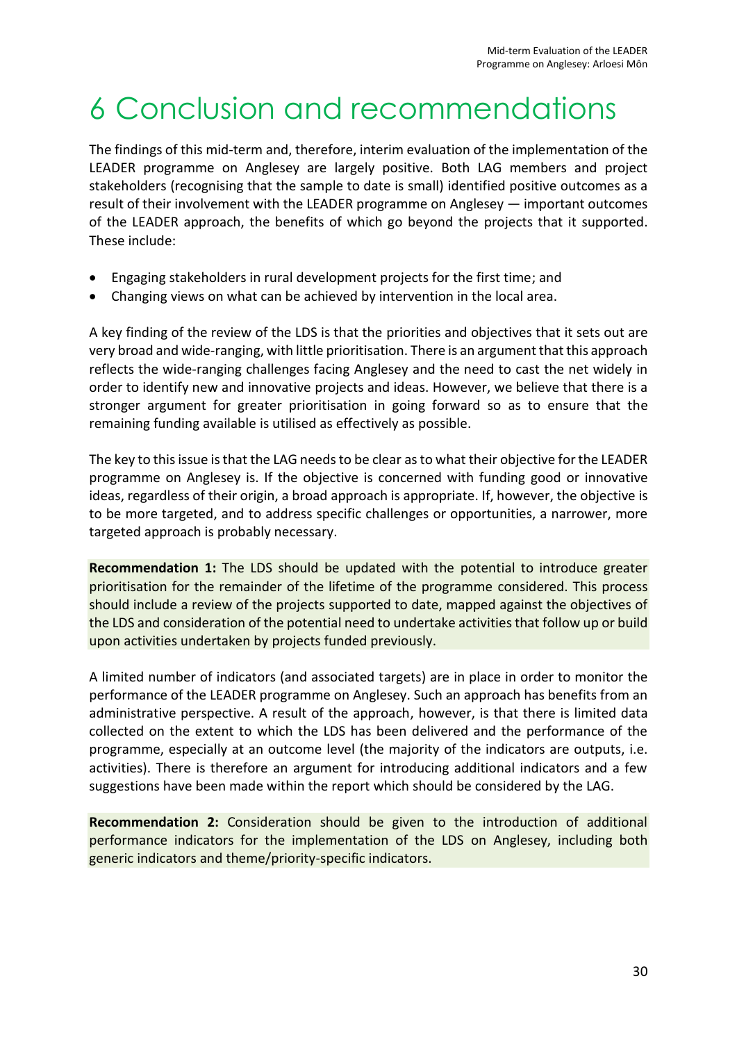# 6 Conclusion and recommendations

The findings of this mid-term and, therefore, interim evaluation of the implementation of the LEADER programme on Anglesey are largely positive. Both LAG members and project stakeholders (recognising that the sample to date is small) identified positive outcomes as a result of their involvement with the LEADER programme on Anglesey — important outcomes of the LEADER approach, the benefits of which go beyond the projects that it supported. These include:

- Engaging stakeholders in rural development projects for the first time; and
- Changing views on what can be achieved by intervention in the local area.

A key finding of the review of the LDS is that the priorities and objectives that it sets out are very broad and wide-ranging, with little prioritisation. There is an argument that this approach reflects the wide-ranging challenges facing Anglesey and the need to cast the net widely in order to identify new and innovative projects and ideas. However, we believe that there is a stronger argument for greater prioritisation in going forward so as to ensure that the remaining funding available is utilised as effectively as possible.

The key to this issue is that the LAG needs to be clear as to what their objective for the LEADER programme on Anglesey is. If the objective is concerned with funding good or innovative ideas, regardless of their origin, a broad approach is appropriate. If, however, the objective is to be more targeted, and to address specific challenges or opportunities, a narrower, more targeted approach is probably necessary.

**Recommendation 1:** The LDS should be updated with the potential to introduce greater prioritisation for the remainder of the lifetime of the programme considered. This process should include a review of the projects supported to date, mapped against the objectives of the LDS and consideration of the potential need to undertake activities that follow up or build upon activities undertaken by projects funded previously.

A limited number of indicators (and associated targets) are in place in order to monitor the performance of the LEADER programme on Anglesey. Such an approach has benefits from an administrative perspective. A result of the approach, however, is that there is limited data collected on the extent to which the LDS has been delivered and the performance of the programme, especially at an outcome level (the majority of the indicators are outputs, i.e. activities). There is therefore an argument for introducing additional indicators and a few suggestions have been made within the report which should be considered by the LAG.

**Recommendation 2:** Consideration should be given to the introduction of additional performance indicators for the implementation of the LDS on Anglesey, including both generic indicators and theme/priority-specific indicators.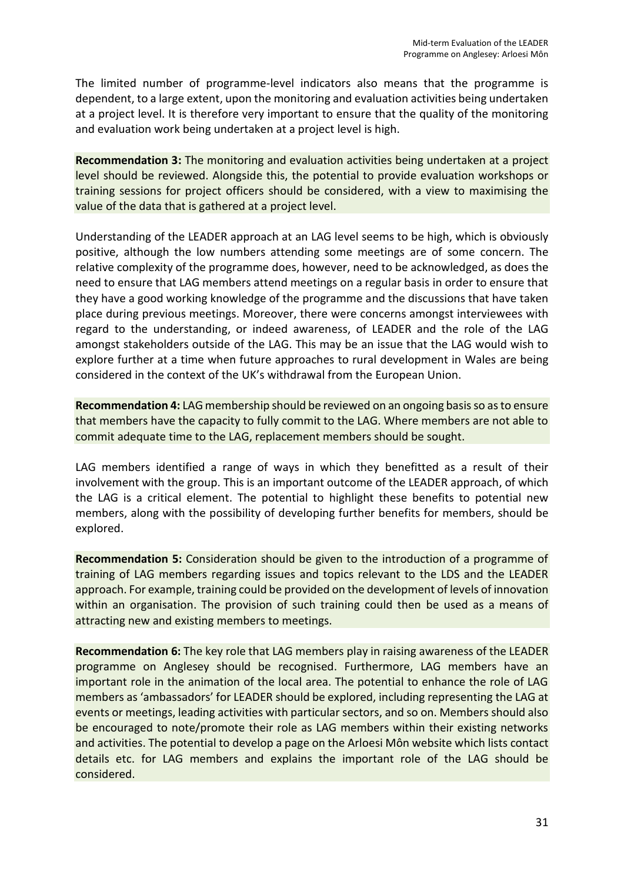The limited number of programme-level indicators also means that the programme is dependent, to a large extent, upon the monitoring and evaluation activities being undertaken at a project level. It is therefore very important to ensure that the quality of the monitoring and evaluation work being undertaken at a project level is high.

**Recommendation 3:** The monitoring and evaluation activities being undertaken at a project level should be reviewed. Alongside this, the potential to provide evaluation workshops or training sessions for project officers should be considered, with a view to maximising the value of the data that is gathered at a project level.

Understanding of the LEADER approach at an LAG level seems to be high, which is obviously positive, although the low numbers attending some meetings are of some concern. The relative complexity of the programme does, however, need to be acknowledged, as does the need to ensure that LAG members attend meetings on a regular basis in order to ensure that they have a good working knowledge of the programme and the discussions that have taken place during previous meetings. Moreover, there were concerns amongst interviewees with regard to the understanding, or indeed awareness, of LEADER and the role of the LAG amongst stakeholders outside of the LAG. This may be an issue that the LAG would wish to explore further at a time when future approaches to rural development in Wales are being considered in the context of the UK's withdrawal from the European Union.

**Recommendation 4:** LAG membership should be reviewed on an ongoing basis so as to ensure that members have the capacity to fully commit to the LAG. Where members are not able to commit adequate time to the LAG, replacement members should be sought.

LAG members identified a range of ways in which they benefitted as a result of their involvement with the group. This is an important outcome of the LEADER approach, of which the LAG is a critical element. The potential to highlight these benefits to potential new members, along with the possibility of developing further benefits for members, should be explored.

**Recommendation 5:** Consideration should be given to the introduction of a programme of training of LAG members regarding issues and topics relevant to the LDS and the LEADER approach. For example, training could be provided on the development of levels of innovation within an organisation. The provision of such training could then be used as a means of attracting new and existing members to meetings.

**Recommendation 6:** The key role that LAG members play in raising awareness of the LEADER programme on Anglesey should be recognised. Furthermore, LAG members have an important role in the animation of the local area. The potential to enhance the role of LAG members as 'ambassadors' for LEADER should be explored, including representing the LAG at events or meetings, leading activities with particular sectors, and so on. Members should also be encouraged to note/promote their role as LAG members within their existing networks and activities. The potential to develop a page on the Arloesi Môn website which lists contact details etc. for LAG members and explains the important role of the LAG should be considered.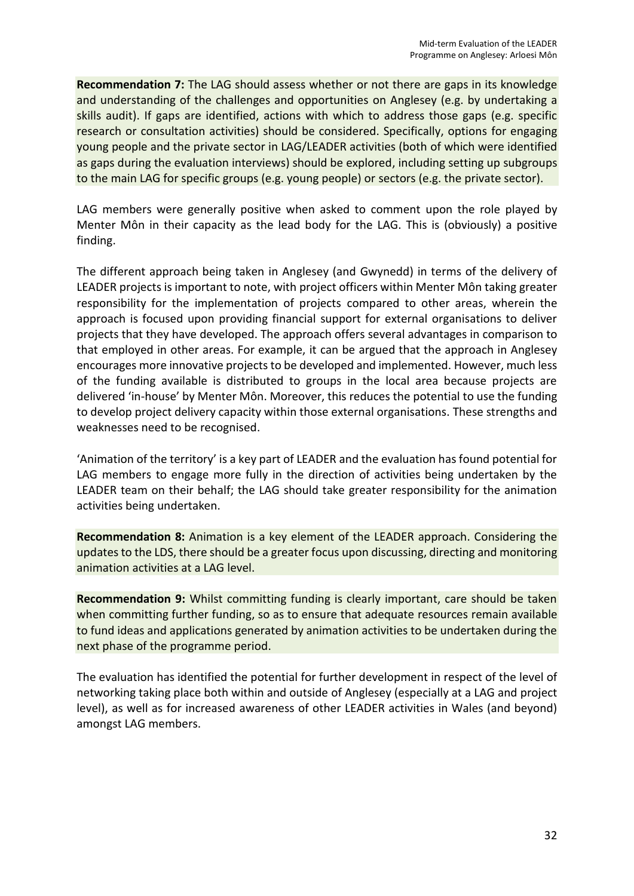**Recommendation 7:** The LAG should assess whether or not there are gaps in its knowledge and understanding of the challenges and opportunities on Anglesey (e.g. by undertaking a skills audit). If gaps are identified, actions with which to address those gaps (e.g. specific research or consultation activities) should be considered. Specifically, options for engaging young people and the private sector in LAG/LEADER activities (both of which were identified as gaps during the evaluation interviews) should be explored, including setting up subgroups to the main LAG for specific groups (e.g. young people) or sectors (e.g. the private sector).

LAG members were generally positive when asked to comment upon the role played by Menter Môn in their capacity as the lead body for the LAG. This is (obviously) a positive finding.

The different approach being taken in Anglesey (and Gwynedd) in terms of the delivery of LEADER projects is important to note, with project officers within Menter Môn taking greater responsibility for the implementation of projects compared to other areas, wherein the approach is focused upon providing financial support for external organisations to deliver projects that they have developed. The approach offers several advantages in comparison to that employed in other areas. For example, it can be argued that the approach in Anglesey encourages more innovative projects to be developed and implemented. However, much less of the funding available is distributed to groups in the local area because projects are delivered 'in-house' by Menter Môn. Moreover, this reduces the potential to use the funding to develop project delivery capacity within those external organisations. These strengths and weaknesses need to be recognised.

'Animation of the territory' is a key part of LEADER and the evaluation has found potential for LAG members to engage more fully in the direction of activities being undertaken by the LEADER team on their behalf; the LAG should take greater responsibility for the animation activities being undertaken.

**Recommendation 8:** Animation is a key element of the LEADER approach. Considering the updates to the LDS, there should be a greater focus upon discussing, directing and monitoring animation activities at a LAG level.

**Recommendation 9:** Whilst committing funding is clearly important, care should be taken when committing further funding, so as to ensure that adequate resources remain available to fund ideas and applications generated by animation activities to be undertaken during the next phase of the programme period.

The evaluation has identified the potential for further development in respect of the level of networking taking place both within and outside of Anglesey (especially at a LAG and project level), as well as for increased awareness of other LEADER activities in Wales (and beyond) amongst LAG members.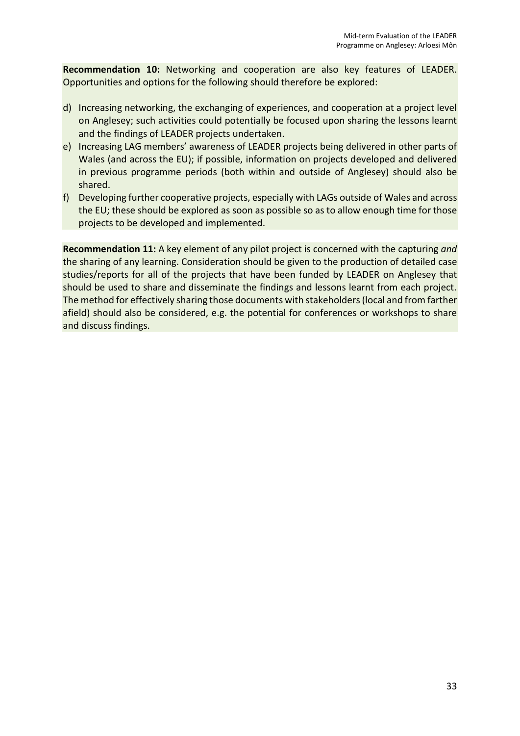**Recommendation 10:** Networking and cooperation are also key features of LEADER. Opportunities and options for the following should therefore be explored:

d) Increasing networking, the exchanging of experiences, and cooperation at a project level on Anglesey; such activities could potentially be focused upon sharing the lessons learnt and the findings of LEADER projects undertaken.
e) Increasing LAG members' awareness of LEADER projects being delivered in other parts of Wales (and across the EU); if possible, information on projects developed and delivered in previous programme periods (both within and outside of Anglesey) should also be shared.
f) Developing further cooperative projects, especially with LAGs outside of Wales and across the EU; these should be explored as soon as possible so as to allow enough time for those projects to be developed and implemented.

**Recommendation 11:** A key element of any pilot project is concerned with the capturing *and* the sharing of any learning. Consideration should be given to the production of detailed case studies/reports for all of the projects that have been funded by LEADER on Anglesey that should be used to share and disseminate the findings and lessons learnt from each project. The method for effectively sharing those documents with stakeholders (local and from farther afield) should also be considered, e.g. the potential for conferences or workshops to share and discuss findings.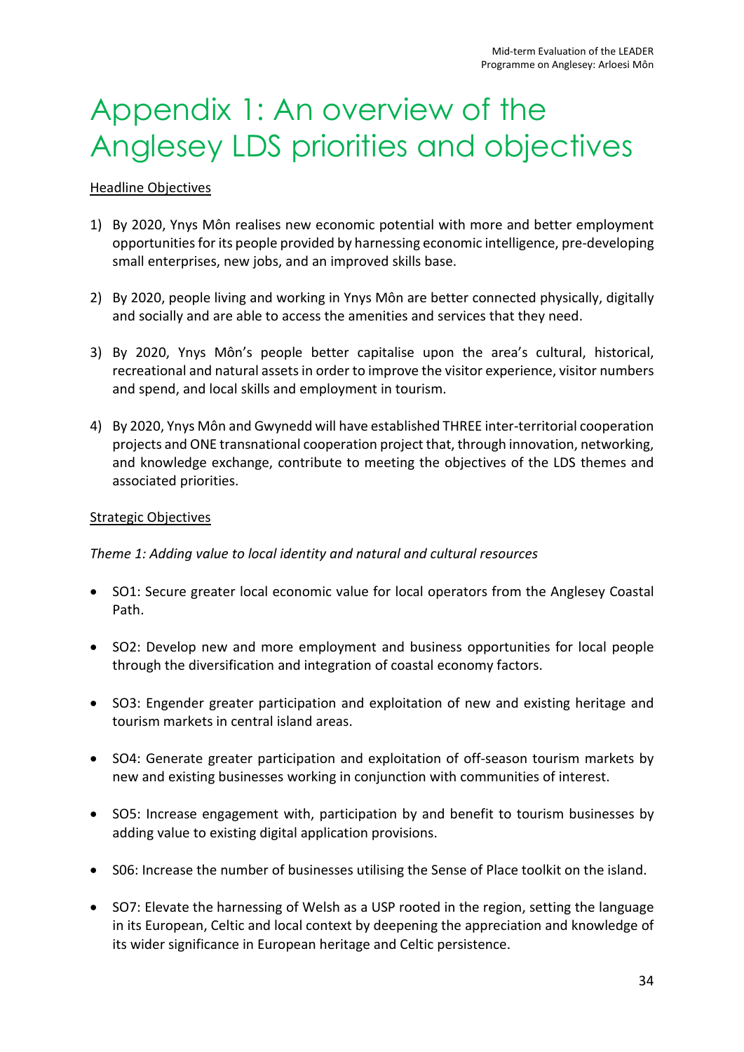# Appendix 1: An overview of the Anglesey LDS priorities and objectives

<u>Headline Objectives</u>

1) By 2020, Ynys Môn realises new economic potential with more and better employment opportunities for its people provided by harnessing economic intelligence, pre-developing small enterprises, new jobs, and an improved skills base.

2) By 2020, people living and working in Ynys Môn are better connected physically, digitally and socially and are able to access the amenities and services that they need.

3) By 2020, Ynys Môn's people better capitalise upon the area's cultural, historical, recreational and natural assets in order to improve the visitor experience, visitor numbers and spend, and local skills and employment in tourism.

4) By 2020, Ynys Môn and Gwynedd will have established THREE inter-territorial cooperation projects and ONE transnational cooperation project that, through innovation, networking, and knowledge exchange, contribute to meeting the objectives of the LDS themes and associated priorities.

<u>Strategic Objectives</u>

*Theme 1: Adding value to local identity and natural and cultural resources*

- SO1: Secure greater local economic value for local operators from the Anglesey Coastal Path.
- SO2: Develop new and more employment and business opportunities for local people through the diversification and integration of coastal economy factors.
- SO3: Engender greater participation and exploitation of new and existing heritage and tourism markets in central island areas.
- SO4: Generate greater participation and exploitation of off-season tourism markets by new and existing businesses working in conjunction with communities of interest.
- SO5: Increase engagement with, participation by and benefit to tourism businesses by adding value to existing digital application provisions.
- S06: Increase the number of businesses utilising the Sense of Place toolkit on the island.
- SO7: Elevate the harnessing of Welsh as a USP rooted in the region, setting the language in its European, Celtic and local context by deepening the appreciation and knowledge of its wider significance in European heritage and Celtic persistence.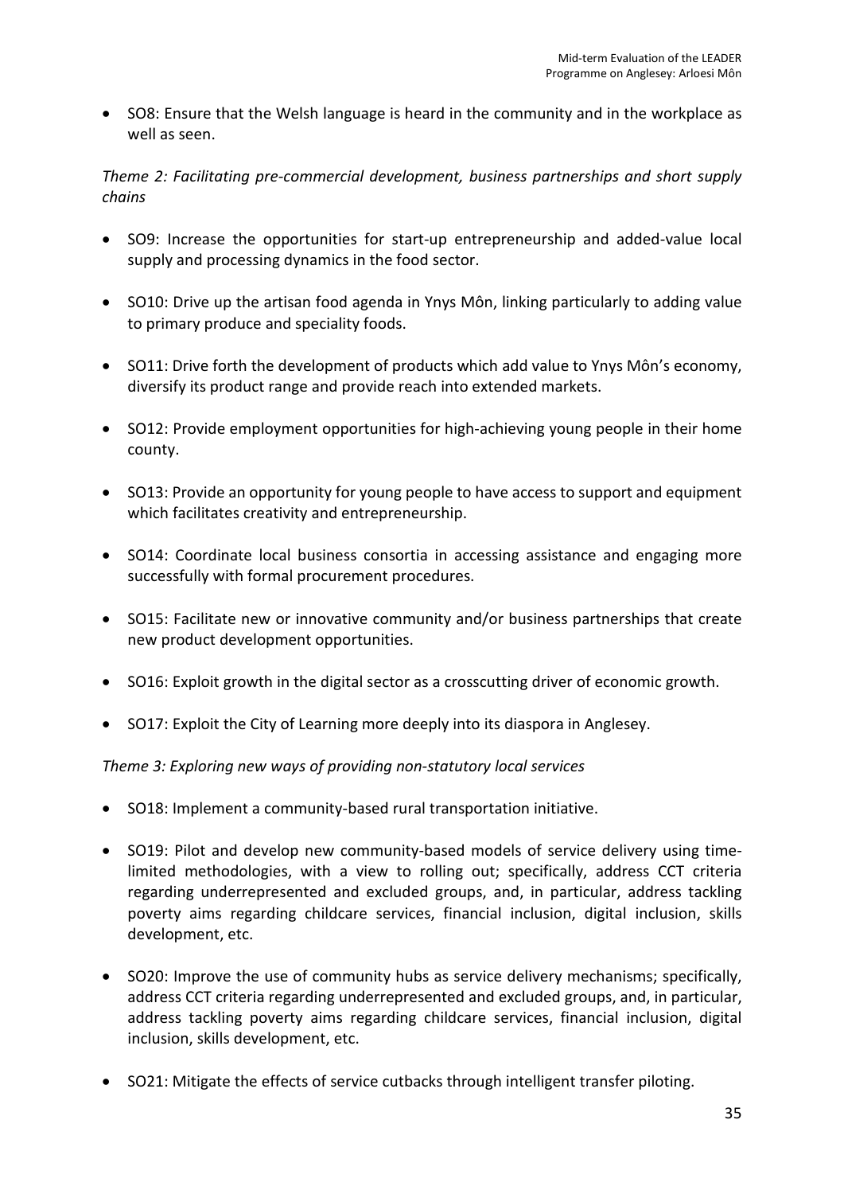- SO8: Ensure that the Welsh language is heard in the community and in the workplace as well as seen.

*Theme 2: Facilitating pre-commercial development, business partnerships and short supply chains*

- SO9: Increase the opportunities for start-up entrepreneurship and added-value local supply and processing dynamics in the food sector.
- SO10: Drive up the artisan food agenda in Ynys Môn, linking particularly to adding value to primary produce and speciality foods.
- SO11: Drive forth the development of products which add value to Ynys Môn's economy, diversify its product range and provide reach into extended markets.
- SO12: Provide employment opportunities for high-achieving young people in their home county.
- SO13: Provide an opportunity for young people to have access to support and equipment which facilitates creativity and entrepreneurship.
- SO14: Coordinate local business consortia in accessing assistance and engaging more successfully with formal procurement procedures.
- SO15: Facilitate new or innovative community and/or business partnerships that create new product development opportunities.
- SO16: Exploit growth in the digital sector as a crosscutting driver of economic growth.
- SO17: Exploit the City of Learning more deeply into its diaspora in Anglesey.

*Theme 3: Exploring new ways of providing non-statutory local services*

- SO18: Implement a community-based rural transportation initiative.
- SO19: Pilot and develop new community-based models of service delivery using time-limited methodologies, with a view to rolling out; specifically, address CCT criteria regarding underrepresented and excluded groups, and, in particular, address tackling poverty aims regarding childcare services, financial inclusion, digital inclusion, skills development, etc.
- SO20: Improve the use of community hubs as service delivery mechanisms; specifically, address CCT criteria regarding underrepresented and excluded groups, and, in particular, address tackling poverty aims regarding childcare services, financial inclusion, digital inclusion, skills development, etc.
- SO21: Mitigate the effects of service cutbacks through intelligent transfer piloting.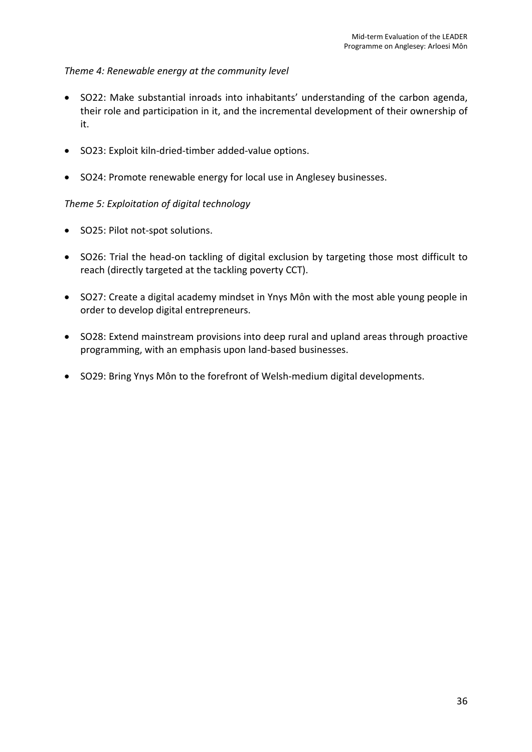*Theme 4: Renewable energy at the community level*

- SO22: Make substantial inroads into inhabitants' understanding of the carbon agenda, their role and participation in it, and the incremental development of their ownership of it.
- SO23: Exploit kiln-dried-timber added-value options.
- SO24: Promote renewable energy for local use in Anglesey businesses.

*Theme 5: Exploitation of digital technology*

- SO25: Pilot not-spot solutions.
- SO26: Trial the head-on tackling of digital exclusion by targeting those most difficult to reach (directly targeted at the tackling poverty CCT).
- SO27: Create a digital academy mindset in Ynys Môn with the most able young people in order to develop digital entrepreneurs.
- SO28: Extend mainstream provisions into deep rural and upland areas through proactive programming, with an emphasis upon land-based businesses.
- SO29: Bring Ynys Môn to the forefront of Welsh-medium digital developments.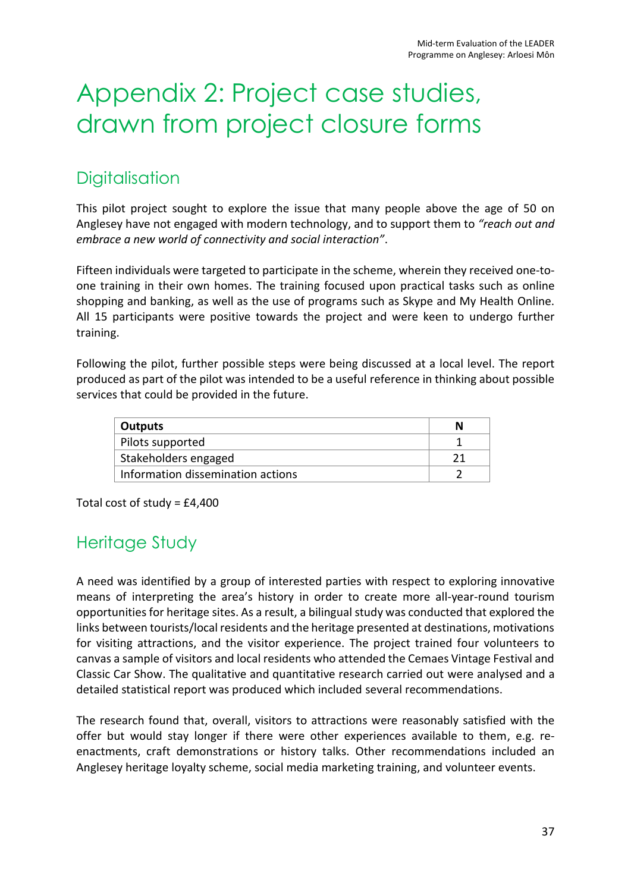# Appendix 2: Project case studies, drawn from project closure forms

## Digitalisation

This pilot project sought to explore the issue that many people above the age of 50 on Anglesey have not engaged with modern technology, and to support them to *"reach out and embrace a new world of connectivity and social interaction"*.

Fifteen individuals were targeted to participate in the scheme, wherein they received one-to-one training in their own homes. The training focused upon practical tasks such as online shopping and banking, as well as the use of programs such as Skype and My Health Online. All 15 participants were positive towards the project and were keen to undergo further training.

Following the pilot, further possible steps were being discussed at a local level. The report produced as part of the pilot was intended to be a useful reference in thinking about possible services that could be provided in the future.

| Outputs | N |
|---|---|
| Pilots supported | 1 |
| Stakeholders engaged | 21 |
| Information dissemination actions | 2 |

Total cost of study = £4,400

## Heritage Study

A need was identified by a group of interested parties with respect to exploring innovative means of interpreting the area's history in order to create more all-year-round tourism opportunities for heritage sites. As a result, a bilingual study was conducted that explored the links between tourists/local residents and the heritage presented at destinations, motivations for visiting attractions, and the visitor experience. The project trained four volunteers to canvas a sample of visitors and local residents who attended the Cemaes Vintage Festival and Classic Car Show. The qualitative and quantitative research carried out were analysed and a detailed statistical report was produced which included several recommendations.

The research found that, overall, visitors to attractions were reasonably satisfied with the offer but would stay longer if there were other experiences available to them, e.g. re-enactments, craft demonstrations or history talks. Other recommendations included an Anglesey heritage loyalty scheme, social media marketing training, and volunteer events.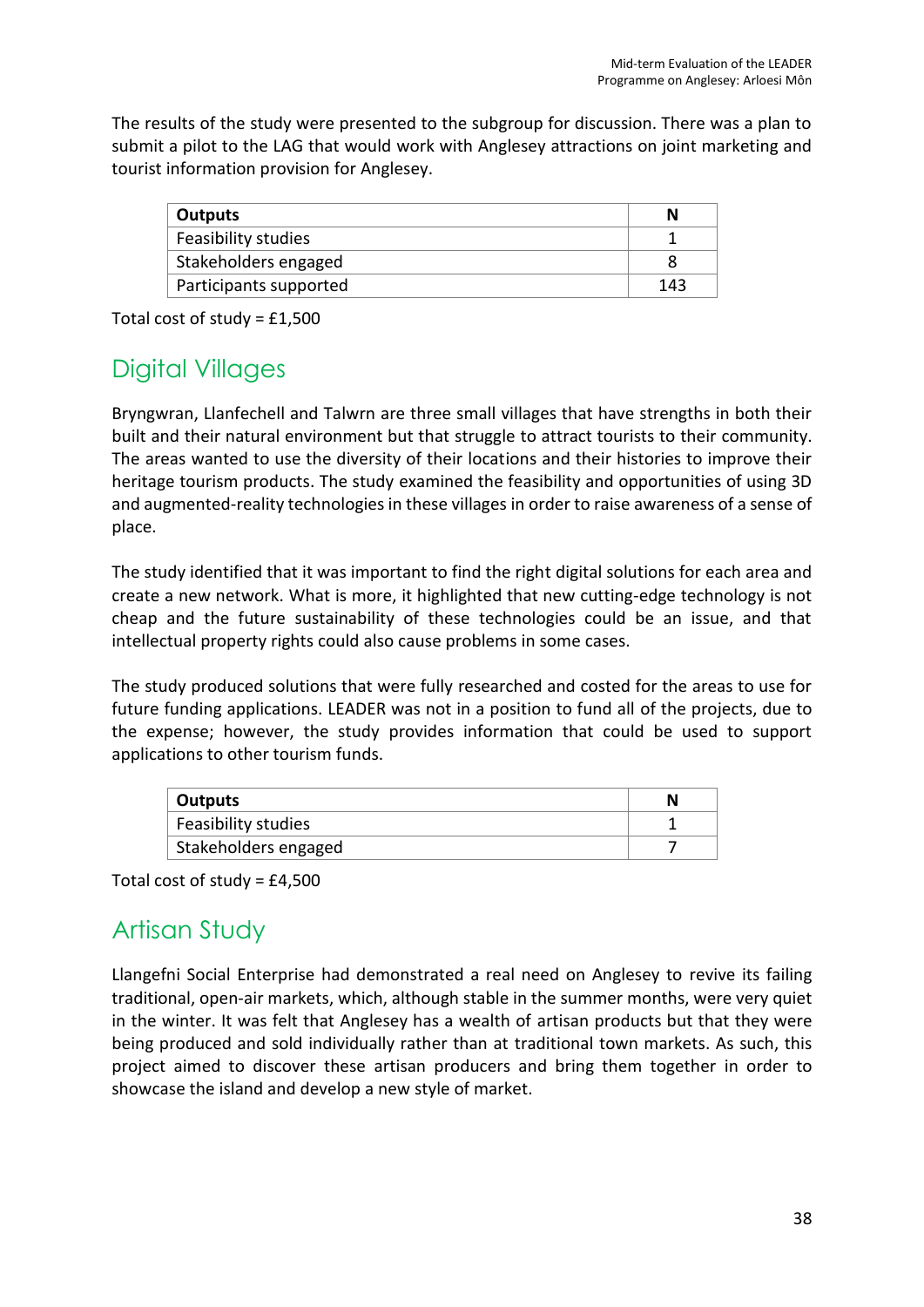The results of the study were presented to the subgroup for discussion. There was a plan to submit a pilot to the LAG that would work with Anglesey attractions on joint marketing and tourist information provision for Anglesey.

| Outputs | N |
|---|---|
| Feasibility studies | 1 |
| Stakeholders engaged | 8 |
| Participants supported | 143 |

Total cost of study = £1,500

## Digital Villages

Bryngwran, Llanfechell and Talwrn are three small villages that have strengths in both their built and their natural environment but that struggle to attract tourists to their community. The areas wanted to use the diversity of their locations and their histories to improve their heritage tourism products. The study examined the feasibility and opportunities of using 3D and augmented-reality technologies in these villages in order to raise awareness of a sense of place.

The study identified that it was important to find the right digital solutions for each area and create a new network. What is more, it highlighted that new cutting-edge technology is not cheap and the future sustainability of these technologies could be an issue, and that intellectual property rights could also cause problems in some cases.

The study produced solutions that were fully researched and costed for the areas to use for future funding applications. LEADER was not in a position to fund all of the projects, due to the expense; however, the study provides information that could be used to support applications to other tourism funds.

| Outputs | N |
|---|---|
| Feasibility studies | 1 |
| Stakeholders engaged | 7 |

Total cost of study = £4,500

## Artisan Study

Llangefni Social Enterprise had demonstrated a real need on Anglesey to revive its failing traditional, open-air markets, which, although stable in the summer months, were very quiet in the winter. It was felt that Anglesey has a wealth of artisan products but that they were being produced and sold individually rather than at traditional town markets. As such, this project aimed to discover these artisan producers and bring them together in order to showcase the island and develop a new style of market.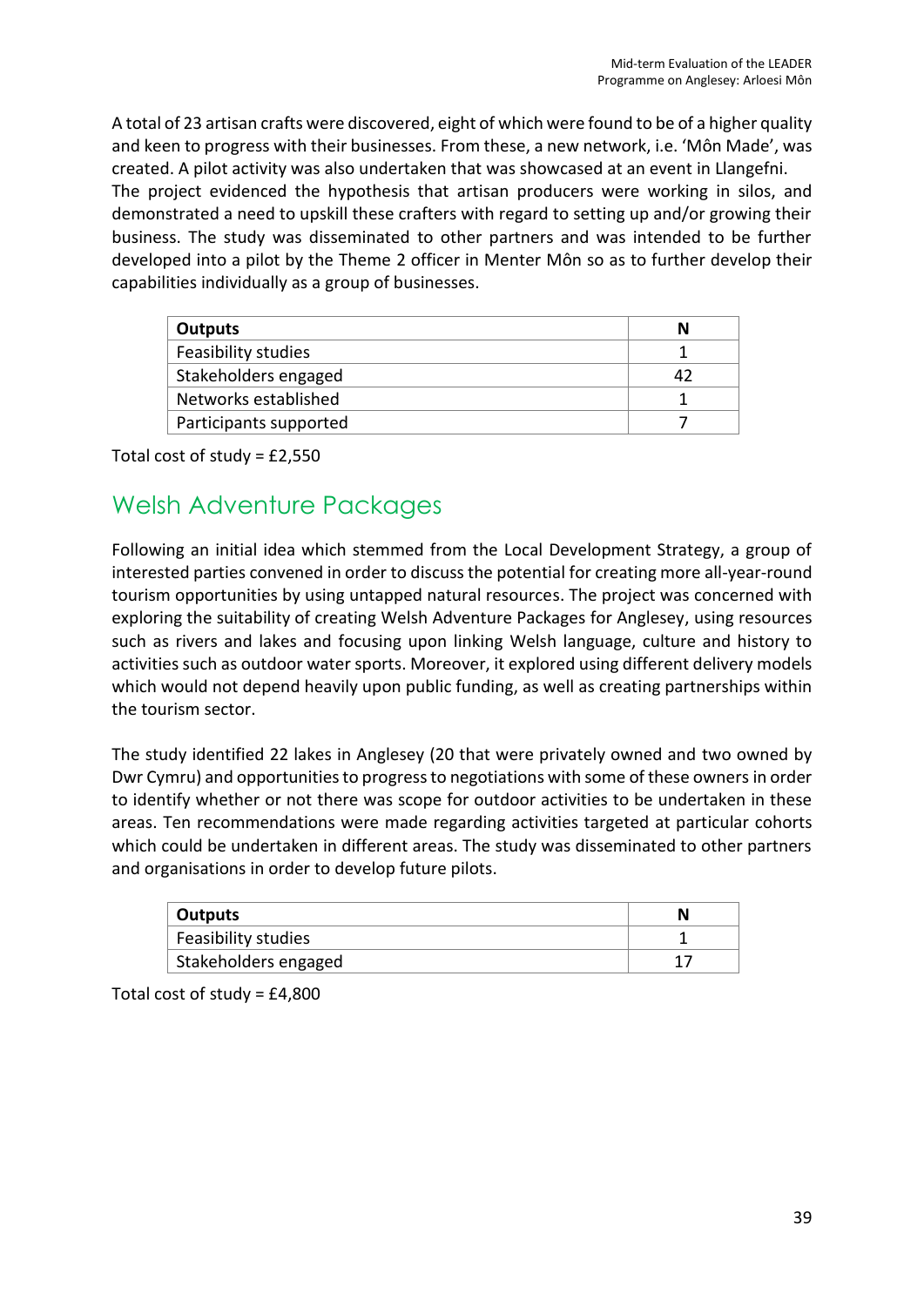A total of 23 artisan crafts were discovered, eight of which were found to be of a higher quality and keen to progress with their businesses. From these, a new network, i.e. 'Môn Made', was created. A pilot activity was also undertaken that was showcased at an event in Llangefni.
The project evidenced the hypothesis that artisan producers were working in silos, and demonstrated a need to upskill these crafters with regard to setting up and/or growing their business. The study was disseminated to other partners and was intended to be further developed into a pilot by the Theme 2 officer in Menter Môn so as to further develop their capabilities individually as a group of businesses.

| Outputs | N |
|---|---|
| Feasibility studies | 1 |
| Stakeholders engaged | 42 |
| Networks established | 1 |
| Participants supported | 7 |

Total cost of study = £2,550

## Welsh Adventure Packages

Following an initial idea which stemmed from the Local Development Strategy, a group of interested parties convened in order to discuss the potential for creating more all-year-round tourism opportunities by using untapped natural resources. The project was concerned with exploring the suitability of creating Welsh Adventure Packages for Anglesey, using resources such as rivers and lakes and focusing upon linking Welsh language, culture and history to activities such as outdoor water sports. Moreover, it explored using different delivery models which would not depend heavily upon public funding, as well as creating partnerships within the tourism sector.

The study identified 22 lakes in Anglesey (20 that were privately owned and two owned by Dwr Cymru) and opportunities to progress to negotiations with some of these owners in order to identify whether or not there was scope for outdoor activities to be undertaken in these areas. Ten recommendations were made regarding activities targeted at particular cohorts which could be undertaken in different areas. The study was disseminated to other partners and organisations in order to develop future pilots.

| Outputs | N |
|---|---|
| Feasibility studies | 1 |
| Stakeholders engaged | 17 |

Total cost of study = £4,800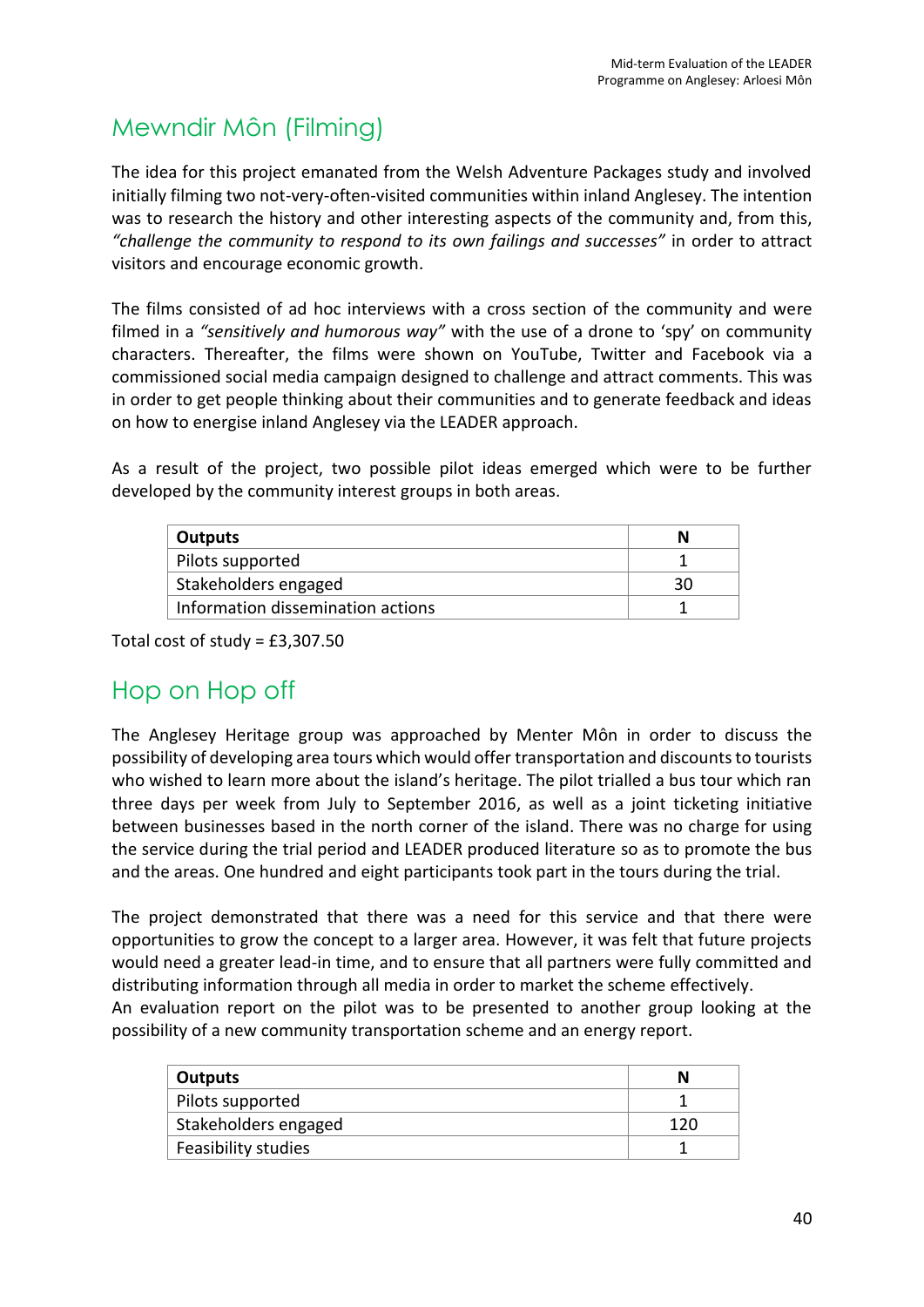## Mewndir Môn (Filming)

The idea for this project emanated from the Welsh Adventure Packages study and involved initially filming two not-very-often-visited communities within inland Anglesey. The intention was to research the history and other interesting aspects of the community and, from this, *"challenge the community to respond to its own failings and successes"* in order to attract visitors and encourage economic growth.

The films consisted of ad hoc interviews with a cross section of the community and were filmed in a *"sensitively and humorous way"* with the use of a drone to 'spy' on community characters. Thereafter, the films were shown on YouTube, Twitter and Facebook via a commissioned social media campaign designed to challenge and attract comments. This was in order to get people thinking about their communities and to generate feedback and ideas on how to energise inland Anglesey via the LEADER approach.

As a result of the project, two possible pilot ideas emerged which were to be further developed by the community interest groups in both areas.

| Outputs | N |
|---|---|
| Pilots supported | 1 |
| Stakeholders engaged | 30 |
| Information dissemination actions | 1 |

Total cost of study = £3,307.50

## Hop on Hop off

The Anglesey Heritage group was approached by Menter Môn in order to discuss the possibility of developing area tours which would offer transportation and discounts to tourists who wished to learn more about the island's heritage. The pilot trialled a bus tour which ran three days per week from July to September 2016, as well as a joint ticketing initiative between businesses based in the north corner of the island. There was no charge for using the service during the trial period and LEADER produced literature so as to promote the bus and the areas. One hundred and eight participants took part in the tours during the trial.

The project demonstrated that there was a need for this service and that there were opportunities to grow the concept to a larger area. However, it was felt that future projects would need a greater lead-in time, and to ensure that all partners were fully committed and distributing information through all media in order to market the scheme effectively.
An evaluation report on the pilot was to be presented to another group looking at the possibility of a new community transportation scheme and an energy report.

| Outputs | N |
|---|---|
| Pilots supported | 1 |
| Stakeholders engaged | 120 |
| Feasibility studies | 1 |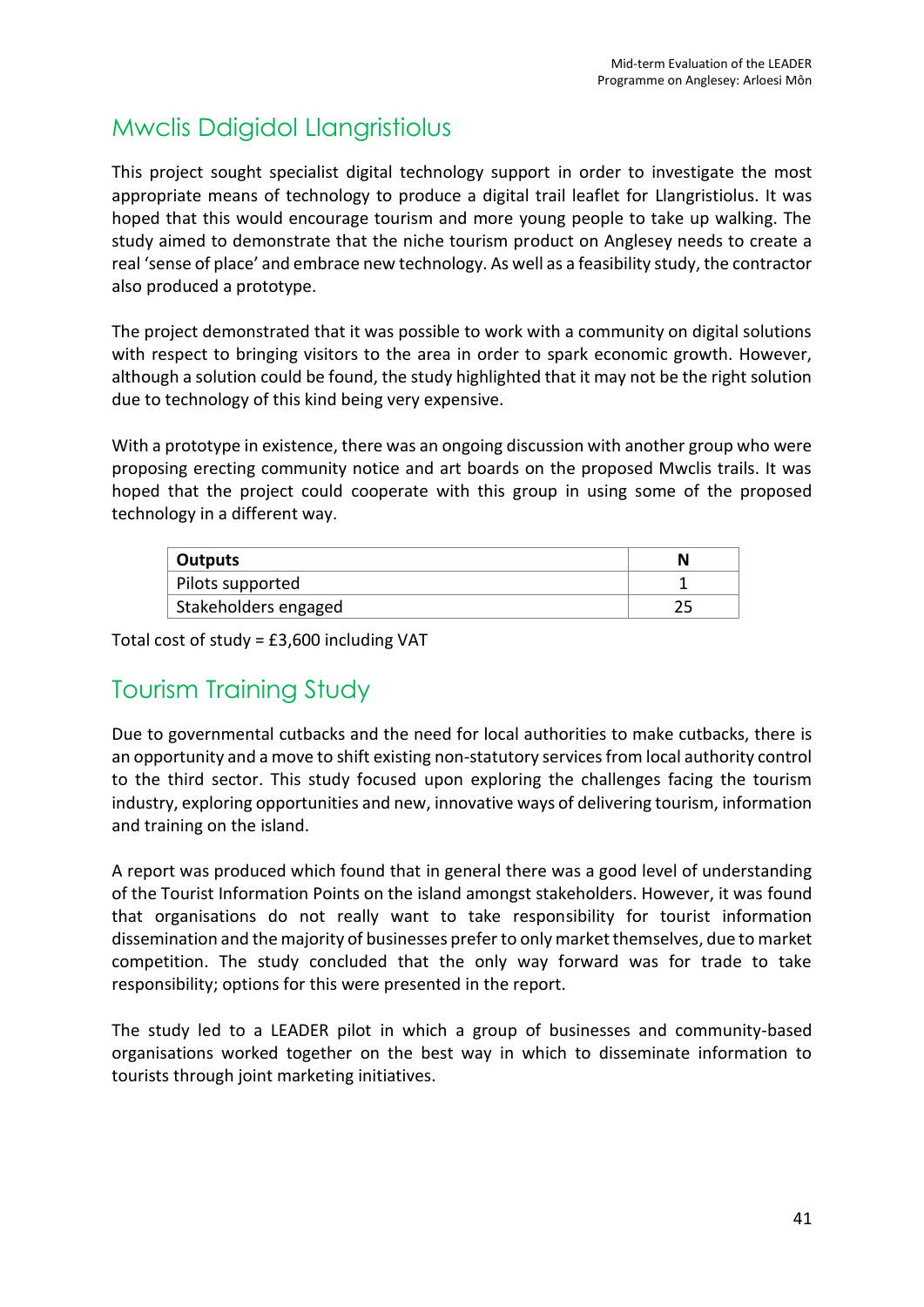## Mwclis Ddigidol Llangristiolus

This project sought specialist digital technology support in order to investigate the most appropriate means of technology to produce a digital trail leaflet for Llangristiolus. It was hoped that this would encourage tourism and more young people to take up walking. The study aimed to demonstrate that the niche tourism product on Anglesey needs to create a real 'sense of place' and embrace new technology. As well as a feasibility study, the contractor also produced a prototype.

The project demonstrated that it was possible to work with a community on digital solutions with respect to bringing visitors to the area in order to spark economic growth. However, although a solution could be found, the study highlighted that it may not be the right solution due to technology of this kind being very expensive.

With a prototype in existence, there was an ongoing discussion with another group who were proposing erecting community notice and art boards on the proposed Mwclis trails. It was hoped that the project could cooperate with this group in using some of the proposed technology in a different way.

| Outputs | N |
|---|---|
| Pilots supported | 1 |
| Stakeholders engaged | 25 |

Total cost of study = £3,600 including VAT

## Tourism Training Study

Due to governmental cutbacks and the need for local authorities to make cutbacks, there is an opportunity and a move to shift existing non-statutory services from local authority control to the third sector. This study focused upon exploring the challenges facing the tourism industry, exploring opportunities and new, innovative ways of delivering tourism, information and training on the island.

A report was produced which found that in general there was a good level of understanding of the Tourist Information Points on the island amongst stakeholders. However, it was found that organisations do not really want to take responsibility for tourist information dissemination and the majority of businesses prefer to only market themselves, due to market competition. The study concluded that the only way forward was for trade to take responsibility; options for this were presented in the report.

The study led to a LEADER pilot in which a group of businesses and community-based organisations worked together on the best way in which to disseminate information to tourists through joint marketing initiatives.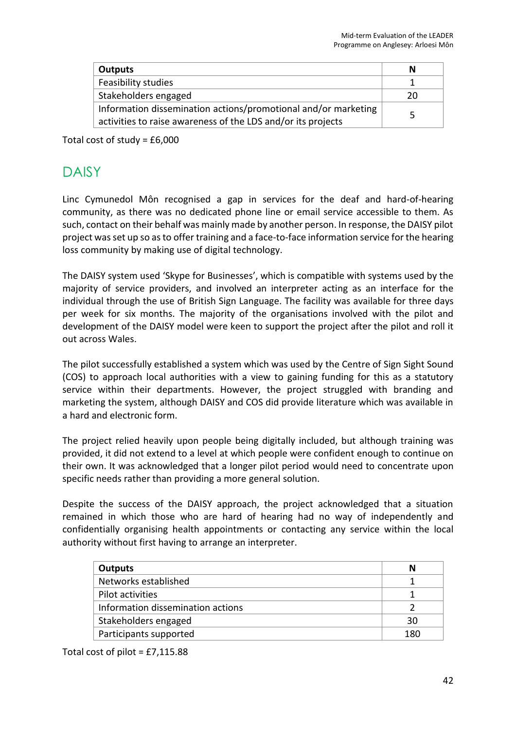| Outputs | N |
|---|---|
| Feasibility studies | 1 |
| Stakeholders engaged | 20 |
| Information dissemination actions/promotional and/or marketing activities to raise awareness of the LDS and/or its projects | 5 |

Total cost of study = £6,000

## DAISY

Linc Cymunedol Môn recognised a gap in services for the deaf and hard-of-hearing community, as there was no dedicated phone line or email service accessible to them. As such, contact on their behalf was mainly made by another person. In response, the DAISY pilot project was set up so as to offer training and a face-to-face information service for the hearing loss community by making use of digital technology.

The DAISY system used 'Skype for Businesses', which is compatible with systems used by the majority of service providers, and involved an interpreter acting as an interface for the individual through the use of British Sign Language. The facility was available for three days per week for six months. The majority of the organisations involved with the pilot and development of the DAISY model were keen to support the project after the pilot and roll it out across Wales.

The pilot successfully established a system which was used by the Centre of Sign Sight Sound (COS) to approach local authorities with a view to gaining funding for this as a statutory service within their departments. However, the project struggled with branding and marketing the system, although DAISY and COS did provide literature which was available in a hard and electronic form.

The project relied heavily upon people being digitally included, but although training was provided, it did not extend to a level at which people were confident enough to continue on their own. It was acknowledged that a longer pilot period would need to concentrate upon specific needs rather than providing a more general solution.

Despite the success of the DAISY approach, the project acknowledged that a situation remained in which those who are hard of hearing had no way of independently and confidentially organising health appointments or contacting any service within the local authority without first having to arrange an interpreter.

| Outputs | N |
|---|---|
| Networks established | 1 |
| Pilot activities | 1 |
| Information dissemination actions | 2 |
| Stakeholders engaged | 30 |
| Participants supported | 180 |

Total cost of pilot = £7,115.88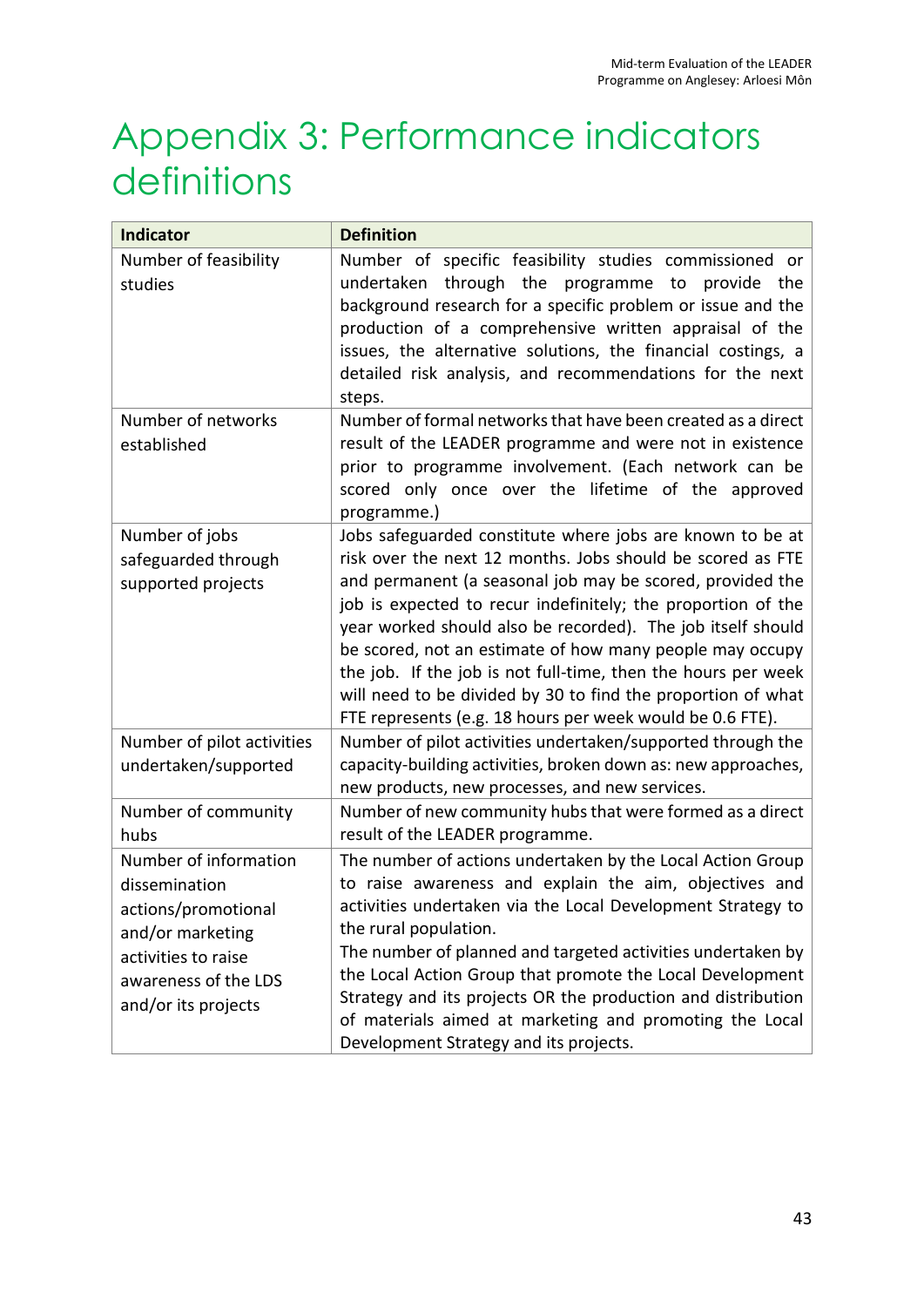# Appendix 3: Performance indicators definitions

| Indicator | Definition |
|---|---|
| Number of feasibility studies | Number of specific feasibility studies commissioned or undertaken through the programme to provide the background research for a specific problem or issue and the production of a comprehensive written appraisal of the issues, the alternative solutions, the financial costings, a detailed risk analysis, and recommendations for the next steps. |
| Number of networks established | Number of formal networks that have been created as a direct result of the LEADER programme and were not in existence prior to programme involvement. (Each network can be scored only once over the lifetime of the approved programme.) |
| Number of jobs safeguarded through supported projects | Jobs safeguarded constitute where jobs are known to be at risk over the next 12 months. Jobs should be scored as FTE and permanent (a seasonal job may be scored, provided the job is expected to recur indefinitely; the proportion of the year worked should also be recorded). The job itself should be scored, not an estimate of how many people may occupy the job. If the job is not full-time, then the hours per week will need to be divided by 30 to find the proportion of what FTE represents (e.g. 18 hours per week would be 0.6 FTE). |
| Number of pilot activities undertaken/supported | Number of pilot activities undertaken/supported through the capacity-building activities, broken down as: new approaches, new products, new processes, and new services. |
| Number of community hubs | Number of new community hubs that were formed as a direct result of the LEADER programme. |
| Number of information dissemination actions/promotional and/or marketing activities to raise awareness of the LDS and/or its projects | The number of actions undertaken by the Local Action Group to raise awareness and explain the aim, objectives and activities undertaken via the Local Development Strategy to the rural population.<br>The number of planned and targeted activities undertaken by the Local Action Group that promote the Local Development Strategy and its projects OR the production and distribution of materials aimed at marketing and promoting the Local Development Strategy and its projects. |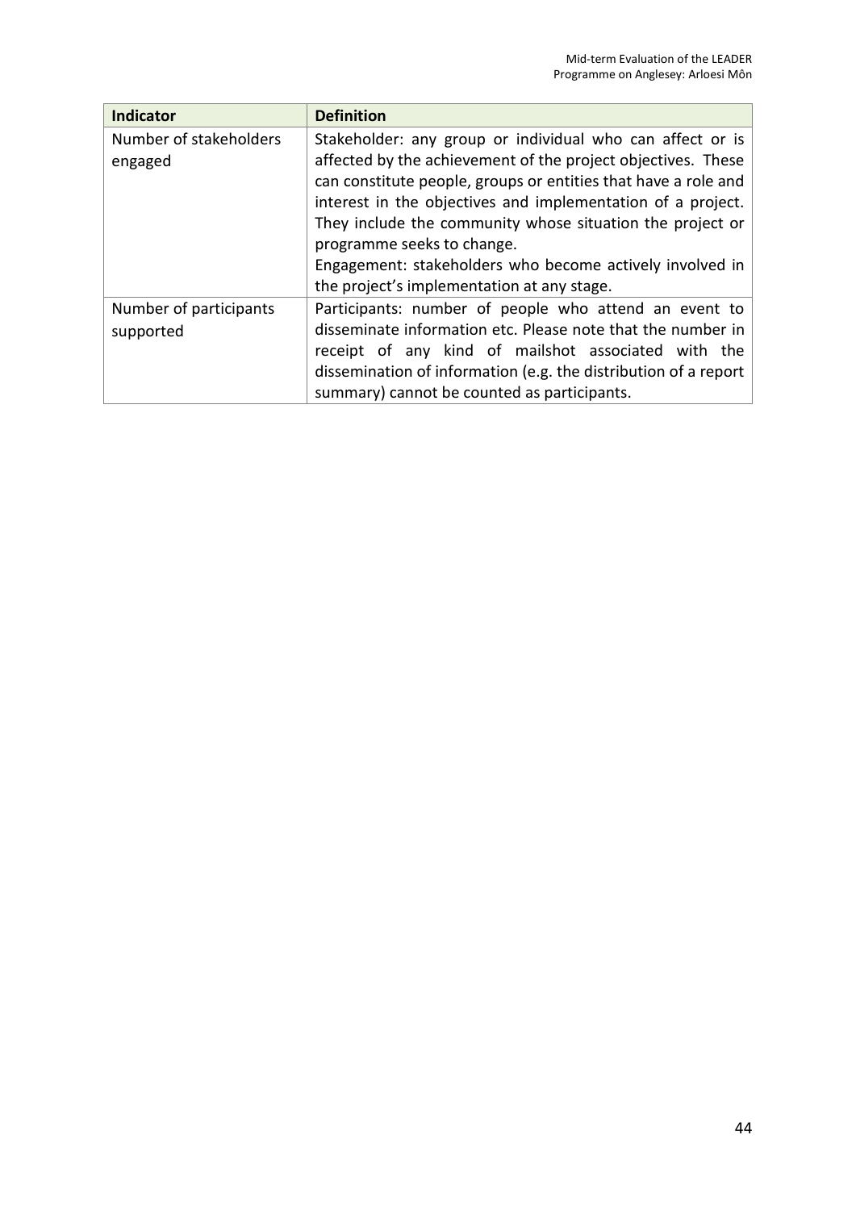| Indicator | Definition |
| --- | --- |
| Number of stakeholders engaged | Stakeholder: any group or individual who can affect or is affected by the achievement of the project objectives. These can constitute people, groups or entities that have a role and interest in the objectives and implementation of a project. They include the community whose situation the project or programme seeks to change.<br>Engagement: stakeholders who become actively involved in the project's implementation at any stage. |
| Number of participants supported | Participants: number of people who attend an event to disseminate information etc. Please note that the number in receipt of any kind of mailshot associated with the dissemination of information (e.g. the distribution of a report summary) cannot be counted as participants. |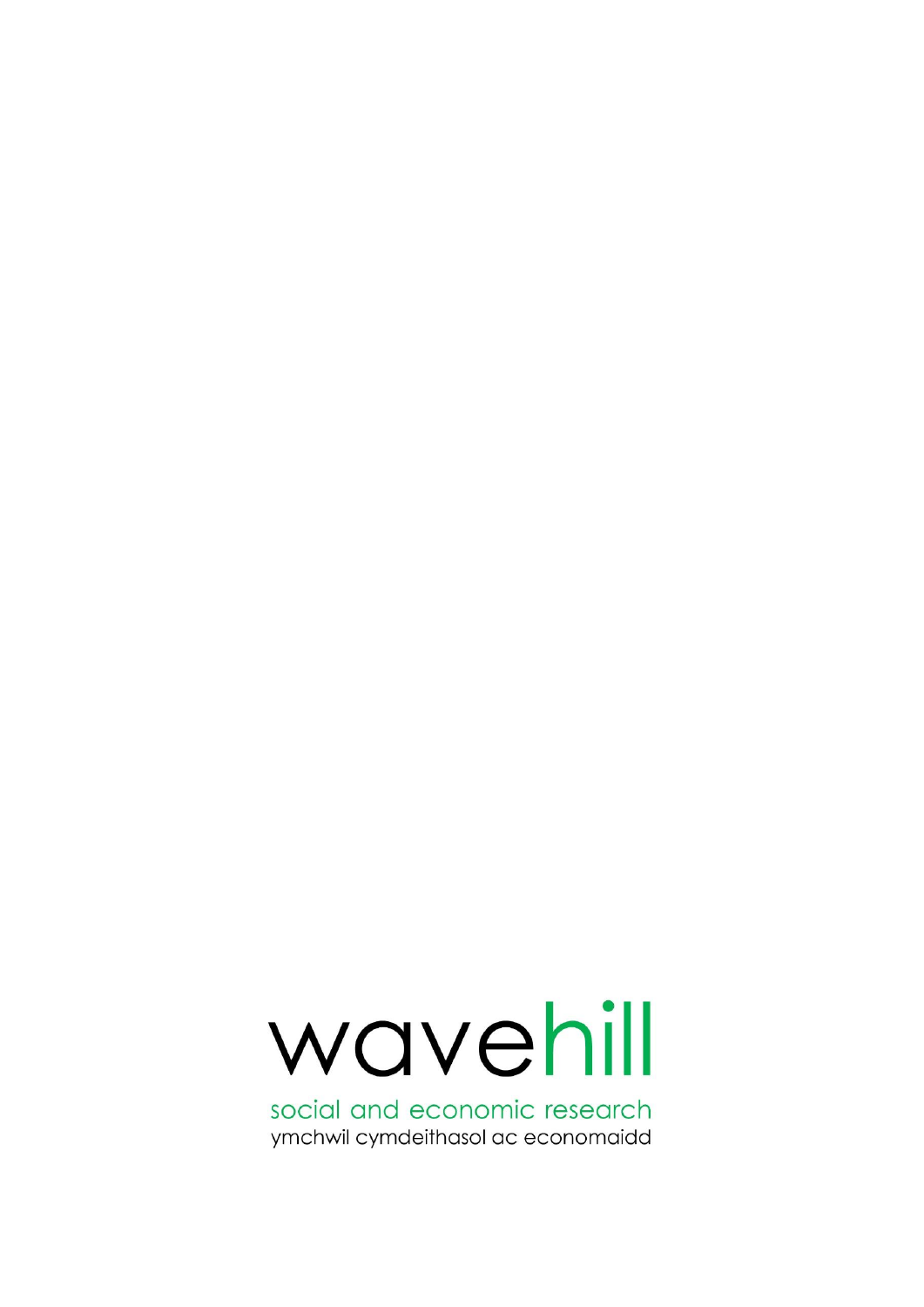wavehill

social and economic research

ymchwil cymdeithasol ac economaidd